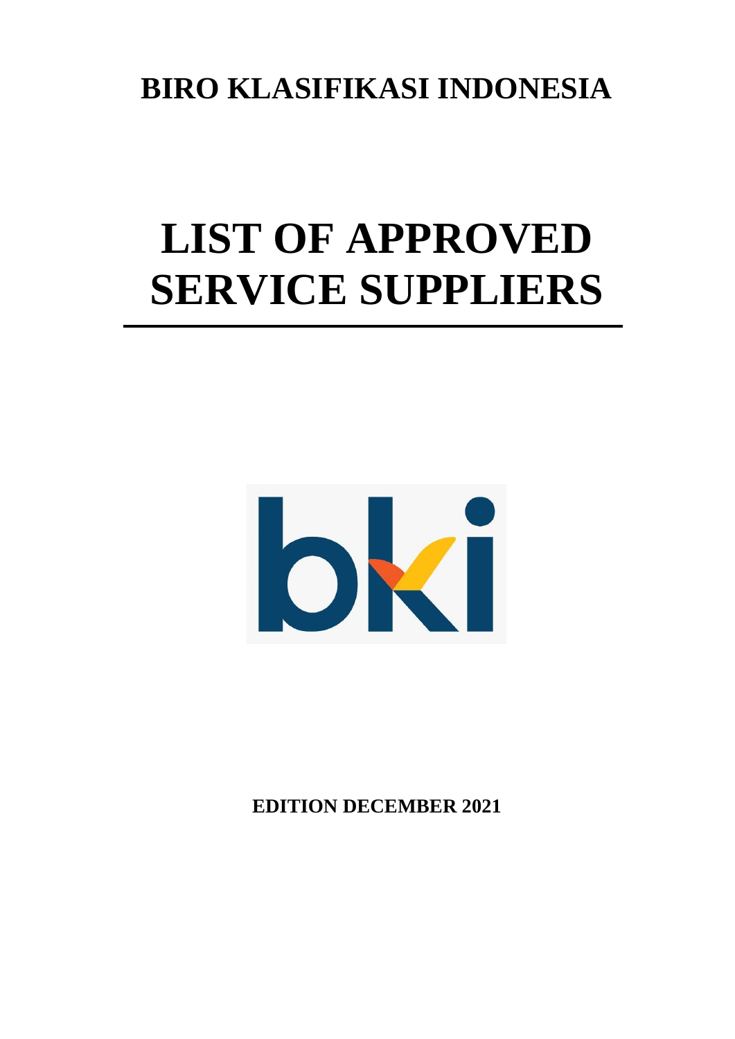**BIRO KLASIFIKASI INDONESIA**

# LIST OF APPROVED SERVICE SUPPLIERS

**EDITION DECEMBER 2021**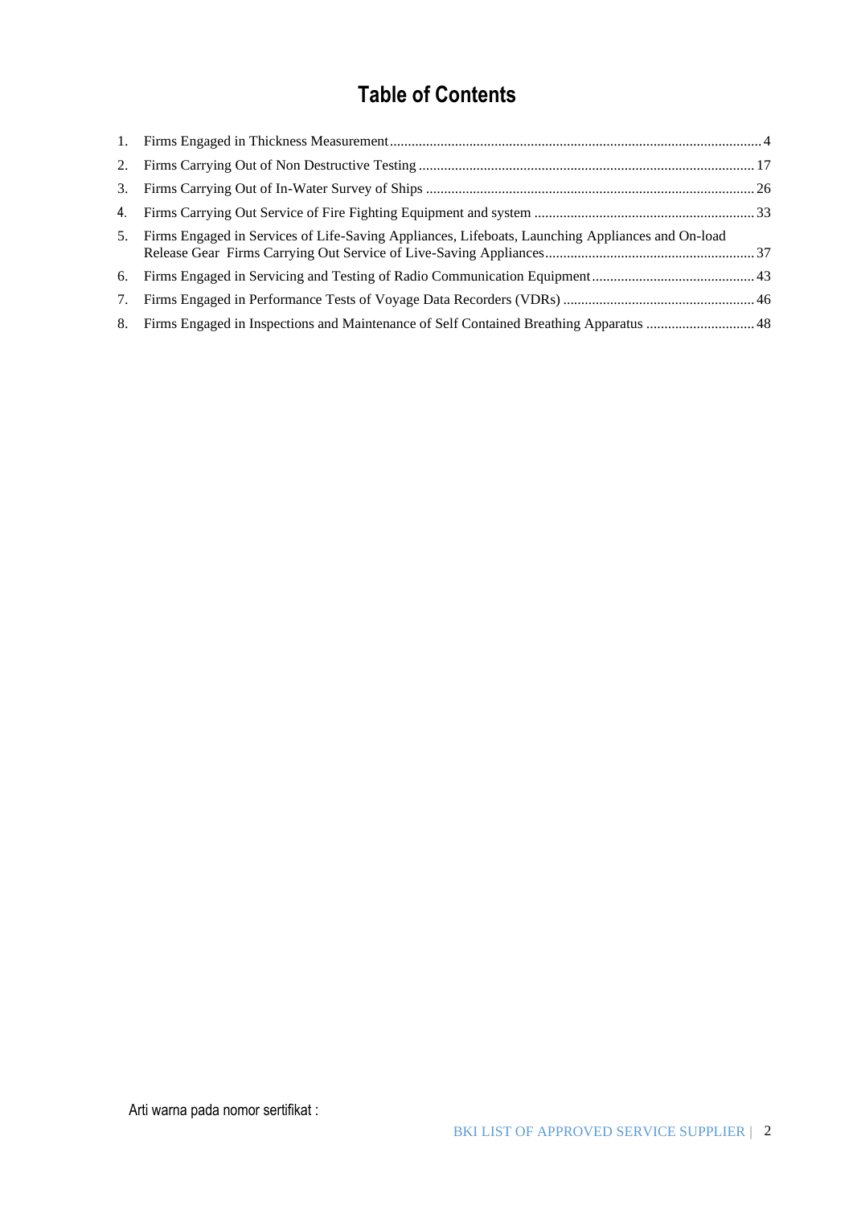# Table of Contents

1. Firms Engaged in Thickness Measurement ........ 4
2. Firms Carrying Out of Non Destructive Testing ........ 17
3. Firms Carrying Out of In-Water Survey of Ships ........ 26
4. Firms Carrying Out Service of Fire Fighting Equipment and system ........ 33
5. Firms Engaged in Services of Life-Saving Appliances, Lifeboats, Launching Appliances and On-load Release Gear Firms Carrying Out Service of Live-Saving Appliances ........ 37
6. Firms Engaged in Servicing and Testing of Radio Communication Equipment ........ 43
7. Firms Engaged in Performance Tests of Voyage Data Recorders (VDRs) ........ 46
8. Firms Engaged in Inspections and Maintenance of Self Contained Breathing Apparatus ........ 48

Arti warna pada nomor sertifikat :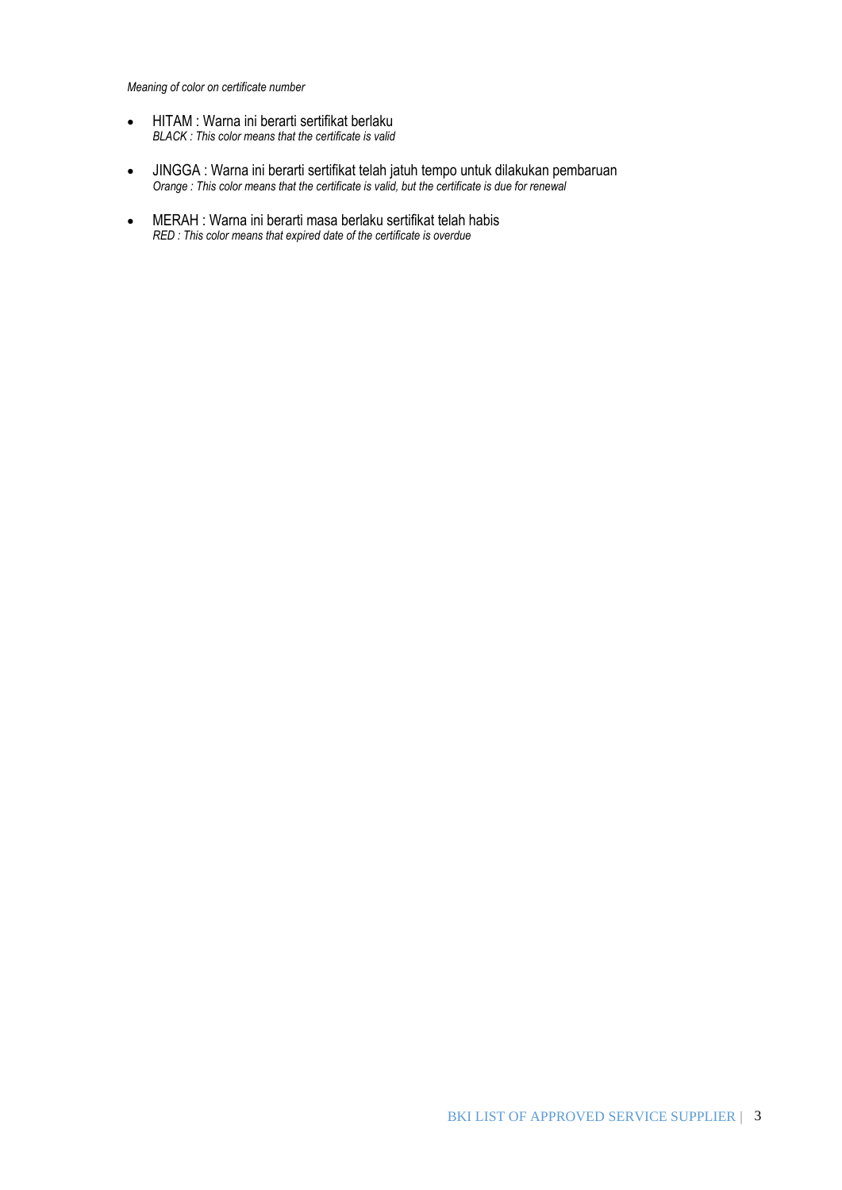*Meaning of color on certificate number*

- HITAM : Warna ini berarti sertifikat berlaku
  *BLACK : This color means that the certificate is valid*
- JINGGA : Warna ini berarti sertifikat telah jatuh tempo untuk dilakukan pembaruan
  *Orange : This color means that the certificate is valid, but the certificate is due for renewal*
- MERAH : Warna ini berarti masa berlaku sertifikat telah habis
  *RED : This color means that expired date of the certificate is overdue*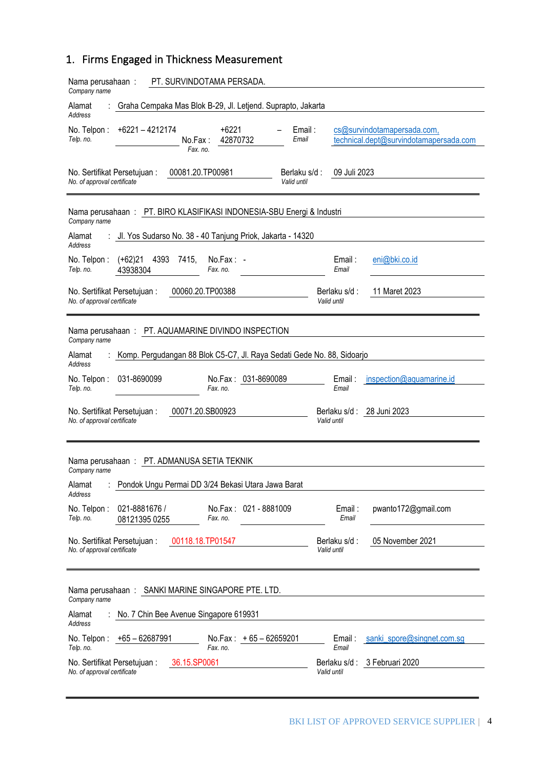## 1. Firms Engaged in Thickness Measurement

Nama perusahaan : PT. SURVINDOTAMA PERSADA.
*Company name*

Alamat : Graha Cempaka Mas Blok B-29, Jl. Letjend. Suprapto, Jakarta
*Address*

No. Telpon : +6221 – 4212174 No.Fax : +6221 – 42870732 Email : cs@survindotamapersada.com, technical.dept@survindotamapersada.com
*Telp. no.* *Fax. no.* *Email*

No. Sertifikat Persetujuan : 00081.20.TP00981 Berlaku s/d : 09 Juli 2023
*No. of approval certificate* *Valid until*

---

Nama perusahaan : PT. BIRO KLASIFIKASI INDONESIA-SBU Energi & Industri
*Company name*

Alamat : Jl. Yos Sudarso No. 38 - 40 Tanjung Priok, Jakarta - 14320
*Address*

No. Telpon : (+62)21 4393 7415, 43938304 No.Fax : - Email : eni@bki.co.id
*Telp. no.* *Fax. no.* *Email*

No. Sertifikat Persetujuan : 00060.20.TP00388 Berlaku s/d : 11 Maret 2023
*No. of approval certificate* *Valid until*

---

Nama perusahaan : PT. AQUAMARINE DIVINDO INSPECTION
*Company name*

Alamat : Komp. Pergudangan 88 Blok C5-C7, Jl. Raya Sedati Gede No. 88, Sidoarjo
*Address*

No. Telpon : 031-8690099 No.Fax : 031-8690089 Email : inspection@aquamarine.id
*Telp. no.* *Fax. no.* *Email*

No. Sertifikat Persetujuan : 00071.20.SB00923 Berlaku s/d : 28 Juni 2023
*No. of approval certificate* *Valid until*

---

Nama perusahaan : PT. ADMANUSA SETIA TEKNIK
*Company name*

Alamat : Pondok Ungu Permai DD 3/24 Bekasi Utara Jawa Barat
*Address*

No. Telpon : 021-8881676 / 08121395 0255 No.Fax : 021 - 8881009 Email : pwanto172@gmail.com
*Telp. no.* *Fax. no.* *Email*

No. Sertifikat Persetujuan : 00118.18.TP01547 Berlaku s/d : 05 November 2021
*No. of approval certificate* *Valid until*

---

Nama perusahaan : SANKI MARINE SINGAPORE PTE. LTD.
*Company name*

Alamat : No. 7 Chin Bee Avenue Singapore 619931
*Address*

No. Telpon : +65 – 62687991 No.Fax : + 65 – 62659201 Email : sanki_spore@singnet.com.sg
*Telp. no.* *Fax. no.* *Email*

No. Sertifikat Persetujuan : 36.15.SP0061 Berlaku s/d : 3 Februari 2020
*No. of approval certificate* *Valid until*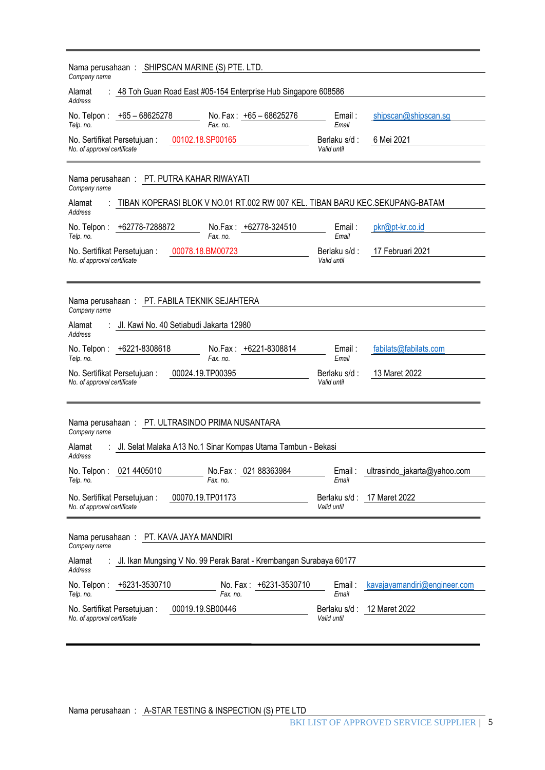Nama perusahaan : SHIPSCAN MARINE (S) PTE. LTD.
*Company name*

Alamat : 48 Toh Guan Road East #05-154 Enterprise Hub Singapore 608586
*Address*

No. Telpon : +65 – 68625278 No. Fax : +65 – 68625276 Email : shipscan@shipscan.sg
*Telp. no.* *Fax. no.* *Email*

No. Sertifikat Persetujuan : 00102.18.SP00165 Berlaku s/d : 6 Mei 2021
*No. of approval certificate* *Valid until*

---

Nama perusahaan : PT. PUTRA KAHAR RIWAYATI
*Company name*

Alamat : TIBAN KOPERASI BLOK V NO.01 RT.002 RW 007 KEL. TIBAN BARU KEC.SEKUPANG-BATAM
*Address*

No. Telpon : +62778-7288872 No.Fax : +62778-324510 Email : pkr@pt-kr.co.id
*Telp. no.* *Fax. no.* *Email*

No. Sertifikat Persetujuan : 00078.18.BM00723 Berlaku s/d : 17 Februari 2021
*No. of approval certificate* *Valid until*

---

Nama perusahaan : PT. FABILA TEKNIK SEJAHTERA
*Company name*

Alamat : Jl. Kawi No. 40 Setiabudi Jakarta 12980
*Address*

No. Telpon : +6221-8308618 No.Fax : +6221-8308814 Email : fabilats@fabilats.com
*Telp. no.* *Fax. no.* *Email*

No. Sertifikat Persetujuan : 00024.19.TP00395 Berlaku s/d : 13 Maret 2022
*No. of approval certificate* *Valid until*

---

Nama perusahaan : PT. ULTRASINDO PRIMA NUSANTARA
*Company name*

Alamat : Jl. Selat Malaka A13 No.1 Sinar Kompas Utama Tambun - Bekasi
*Address*

No. Telpon : 021 4405010 No.Fax : 021 88363984 Email : ultrasindo_jakarta@yahoo.com
*Telp. no.* *Fax. no.* *Email*

No. Sertifikat Persetujuan : 00070.19.TP01173 Berlaku s/d : 17 Maret 2022
*No. of approval certificate* *Valid until*

---

Nama perusahaan : PT. KAVA JAYA MANDIRI
*Company name*

Alamat : Jl. Ikan Mungsing V No. 99 Perak Barat - Krembangan Surabaya 60177
*Address*

No. Telpon : +6231-3530710 No. Fax : +6231-3530710 Email : kavajayamandiri@engineer.com
*Telp. no.* *Fax. no.* *Email*

No. Sertifikat Persetujuan : 00019.19.SB00446 Berlaku s/d : 12 Maret 2022
*No. of approval certificate* *Valid until*

---

Nama perusahaan : A-STAR TESTING & INSPECTION (S) PTE LTD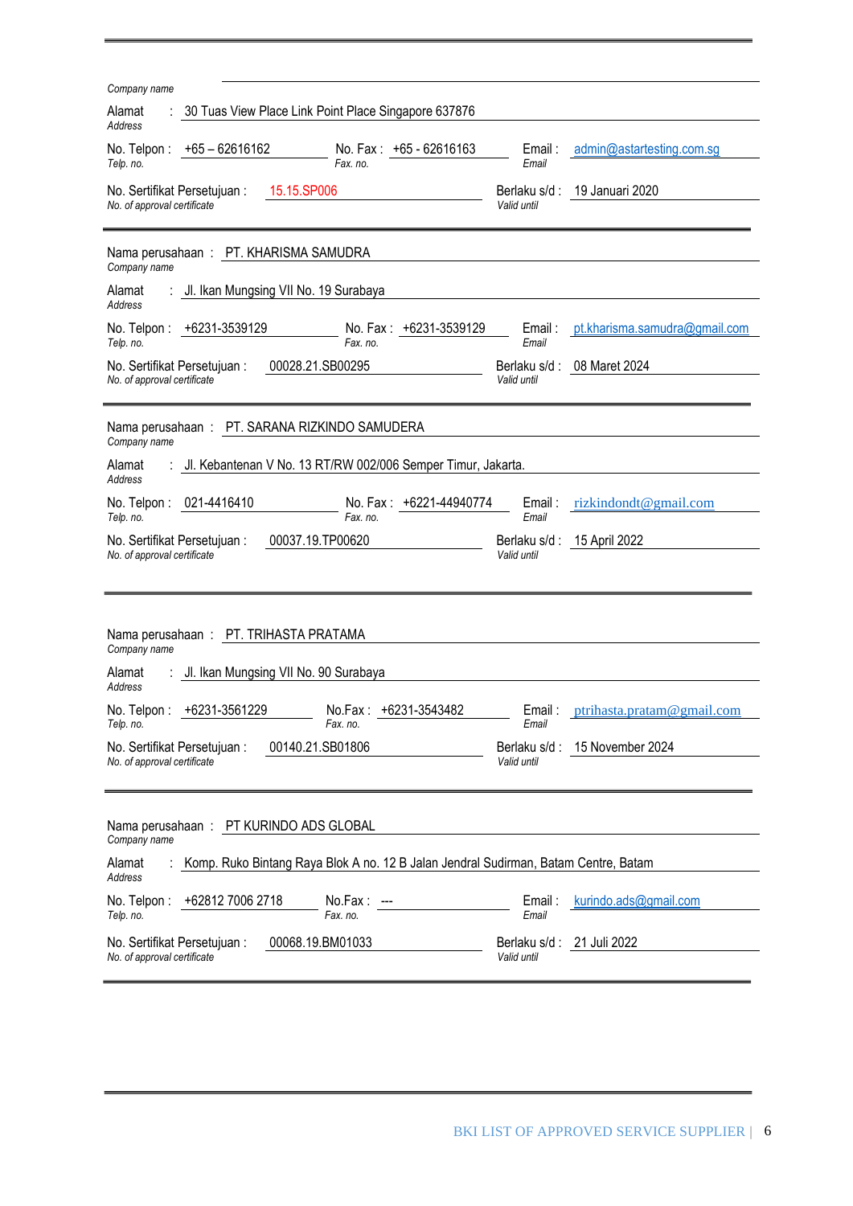Company name

Alamat : 30 Tuas View Place Link Point Place Singapore 637876
*Address*

No. Telpon : +65 – 62616162 No. Fax : +65 - 62616163 Email : admin@astartesting.com.sg
*Telp. no.* *Fax. no.* *Email*

No. Sertifikat Persetujuan : 15.15.SP006 Berlaku s/d : 19 Januari 2020
*No. of approval certificate* *Valid until*

---

Nama perusahaan : PT. KHARISMA SAMUDRA
*Company name*

Alamat : Jl. Ikan Mungsing VII No. 19 Surabaya
*Address*

No. Telpon : +6231-3539129 No. Fax : +6231-3539129 Email : pt.kharisma.samudra@gmail.com
*Telp. no.* *Fax. no.* *Email*

No. Sertifikat Persetujuan : 00028.21.SB00295 Berlaku s/d : 08 Maret 2024
*No. of approval certificate* *Valid until*

---

Nama perusahaan : PT. SARANA RIZKINDO SAMUDERA
*Company name*

Alamat : Jl. Kebantenan V No. 13 RT/RW 002/006 Semper Timur, Jakarta.
*Address*

No. Telpon : 021-4416410 No. Fax : +6221-44940774 Email : rizkindondt@gmail.com
*Telp. no.* *Fax. no.* *Email*

No. Sertifikat Persetujuan : 00037.19.TP00620 Berlaku s/d : 15 April 2022
*No. of approval certificate* *Valid until*

---

Nama perusahaan : PT. TRIHASTA PRATAMA
*Company name*

Alamat : Jl. Ikan Mungsing VII No. 90 Surabaya
*Address*

No. Telpon : +6231-3561229 No.Fax : +6231-3543482 Email : ptrihasta.pratam@gmail.com
*Telp. no.* *Fax. no.* *Email*

No. Sertifikat Persetujuan : 00140.21.SB01806 Berlaku s/d : 15 November 2024
*No. of approval certificate* *Valid until*

---

Nama perusahaan : PT KURINDO ADS GLOBAL
*Company name*

Alamat : Komp. Ruko Bintang Raya Blok A no. 12 B Jalan Jendral Sudirman, Batam Centre, Batam
*Address*

No. Telpon : +62812 7006 2718 No.Fax : --- Email : kurindo.ads@gmail.com
*Telp. no.* *Fax. no.* *Email*

No. Sertifikat Persetujuan : 00068.19.BM01033 Berlaku s/d : 21 Juli 2022
*No. of approval certificate* *Valid until*

---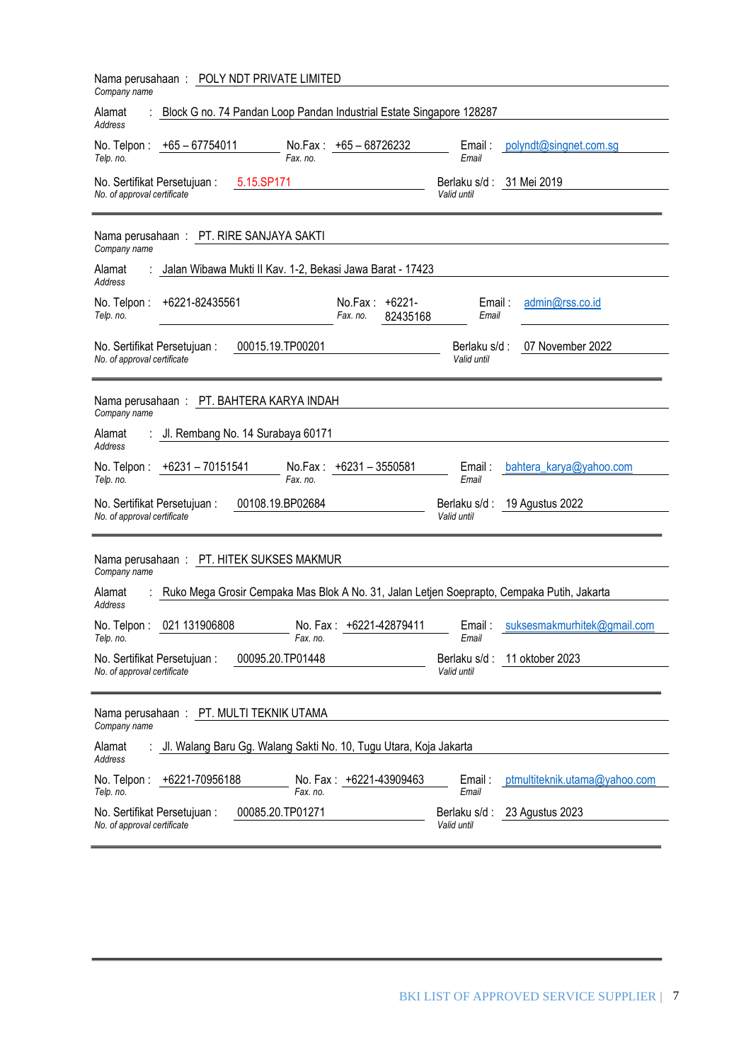Nama perusahaan : POLY NDT PRIVATE LIMITED
*Company name*

Alamat : Block G no. 74 Pandan Loop Pandan Industrial Estate Singapore 128287
*Address*

No. Telpon : +65 – 67754011 No.Fax : +65 – 68726232 Email : polyndt@singnet.com.sg
*Telp. no.* *Fax. no.* *Email*

No. Sertifikat Persetujuan : 5.15.SP171 Berlaku s/d : 31 Mei 2019
*No. of approval certificate* *Valid until*

---

Nama perusahaan : PT. RIRE SANJAYA SAKTI
*Company name*

Alamat : Jalan Wibawa Mukti II Kav. 1-2, Bekasi Jawa Barat - 17423
*Address*

No. Telpon : +6221-82435561 No.Fax : +6221-82435168 Email : admin@rss.co.id
*Telp. no.* *Fax. no.* *Email*

No. Sertifikat Persetujuan : 00015.19.TP00201 Berlaku s/d : 07 November 2022
*No. of approval certificate* *Valid until*

---

Nama perusahaan : PT. BAHTERA KARYA INDAH
*Company name*

Alamat : Jl. Rembang No. 14 Surabaya 60171
*Address*

No. Telpon : +6231 – 70151541 No.Fax : +6231 – 3550581 Email : bahtera_karya@yahoo.com
*Telp. no.* *Fax. no.* *Email*

No. Sertifikat Persetujuan : 00108.19.BP02684 Berlaku s/d : 19 Agustus 2022
*No. of approval certificate* *Valid until*

---

Nama perusahaan : PT. HITEK SUKSES MAKMUR
*Company name*

Alamat : Ruko Mega Grosir Cempaka Mas Blok A No. 31, Jalan Letjen Soeprapto, Cempaka Putih, Jakarta
*Address*

No. Telpon : 021 131906808 No. Fax : +6221-42879411 Email : suksesmakmurhitek@gmail.com
*Telp. no.* *Fax. no.* *Email*

No. Sertifikat Persetujuan : 00095.20.TP01448 Berlaku s/d : 11 oktober 2023
*No. of approval certificate* *Valid until*

---

Nama perusahaan : PT. MULTI TEKNIK UTAMA
*Company name*

Alamat : Jl. Walang Baru Gg. Walang Sakti No. 10, Tugu Utara, Koja Jakarta
*Address*

No. Telpon : +6221-70956188 No. Fax : +6221-43909463 Email : ptmultiteknik.utama@yahoo.com
*Telp. no.* *Fax. no.* *Email*

No. Sertifikat Persetujuan : 00085.20.TP01271 Berlaku s/d : 23 Agustus 2023
*No. of approval certificate* *Valid until*

---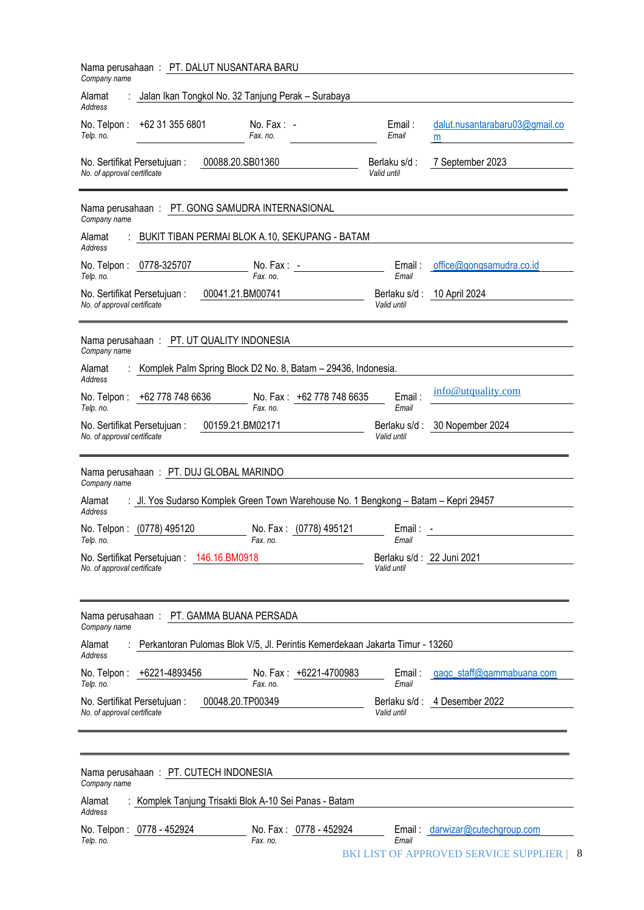Nama perusahaan : PT. DALUT NUSANTARA BARU
*Company name*

Alamat : Jalan Ikan Tongkol No. 32 Tanjung Perak – Surabaya
*Address*

No. Telpon : +62 31 355 6801 No. Fax : - Email : dalut.nusantarabaru03@gmail.com
*Telp. no.* *Fax. no.* *Email*

No. Sertifikat Persetujuan : 00088.20.SB01360 Berlaku s/d : 7 September 2023
*No. of approval certificate* *Valid until*

---

Nama perusahaan : PT. GONG SAMUDRA INTERNASIONAL
*Company name*

Alamat : BUKIT TIBAN PERMAI BLOK A.10, SEKUPANG - BATAM
*Address*

No. Telpon : 0778-325707 No. Fax : - Email : office@gongsamudra.co.id
*Telp. no.* *Fax. no.* *Email*

No. Sertifikat Persetujuan : 00041.21.BM00741 Berlaku s/d : 10 April 2024
*No. of approval certificate* *Valid until*

---

Nama perusahaan : PT. UT QUALITY INDONESIA
*Company name*

Alamat : Komplek Palm Spring Block D2 No. 8, Batam – 29436, Indonesia.
*Address*

No. Telpon : +62 778 748 6636 No. Fax : +62 778 748 6635 Email : info@utquality.com
*Telp. no.* *Fax. no.* *Email*

No. Sertifikat Persetujuan : 00159.21.BM02171 Berlaku s/d : 30 Nopember 2024
*No. of approval certificate* *Valid until*

---

Nama perusahaan : PT. DUJ GLOBAL MARINDO
*Company name*

Alamat : Jl. Yos Sudarso Komplek Green Town Warehouse No. 1 Bengkong – Batam – Kepri 29457
*Address*

No. Telpon : (0778) 495120 No. Fax : (0778) 495121 Email : -
*Telp. no.* *Fax. no.* *Email*

No. Sertifikat Persetujuan : 146.16.BM0918 Berlaku s/d : 22 Juni 2021
*No. of approval certificate* *Valid until*

---

Nama perusahaan : PT. GAMMA BUANA PERSADA
*Company name*

Alamat : Perkantoran Pulomas Blok V/5, Jl. Perintis Kemerdekaan Jakarta Timur - 13260
*Address*

No. Telpon : +6221-4893456 No. Fax : +6221-4700983 Email : gaqc_staff@gammabuana.com
*Telp. no.* *Fax. no.* *Email*

No. Sertifikat Persetujuan : 00048.20.TP00349 Berlaku s/d : 4 Desember 2022
*No. of approval certificate* *Valid until*

---

Nama perusahaan : PT. CUTECH INDONESIA
*Company name*

Alamat : Komplek Tanjung Trisakti Blok A-10 Sei Panas - Batam
*Address*

No. Telpon : 0778 - 452924 No. Fax : 0778 - 452924 Email : darwizar@cutechgroup.com
*Telp. no.* *Fax. no.* *Email*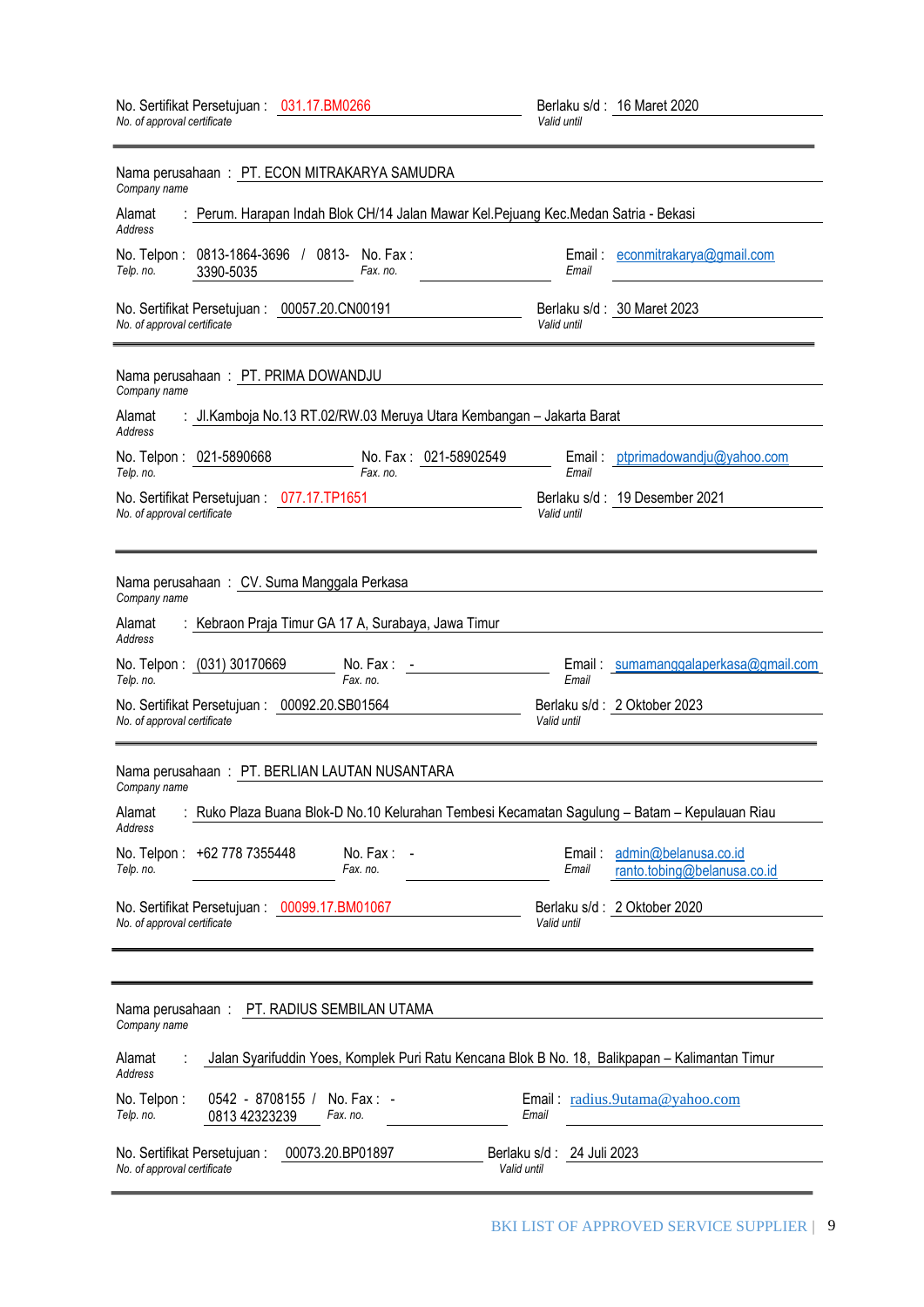No. Sertifikat Persetujuan : 031.17.BM0266
*No. of approval certificate*

Berlaku s/d : 16 Maret 2020
*Valid until*

---

Nama perusahaan : PT. ECON MITRAKARYA SAMUDRA
*Company name*

Alamat : Perum. Harapan Indah Blok CH/14 Jalan Mawar Kel.Pejuang Kec.Medan Satria - Bekasi
*Address*

No. Telpon : 0813-1864-3696 / 0813-3390-5035
*Telp. no.*

No. Fax :
*Fax. no.*

Email : econmitrakarya@gmail.com
*Email*

No. Sertifikat Persetujuan : 00057.20.CN00191
*No. of approval certificate*

Berlaku s/d : 30 Maret 2023
*Valid until*

---

Nama perusahaan : PT. PRIMA DOWANDJU
*Company name*

Alamat : Jl.Kamboja No.13 RT.02/RW.03 Meruya Utara Kembangan – Jakarta Barat
*Address*

No. Telpon : 021-5890668
*Telp. no.*

No. Fax : 021-58902549
*Fax. no.*

Email : ptprimadowandju@yahoo.com
*Email*

No. Sertifikat Persetujuan : 077.17.TP1651
*No. of approval certificate*

Berlaku s/d : 19 Desember 2021
*Valid until*

---

Nama perusahaan : CV. Suma Manggala Perkasa
*Company name*

Alamat : Kebraon Praja Timur GA 17 A, Surabaya, Jawa Timur
*Address*

No. Telpon : (031) 30170669
*Telp. no.*

No. Fax : -
*Fax. no.*

Email : sumamanggalaperkasa@gmail.com
*Email*

No. Sertifikat Persetujuan : 00092.20.SB01564
*No. of approval certificate*

Berlaku s/d : 2 Oktober 2023
*Valid until*

---

Nama perusahaan : PT. BERLIAN LAUTAN NUSANTARA
*Company name*

Alamat : Ruko Plaza Buana Blok-D No.10 Kelurahan Tembesi Kecamatan Sagulung – Batam – Kepulauan Riau
*Address*

No. Telpon : +62 778 7355448
*Telp. no.*

No. Fax : -
*Fax. no.*

Email : admin@belanusa.co.id
ranto.tobing@belanusa.co.id
*Email*

No. Sertifikat Persetujuan : 00099.17.BM01067
*No. of approval certificate*

Berlaku s/d : 2 Oktober 2020
*Valid until*

---

Nama perusahaan : PT. RADIUS SEMBILAN UTAMA
*Company name*

Alamat : Jalan Syarifuddin Yoes, Komplek Puri Ratu Kencana Blok B No. 18, Balikpapan – Kalimantan Timur
*Address*

No. Telpon : 0542 - 8708155 / 0813 42323239
*Telp. no.*

No. Fax : -
*Fax. no.*

Email : radius.9utama@yahoo.com
*Email*

No. Sertifikat Persetujuan : 00073.20.BP01897
*No. of approval certificate*

Berlaku s/d : 24 Juli 2023
*Valid until*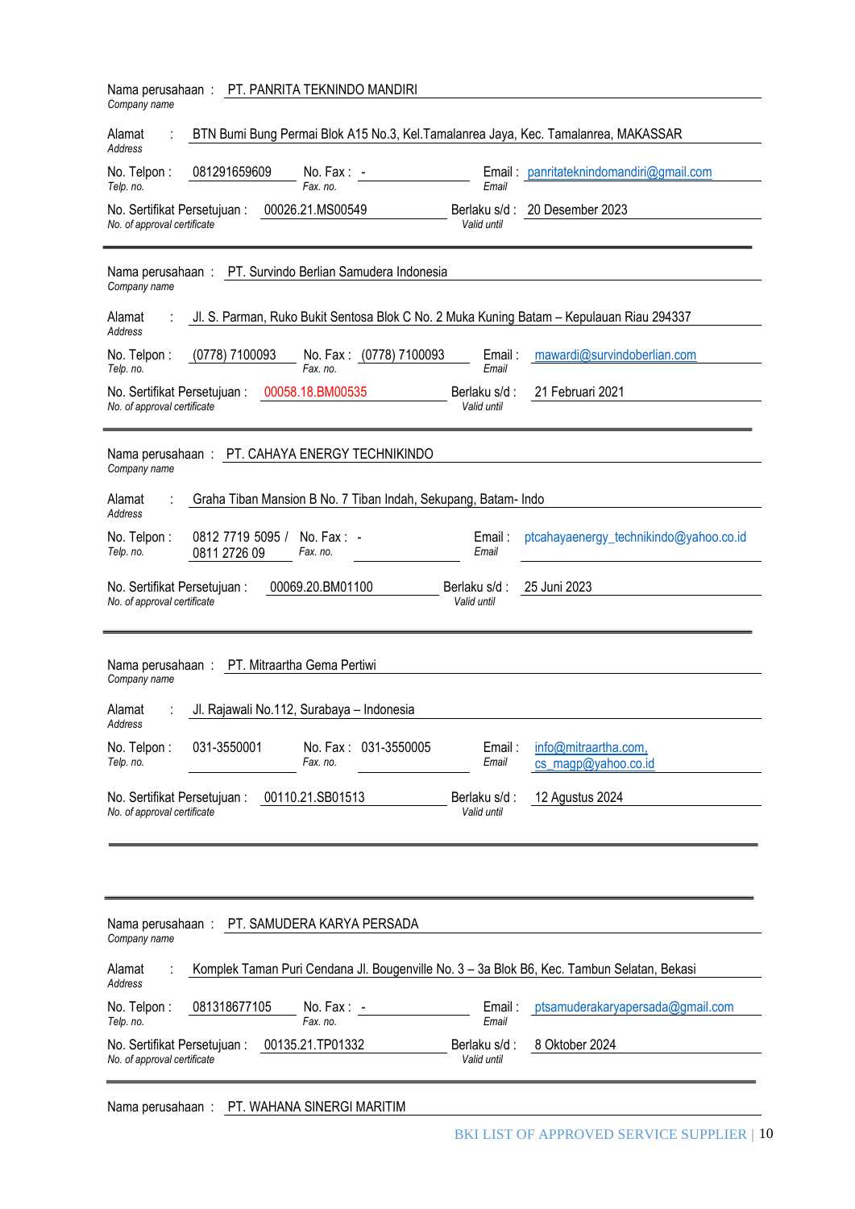Nama perusahaan : PT. PANRITA TEKNINDO MANDIRI
*Company name*

Alamat : BTN Bumi Bung Permai Blok A15 No.3, Kel.Tamalanrea Jaya, Kec. Tamalanrea, MAKASSAR
*Address*

No. Telpon : 081291659609 No. Fax : - Email : panritateknindomandiri@gmail.com
*Telp. no.* *Fax. no.* *Email*

No. Sertifikat Persetujuan : 00026.21.MS00549 Berlaku s/d : 20 Desember 2023
*No. of approval certificate* *Valid until*

---

Nama perusahaan : PT. Survindo Berlian Samudera Indonesia
*Company name*

Alamat : Jl. S. Parman, Ruko Bukit Sentosa Blok C No. 2 Muka Kuning Batam – Kepulauan Riau 294337
*Address*

No. Telpon : (0778) 7100093 No. Fax : (0778) 7100093 Email : mawardi@survindoberlian.com
*Telp. no.* *Fax. no.* *Email*

No. Sertifikat Persetujuan : 00058.18.BM00535 Berlaku s/d : 21 Februari 2021
*No. of approval certificate* *Valid until*

---

Nama perusahaan : PT. CAHAYA ENERGY TECHNIKINDO
*Company name*

Alamat : Graha Tiban Mansion B No. 7 Tiban Indah, Sekupang, Batam- Indo
*Address*

No. Telpon : 0812 7719 5095 / 0811 2726 09 No. Fax : - Email : ptcahayaenergy_technikindo@yahoo.co.id
*Telp. no.* *Fax. no.* *Email*

No. Sertifikat Persetujuan : 00069.20.BM01100 Berlaku s/d : 25 Juni 2023
*No. of approval certificate* *Valid until*

---

Nama perusahaan : PT. Mitraartha Gema Pertiwi
*Company name*

Alamat : Jl. Rajawali No.112, Surabaya – Indonesia
*Address*

No. Telpon : 031-3550001 No. Fax : 031-3550005 Email : info@mitraartha.com, cs_magp@yahoo.co.id
*Telp. no.* *Fax. no.* *Email*

No. Sertifikat Persetujuan : 00110.21.SB01513 Berlaku s/d : 12 Agustus 2024
*No. of approval certificate* *Valid until*

---

Nama perusahaan : PT. SAMUDERA KARYA PERSADA
*Company name*

Alamat : Komplek Taman Puri Cendana Jl. Bougenville No. 3 – 3a Blok B6, Kec. Tambun Selatan, Bekasi
*Address*

No. Telpon : 081318677105 No. Fax : - Email : ptsamuderakaryapersada@gmail.com
*Telp. no.* *Fax. no.* *Email*

No. Sertifikat Persetujuan : 00135.21.TP01332 Berlaku s/d : 8 Oktober 2024
*No. of approval certificate* *Valid until*

---

Nama perusahaan : PT. WAHANA SINERGI MARITIM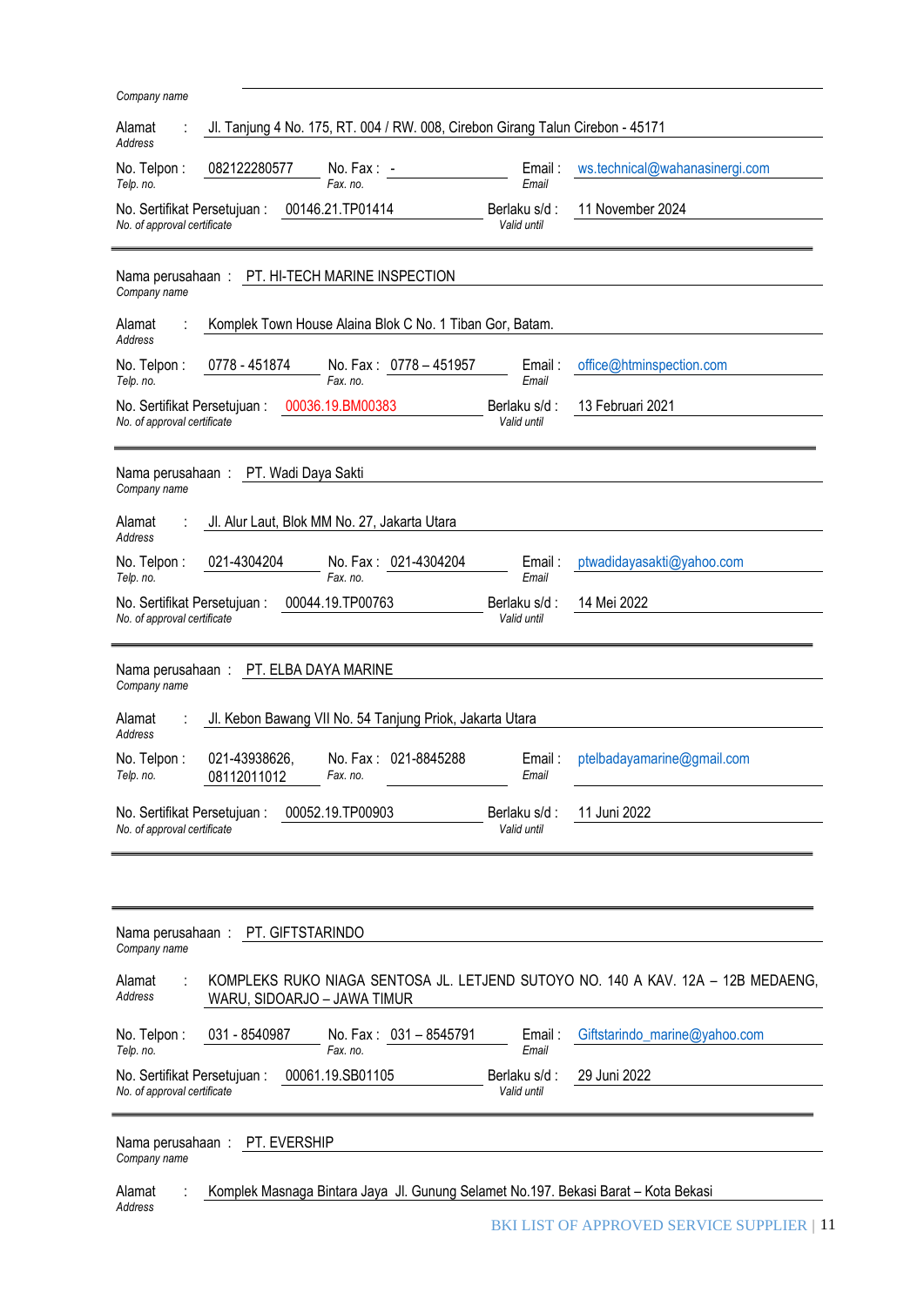*Company name*

Alamat : Jl. Tanjung 4 No. 175, RT. 004 / RW. 008, Cirebon Girang Talun Cirebon - 45171
*Address*

No. Telpon : 082122280577 No. Fax : - Email : ws.technical@wahanasinergi.com
*Telp. no.* *Fax. no.* *Email*

No. Sertifikat Persetujuan : 00146.21.TP01414 Berlaku s/d : 11 November 2024
*No. of approval certificate* *Valid until*

---

Nama perusahaan : PT. HI-TECH MARINE INSPECTION
*Company name*

Alamat : Komplek Town House Alaina Blok C No. 1 Tiban Gor, Batam.
*Address*

No. Telpon : 0778 - 451874 No. Fax : 0778 – 451957 Email : office@htminspection.com
*Telp. no.* *Fax. no.* *Email*

No. Sertifikat Persetujuan : 00036.19.BM00383 Berlaku s/d : 13 Februari 2021
*No. of approval certificate* *Valid until*

---

Nama perusahaan : PT. Wadi Daya Sakti
*Company name*

Alamat : Jl. Alur Laut, Blok MM No. 27, Jakarta Utara
*Address*

No. Telpon : 021-4304204 No. Fax : 021-4304204 Email : ptwadidayasakti@yahoo.com
*Telp. no.* *Fax. no.* *Email*

No. Sertifikat Persetujuan : 00044.19.TP00763 Berlaku s/d : 14 Mei 2022
*No. of approval certificate* *Valid until*

---

Nama perusahaan : PT. ELBA DAYA MARINE
*Company name*

Alamat : Jl. Kebon Bawang VII No. 54 Tanjung Priok, Jakarta Utara
*Address*

No. Telpon : 021-43938626, 08112011012 No. Fax : 021-8845288 Email : ptelbadayamarine@gmail.com
*Telp. no.* *Fax. no.* *Email*

No. Sertifikat Persetujuan : 00052.19.TP00903 Berlaku s/d : 11 Juni 2022
*No. of approval certificate* *Valid until*

---

Nama perusahaan : PT. GIFTSTARINDO
*Company name*

Alamat : KOMPLEKS RUKO NIAGA SENTOSA JL. LETJEND SUTOYO NO. 140 A KAV. 12A – 12B MEDAENG, WARU, SIDOARJO – JAWA TIMUR
*Address*

No. Telpon : 031 - 8540987 No. Fax : 031 – 8545791 Email : Giftstarindo_marine@yahoo.com
*Telp. no.* *Fax. no.* *Email*

No. Sertifikat Persetujuan : 00061.19.SB01105 Berlaku s/d : 29 Juni 2022
*No. of approval certificate* *Valid until*

---

Nama perusahaan : PT. EVERSHIP
*Company name*

Alamat : Komplek Masnaga Bintara Jaya Jl. Gunung Selamet No.197. Bekasi Barat – Kota Bekasi
*Address*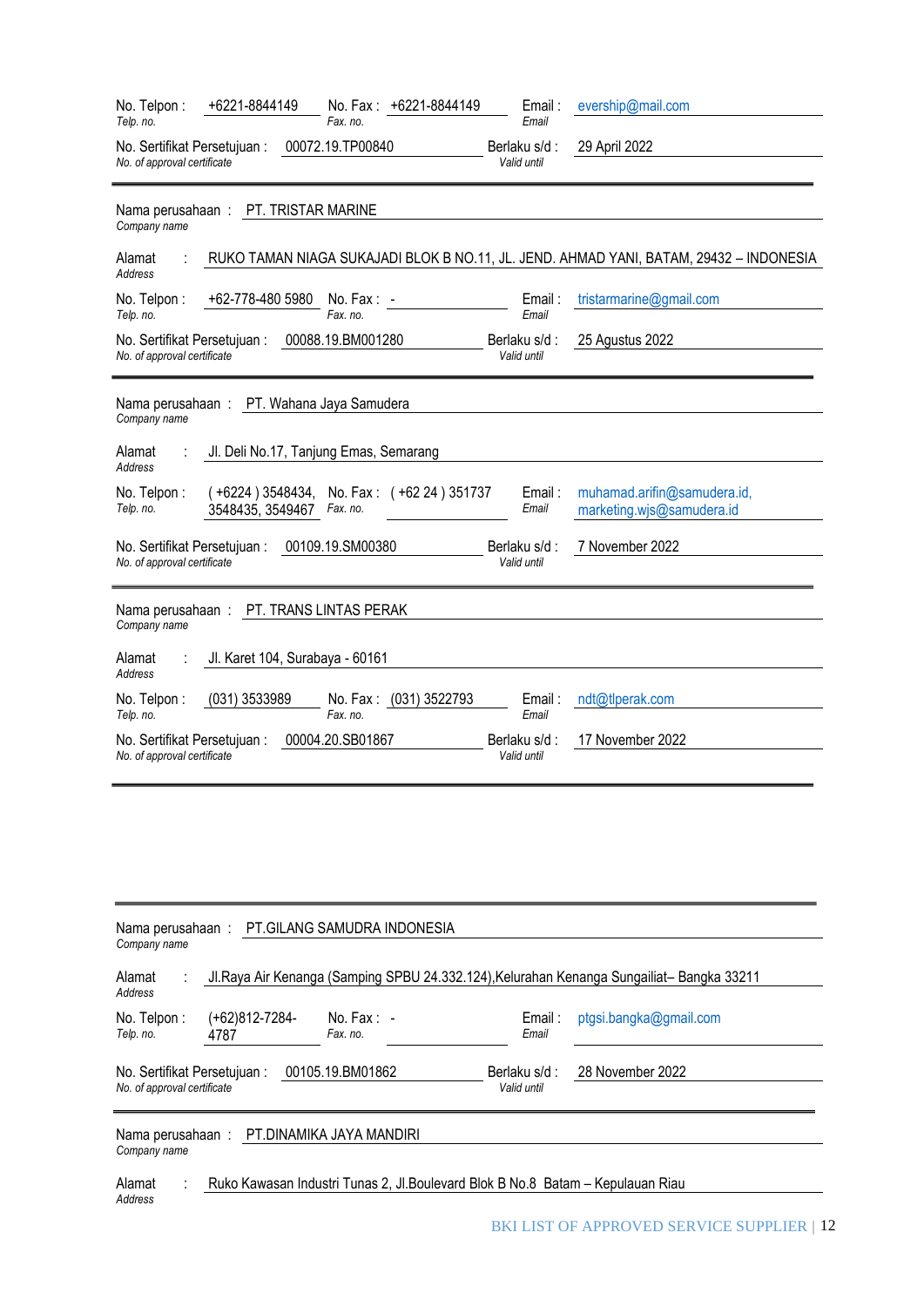No. Telpon : +6221-8844149 No. Fax : +6221-8844149 Email : evership@mail.com
*Telp. no.* *Fax. no.* *Email*

No. Sertifikat Persetujuan : 00072.19.TP00840 Berlaku s/d : 29 April 2022
*No. of approval certificate* *Valid until*

---

Nama perusahaan : PT. TRISTAR MARINE
*Company name*

Alamat : RUKO TAMAN NIAGA SUKAJADI BLOK B NO.11, JL. JEND. AHMAD YANI, BATAM, 29432 – INDONESIA
*Address*

No. Telpon : +62-778-480 5980 No. Fax : - Email : tristarmarine@gmail.com
*Telp. no.* *Fax. no.* *Email*

No. Sertifikat Persetujuan : 00088.19.BM001280 Berlaku s/d : 25 Agustus 2022
*No. of approval certificate* *Valid until*

---

Nama perusahaan : PT. Wahana Jaya Samudera
*Company name*

Alamat : Jl. Deli No.17, Tanjung Emas, Semarang
*Address*

No. Telpon : ( +6224 ) 3548434, 3548435, 3549467 No. Fax : ( +62 24 ) 351737 Email : muhamad.arifin@samudera.id, marketing.wjs@samudera.id
*Telp. no.* *Fax. no.* *Email*

No. Sertifikat Persetujuan : 00109.19.SM00380 Berlaku s/d : 7 November 2022
*No. of approval certificate* *Valid until*

---

Nama perusahaan : PT. TRANS LINTAS PERAK
*Company name*

Alamat : Jl. Karet 104, Surabaya - 60161
*Address*

No. Telpon : (031) 3533989 No. Fax : (031) 3522793 Email : ndt@tlperak.com
*Telp. no.* *Fax. no.* *Email*

No. Sertifikat Persetujuan : 00004.20.SB01867 Berlaku s/d : 17 November 2022
*No. of approval certificate* *Valid until*

---

Nama perusahaan : PT.GILANG SAMUDRA INDONESIA
*Company name*

Alamat : Jl.Raya Air Kenanga (Samping SPBU 24.332.124),Kelurahan Kenanga Sungailiat– Bangka 33211
*Address*

No. Telpon : (+62)812-7284-4787 No. Fax : - Email : ptgsi.bangka@gmail.com
*Telp. no.* *Fax. no.* *Email*

No. Sertifikat Persetujuan : 00105.19.BM01862 Berlaku s/d : 28 November 2022
*No. of approval certificate* *Valid until*

---

Nama perusahaan : PT.DINAMIKA JAYA MANDIRI
*Company name*

Alamat : Ruko Kawasan Industri Tunas 2, Jl.Boulevard Blok B No.8 Batam – Kepulauan Riau
*Address*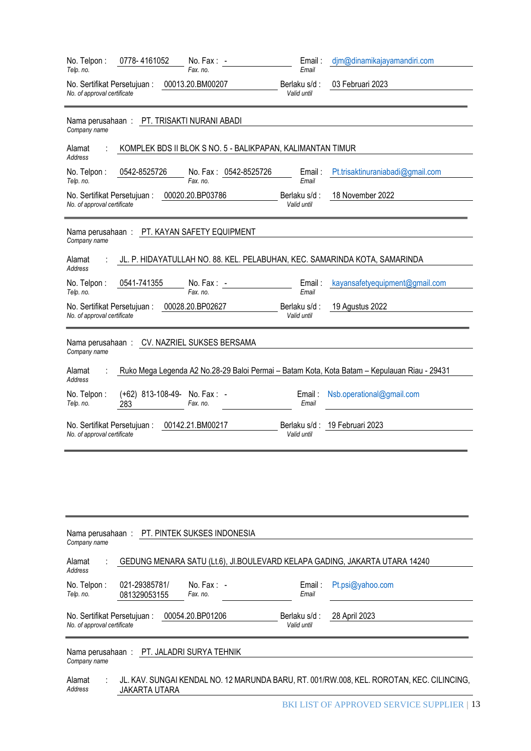No. Telpon : 0778- 4161052 No. Fax : - Email : djm@dinamikajayamandiri.com
*Telp. no.* *Fax. no.* *Email*

No. Sertifikat Persetujuan : 00013.20.BM00207 Berlaku s/d : 03 Februari 2023
*No. of approval certificate* *Valid until*

---

Nama perusahaan : PT. TRISAKTI NURANI ABADI
*Company name*

Alamat : KOMPLEK BDS II BLOK S NO. 5 - BALIKPAPAN, KALIMANTAN TIMUR
*Address*

No. Telpon : 0542-8525726 No. Fax : 0542-8525726 Email : Pt.trisaktinuraniabadi@gmail.com
*Telp. no.* *Fax. no.* *Email*

No. Sertifikat Persetujuan : 00020.20.BP03786 Berlaku s/d : 18 November 2022
*No. of approval certificate* *Valid until*

---

Nama perusahaan : PT. KAYAN SAFETY EQUIPMENT
*Company name*

Alamat : JL. P. HIDAYATULLAH NO. 88. KEL. PELABUHAN, KEC. SAMARINDA KOTA, SAMARINDA
*Address*

No. Telpon : 0541-741355 No. Fax : - Email : kayansafetyequipment@gmail.com
*Telp. no.* *Fax. no.* *Email*

No. Sertifikat Persetujuan : 00028.20.BP02627 Berlaku s/d : 19 Agustus 2022
*No. of approval certificate* *Valid until*

---

Nama perusahaan : CV. NAZRIEL SUKSES BERSAMA
*Company name*

Alamat : Ruko Mega Legenda A2 No.28-29 Baloi Permai – Batam Kota, Kota Batam – Kepulauan Riau - 29431
*Address*

No. Telpon : (+62) 813-108-49-283 No. Fax : - Email : Nsb.operational@gmail.com
*Telp. no.* *Fax. no.* *Email*

No. Sertifikat Persetujuan : 00142.21.BM00217 Berlaku s/d : 19 Februari 2023
*No. of approval certificate* *Valid until*

---

Nama perusahaan : PT. PINTEK SUKSES INDONESIA
*Company name*

Alamat : GEDUNG MENARA SATU (Lt.6), Jl.BOULEVARD KELAPA GADING, JAKARTA UTARA 14240
*Address*

No. Telpon : 021-29385781/ 081329053155 No. Fax : - Email : Pt.psi@yahoo.com
*Telp. no.* *Fax. no.* *Email*

No. Sertifikat Persetujuan : 00054.20.BP01206 Berlaku s/d : 28 April 2023
*No. of approval certificate* *Valid until*

---

Nama perusahaan : PT. JALADRI SURYA TEHNIK
*Company name*

Alamat : JL. KAV. SUNGAI KENDAL NO. 12 MARUNDA BARU, RT. 001/RW.008, KEL. ROROTAN, KEC. CILINCING, JAKARTA UTARA
*Address*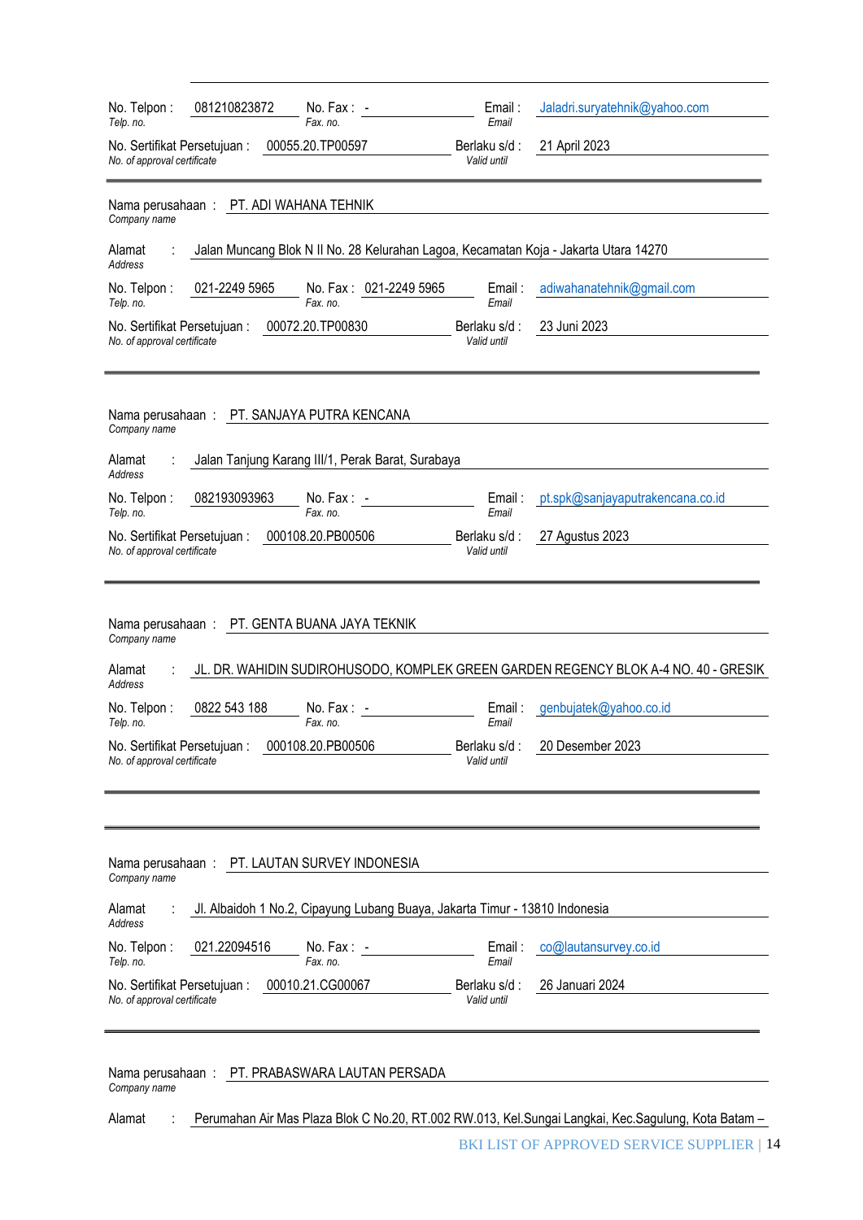No. Telpon : 081210823872 No. Fax : - Email : Jaladri.suryatehnik@yahoo.com
*Telp. no.* *Fax. no.* *Email*

No. Sertifikat Persetujuan : 00055.20.TP00597 Berlaku s/d : 21 April 2023
*No. of approval certificate* *Valid until*

---

Nama perusahaan : PT. ADI WAHANA TEHNIK
*Company name*

Alamat : Jalan Muncang Blok N II No. 28 Kelurahan Lagoa, Kecamatan Koja - Jakarta Utara 14270
*Address*

No. Telpon : 021-2249 5965 No. Fax : 021-2249 5965 Email : adiwahanatehnik@gmail.com
*Telp. no.* *Fax. no.* *Email*

No. Sertifikat Persetujuan : 00072.20.TP00830 Berlaku s/d : 23 Juni 2023
*No. of approval certificate* *Valid until*

---

Nama perusahaan : PT. SANJAYA PUTRA KENCANA
*Company name*

Alamat : Jalan Tanjung Karang III/1, Perak Barat, Surabaya
*Address*

No. Telpon : 082193093963 No. Fax : - Email : pt.spk@sanjayaputrakencana.co.id
*Telp. no.* *Fax. no.* *Email*

No. Sertifikat Persetujuan : 000108.20.PB00506 Berlaku s/d : 27 Agustus 2023
*No. of approval certificate* *Valid until*

---

Nama perusahaan : PT. GENTA BUANA JAYA TEKNIK
*Company name*

Alamat : JL. DR. WAHIDIN SUDIROHUSODO, KOMPLEK GREEN GARDEN REGENCY BLOK A-4 NO. 40 - GRESIK
*Address*

No. Telpon : 0822 543 188 No. Fax : - Email : genbujatek@yahoo.co.id
*Telp. no.* *Fax. no.* *Email*

No. Sertifikat Persetujuan : 000108.20.PB00506 Berlaku s/d : 20 Desember 2023
*No. of approval certificate* *Valid until*

---

Nama perusahaan : PT. LAUTAN SURVEY INDONESIA
*Company name*

Alamat : Jl. Albaidoh 1 No.2, Cipayung Lubang Buaya, Jakarta Timur - 13810 Indonesia
*Address*

No. Telpon : 021.22094516 No. Fax : - Email : co@lautansurvey.co.id
*Telp. no.* *Fax. no.* *Email*

No. Sertifikat Persetujuan : 00010.21.CG00067 Berlaku s/d : 26 Januari 2024
*No. of approval certificate* *Valid until*

---

Nama perusahaan : PT. PRABASWARA LAUTAN PERSADA
*Company name*

Alamat : Perumahan Air Mas Plaza Blok C No.20, RT.002 RW.013, Kel.Sungai Langkai, Kec.Sagulung, Kota Batam –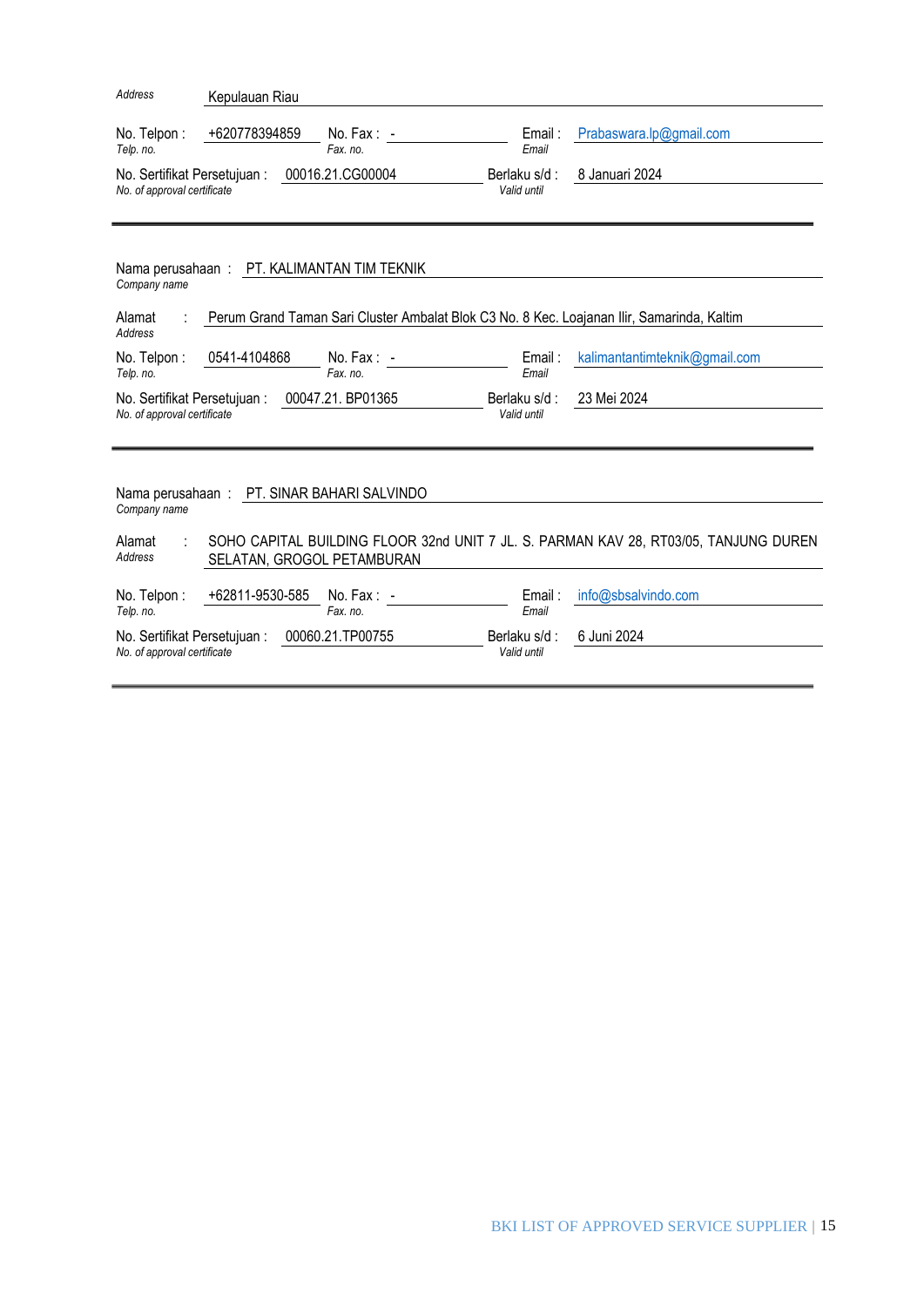Address  Kepulauan Riau

No. Telpon : +620778394859  No. Fax : -  Email : Prabaswara.lp@gmail.com
*Telp. no.*  *Fax. no.*  *Email*

No. Sertifikat Persetujuan : 00016.21.CG00004  Berlaku s/d : 8 Januari 2024
*No. of approval certificate*  *Valid until*

---

Nama perusahaan : PT. KALIMANTAN TIM TEKNIK
*Company name*

Alamat : Perum Grand Taman Sari Cluster Ambalat Blok C3 No. 8 Kec. Loajanan Ilir, Samarinda, Kaltim
*Address*

No. Telpon : 0541-4104868  No. Fax : -  Email : kalimantantimteknik@gmail.com
*Telp. no.*  *Fax. no.*  *Email*

No. Sertifikat Persetujuan : 00047.21. BP01365  Berlaku s/d : 23 Mei 2024
*No. of approval certificate*  *Valid until*

---

Nama perusahaan : PT. SINAR BAHARI SALVINDO
*Company name*

Alamat : SOHO CAPITAL BUILDING FLOOR 32nd UNIT 7 JL. S. PARMAN KAV 28, RT03/05, TANJUNG DUREN SELATAN, GROGOL PETAMBURAN
*Address*

No. Telpon : +62811-9530-585  No. Fax : -  Email : info@sbsalvindo.com
*Telp. no.*  *Fax. no.*  *Email*

No. Sertifikat Persetujuan : 00060.21.TP00755  Berlaku s/d : 6 Juni 2024
*No. of approval certificate*  *Valid until*

---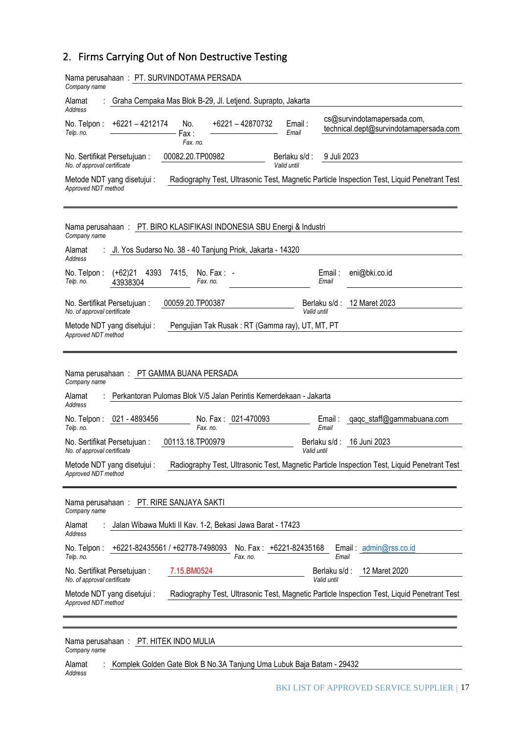## 2. Firms Carrying Out of Non Destructive Testing

Nama perusahaan : PT. SURVINDOTAMA PERSADA
*Company name*

Alamat : Graha Cempaka Mas Blok B-29, Jl. Letjend. Suprapto, Jakarta
*Address*

No. Telpon : +6221 – 4212174 No. Fax : +6221 – 42870732 Email : cs@survindotamapersada.com, technical.dept@survindotamapersada.com
*Telp. no.* *Fax. no.* *Email*

No. Sertifikat Persetujuan : 00082.20.TP00982 Berlaku s/d : 9 Juli 2023
*No. of approval certificate* *Valid until*

Metode NDT yang disetujui : Radiography Test, Ultrasonic Test, Magnetic Particle Inspection Test, Liquid Penetrant Test
*Approved NDT method*

---

Nama perusahaan : PT. BIRO KLASIFIKASI INDONESIA SBU Energi & Industri
*Company name*

Alamat : Jl. Yos Sudarso No. 38 - 40 Tanjung Priok, Jakarta - 14320
*Address*

No. Telpon : (+62)21 4393 7415, 43938304 No. Fax : - Email : eni@bki.co.id
*Telp. no.* *Fax. no.* *Email*

No. Sertifikat Persetujuan : 00059.20.TP00387 Berlaku s/d : 12 Maret 2023
*No. of approval certificate* *Valid until*

Metode NDT yang disetujui : Pengujian Tak Rusak : RT (Gamma ray), UT, MT, PT
*Approved NDT method*

---

Nama perusahaan : PT GAMMA BUANA PERSADA
*Company name*

Alamat : Perkantoran Pulomas Blok V/5 Jalan Perintis Kemerdekaan - Jakarta
*Address*

No. Telpon : 021 - 4893456 No. Fax : 021-470093 Email : qaqc_staff@gammabuana.com
*Telp. no.* *Fax. no.* *Email*

No. Sertifikat Persetujuan : 00113.18.TP00979 Berlaku s/d : 16 Juni 2023
*No. of approval certificate* *Valid until*

Metode NDT yang disetujui : Radiography Test, Ultrasonic Test, Magnetic Particle Inspection Test, Liquid Penetrant Test
*Approved NDT method*

---

Nama perusahaan : PT. RIRE SANJAYA SAKTI
*Company name*

Alamat : Jalan Wibawa Mukti II Kav. 1-2, Bekasi Jawa Barat - 17423
*Address*

No. Telpon : +6221-82435561 / +62778-7498093 No. Fax : +6221-82435168 Email : admin@rss.co.id
*Telp. no.* *Fax. no.* *Email*

No. Sertifikat Persetujuan : 7.15.BM0524 Berlaku s/d : 12 Maret 2020
*No. of approval certificate* *Valid until*

Metode NDT yang disetujui : Radiography Test, Ultrasonic Test, Magnetic Particle Inspection Test, Liquid Penetrant Test
*Approved NDT method*

---

Nama perusahaan : PT. HITEK INDO MULIA
*Company name*

Alamat : Komplek Golden Gate Blok B No.3A Tanjung Uma Lubuk Baja Batam - 29432
*Address*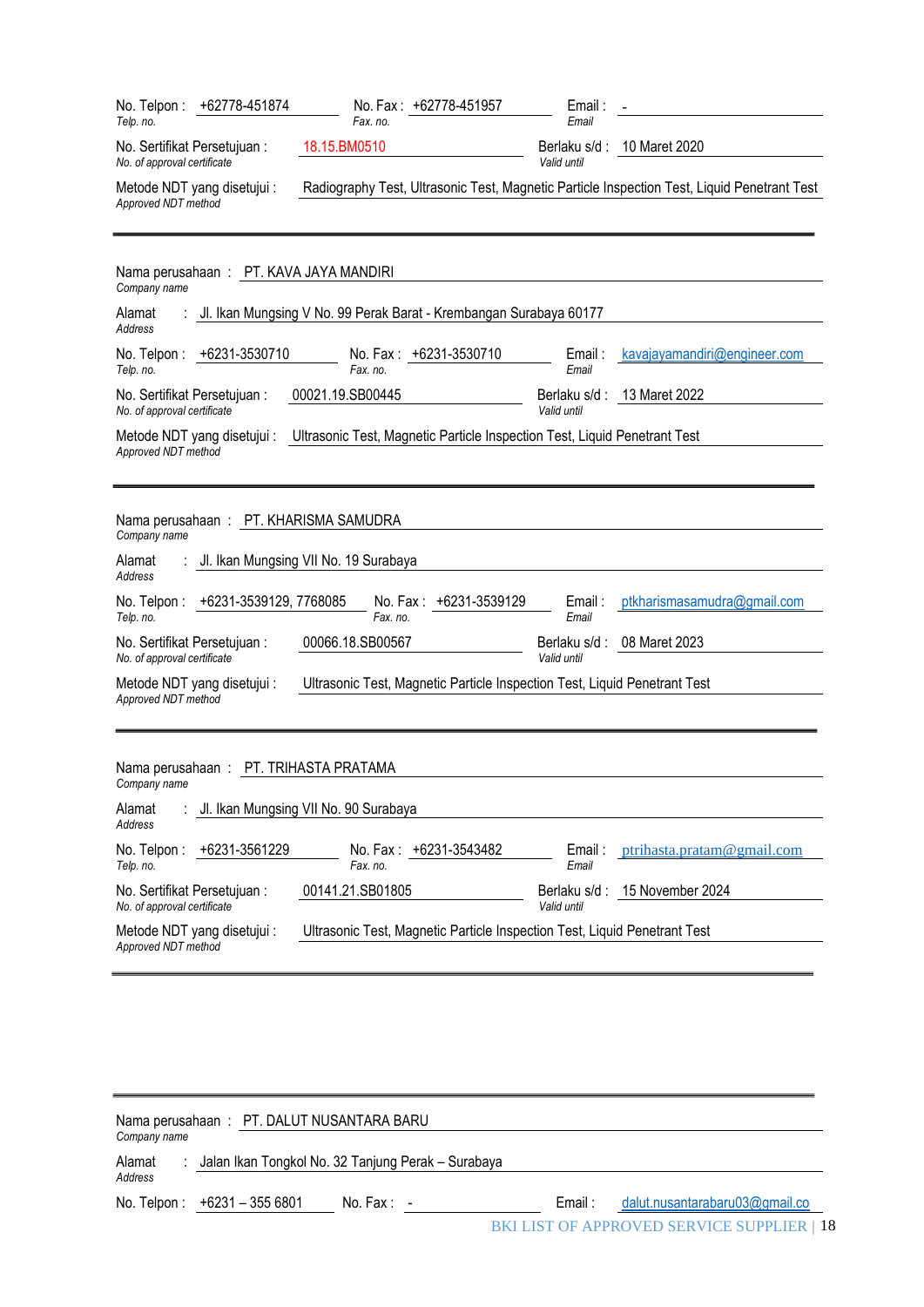No. Telpon : +62778-451874 
*Telp. no.*
No. Fax : +62778-451957 
*Fax. no.*
Email : - 
*Email*

No. Sertifikat Persetujuan : 18.15.BM0510 
*No. of approval certificate*
Berlaku s/d : 10 Maret 2020 
*Valid until*

Metode NDT yang disetujui : Radiography Test, Ultrasonic Test, Magnetic Particle Inspection Test, Liquid Penetrant Test 
*Approved NDT method*

---

Nama perusahaan : PT. KAVA JAYA MANDIRI 
*Company name*

Alamat : Jl. Ikan Mungsing V No. 99 Perak Barat - Krembangan Surabaya 60177 
*Address*

No. Telpon : +6231-3530710 
*Telp. no.*
No. Fax : +6231-3530710 
*Fax. no.*
Email : kavajayamandiri@engineer.com 
*Email*

No. Sertifikat Persetujuan : 00021.19.SB00445 
*No. of approval certificate*
Berlaku s/d : 13 Maret 2022 
*Valid until*

Metode NDT yang disetujui : Ultrasonic Test, Magnetic Particle Inspection Test, Liquid Penetrant Test 
*Approved NDT method*

---

Nama perusahaan : PT. KHARISMA SAMUDRA 
*Company name*

Alamat : Jl. Ikan Mungsing VII No. 19 Surabaya 
*Address*

No. Telpon : +6231-3539129, 7768085 
*Telp. no.*
No. Fax : +6231-3539129 
*Fax. no.*
Email : ptkharismasamudra@gmail.com 
*Email*

No. Sertifikat Persetujuan : 00066.18.SB00567 
*No. of approval certificate*
Berlaku s/d : 08 Maret 2023 
*Valid until*

Metode NDT yang disetujui : Ultrasonic Test, Magnetic Particle Inspection Test, Liquid Penetrant Test 
*Approved NDT method*

---

Nama perusahaan : PT. TRIHASTA PRATAMA 
*Company name*

Alamat : Jl. Ikan Mungsing VII No. 90 Surabaya 
*Address*

No. Telpon : +6231-3561229 
*Telp. no.*
No. Fax : +6231-3543482 
*Fax. no.*
Email : ptrihasta.pratam@gmail.com 
*Email*

No. Sertifikat Persetujuan : 00141.21.SB01805 
*No. of approval certificate*
Berlaku s/d : 15 November 2024 
*Valid until*

Metode NDT yang disetujui : Ultrasonic Test, Magnetic Particle Inspection Test, Liquid Penetrant Test 
*Approved NDT method*

---

Nama perusahaan : PT. DALUT NUSANTARA BARU 
*Company name*

Alamat : Jalan Ikan Tongkol No. 32 Tanjung Perak – Surabaya 
*Address*

No. Telpon : +6231 – 355 6801 
No. Fax : - 
Email : dalut.nusantarabaru03@gmail.co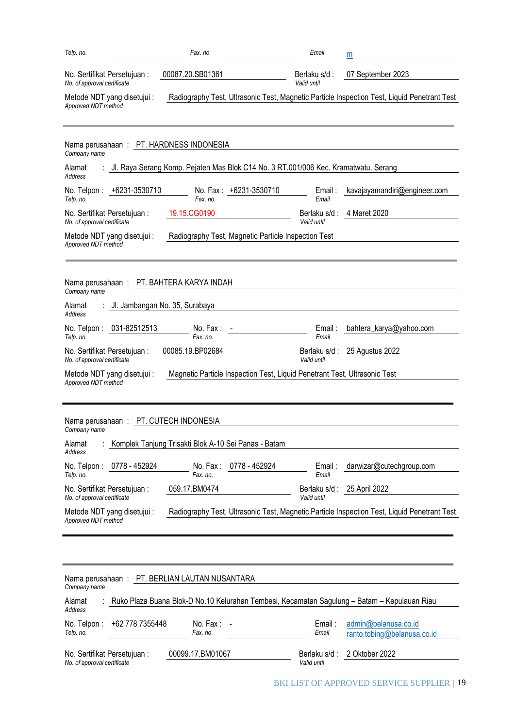Telp. no. | Fax. no. | Email m

No. Sertifikat Persetujuan : 00087.20.SB01361 Berlaku s/d : 07 September 2023
*No. of approval certificate* *Valid until*

Metode NDT yang disetujui : Radiography Test, Ultrasonic Test, Magnetic Particle Inspection Test, Liquid Penetrant Test
*Approved NDT method*

---

Nama perusahaan : PT. HARDNESS INDONESIA
*Company name*

Alamat : Jl. Raya Serang Komp. Pejaten Mas Blok C14 No. 3 RT.001/006 Kec. Kramatwatu, Serang
*Address*

No. Telpon : +6231-3530710 No. Fax : +6231-3530710 Email : kavajayamandiri@engineer.com
*Telp. no.* *Fax. no.* *Email*

No. Sertifikat Persetujuan : 19.15.CG0190 Berlaku s/d : 4 Maret 2020
*No. of approval certificate* *Valid until*

Metode NDT yang disetujui : Radiography Test, Magnetic Particle Inspection Test
*Approved NDT method*

---

Nama perusahaan : PT. BAHTERA KARYA INDAH
*Company name*

Alamat : Jl. Jambangan No. 35, Surabaya
*Address*

No. Telpon : 031-82512513 No. Fax : - Email : bahtera_karya@yahoo.com
*Telp. no.* *Fax. no.* *Email*

No. Sertifikat Persetujuan : 00085.19.BP02684 Berlaku s/d : 25 Agustus 2022
*No. of approval certificate* *Valid until*

Metode NDT yang disetujui : Magnetic Particle Inspection Test, Liquid Penetrant Test, Ultrasonic Test
*Approved NDT method*

---

Nama perusahaan : PT. CUTECH INDONESIA
*Company name*

Alamat : Komplek Tanjung Trisakti Blok A-10 Sei Panas - Batam
*Address*

No. Telpon : 0778 - 452924 No. Fax : 0778 - 452924 Email : darwizar@cutechgroup.com
*Telp. no.* *Fax. no.* *Email*

No. Sertifikat Persetujuan : 059.17.BM0474 Berlaku s/d : 25 April 2022
*No. of approval certificate* *Valid until*

Metode NDT yang disetujui : Radiography Test, Ultrasonic Test, Magnetic Particle Inspection Test, Liquid Penetrant Test
*Approved NDT method*

---

Nama perusahaan : PT. BERLIAN LAUTAN NUSANTARA
*Company name*

Alamat : Ruko Plaza Buana Blok-D No.10 Kelurahan Tembesi, Kecamatan Sagulung – Batam – Kepulauan Riau
*Address*

No. Telpon : +62 778 7355448 No. Fax : - Email : admin@belanusa.co.id ranto.tobing@belanusa.co.id
*Telp. no.* *Fax. no.* *Email*

No. Sertifikat Persetujuan : 00099.17.BM01067 Berlaku s/d : 2 Oktober 2022
*No. of approval certificate* *Valid until*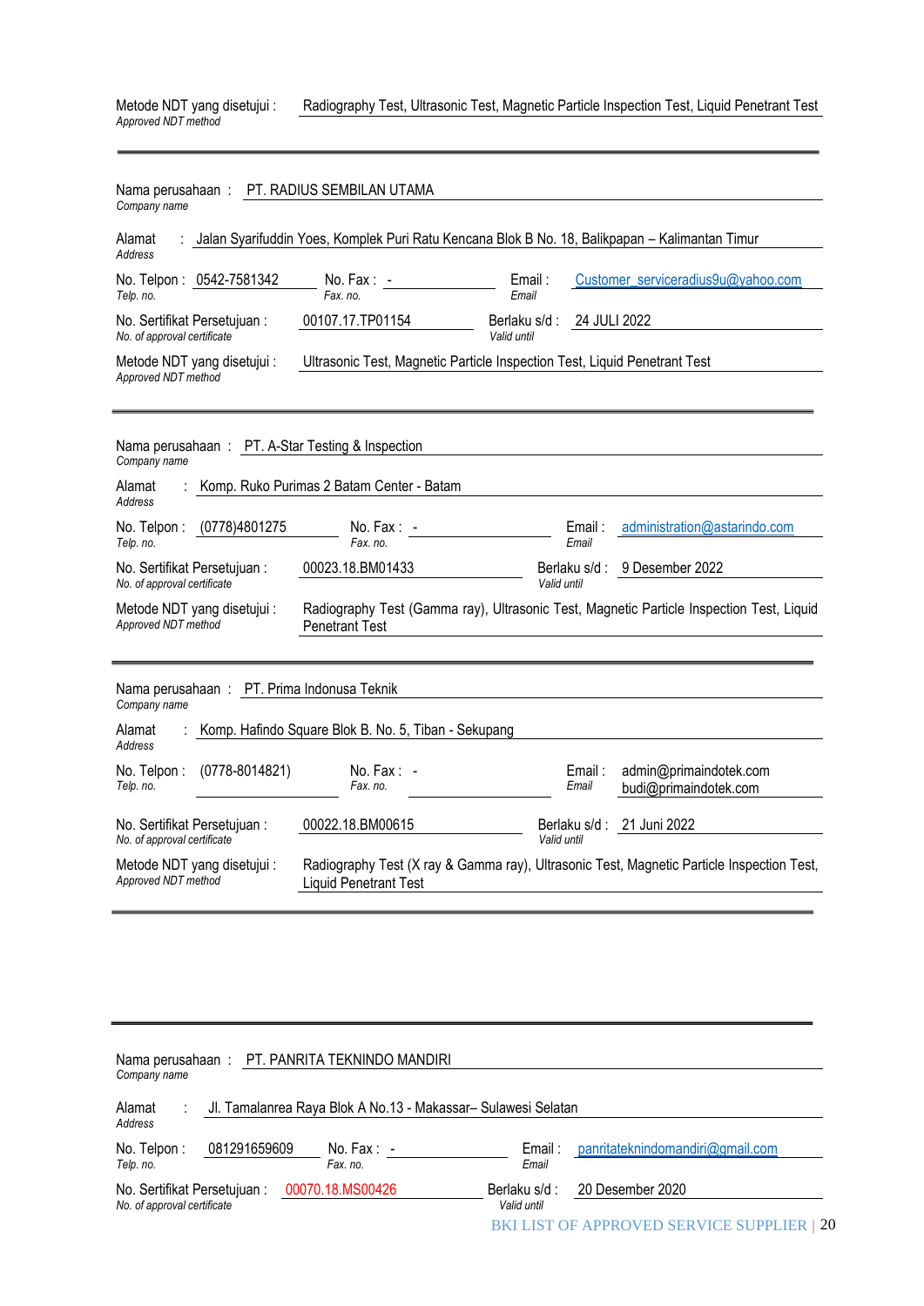Metode NDT yang disetujui : *Approved NDT method* Radiography Test, Ultrasonic Test, Magnetic Particle Inspection Test, Liquid Penetrant Test

---

Nama perusahaan : *Company name* PT. RADIUS SEMBILAN UTAMA

Alamat : *Address* Jalan Syarifuddin Yoes, Komplek Puri Ratu Kencana Blok B No. 18, Balikpapan – Kalimantan Timur

No. Telpon : *Telp. no.* 0542-7581342 No. Fax : *Fax. no.* - Email : *Email* Customer_serviceradius9u@yahoo.com

No. Sertifikat Persetujuan : *No. of approval certificate* 00107.17.TP01154 Berlaku s/d : *Valid until* 24 JULI 2022

Metode NDT yang disetujui : *Approved NDT method* Ultrasonic Test, Magnetic Particle Inspection Test, Liquid Penetrant Test

---

Nama perusahaan : *Company name* PT. A-Star Testing & Inspection

Alamat : *Address* Komp. Ruko Purimas 2 Batam Center - Batam

No. Telpon : *Telp. no.* (0778)4801275 No. Fax : *Fax. no.* - Email : *Email* administration@astarindo.com

No. Sertifikat Persetujuan : *No. of approval certificate* 00023.18.BM01433 Berlaku s/d : *Valid until* 9 Desember 2022

Metode NDT yang disetujui : *Approved NDT method* Radiography Test (Gamma ray), Ultrasonic Test, Magnetic Particle Inspection Test, Liquid Penetrant Test

---

Nama perusahaan : *Company name* PT. Prima Indonusa Teknik

Alamat : *Address* Komp. Hafindo Square Blok B. No. 5, Tiban - Sekupang

No. Telpon : *Telp. no.* (0778-8014821) No. Fax : *Fax. no.* - Email : *Email* admin@primaindotek.com budi@primaindotek.com

No. Sertifikat Persetujuan : *No. of approval certificate* 00022.18.BM00615 Berlaku s/d : *Valid until* 21 Juni 2022

Metode NDT yang disetujui : *Approved NDT method* Radiography Test (X ray & Gamma ray), Ultrasonic Test, Magnetic Particle Inspection Test, Liquid Penetrant Test

---

Nama perusahaan : *Company name* PT. PANRITA TEKNINDO MANDIRI

Alamat : *Address* Jl. Tamalanrea Raya Blok A No.13 - Makassar– Sulawesi Selatan

No. Telpon : *Telp. no.* 081291659609 No. Fax : *Fax. no.* - Email : *Email* panritateknindomandiri@gmail.com

No. Sertifikat Persetujuan : *No. of approval certificate* 00070.18.MS00426 Berlaku s/d : *Valid until* 20 Desember 2020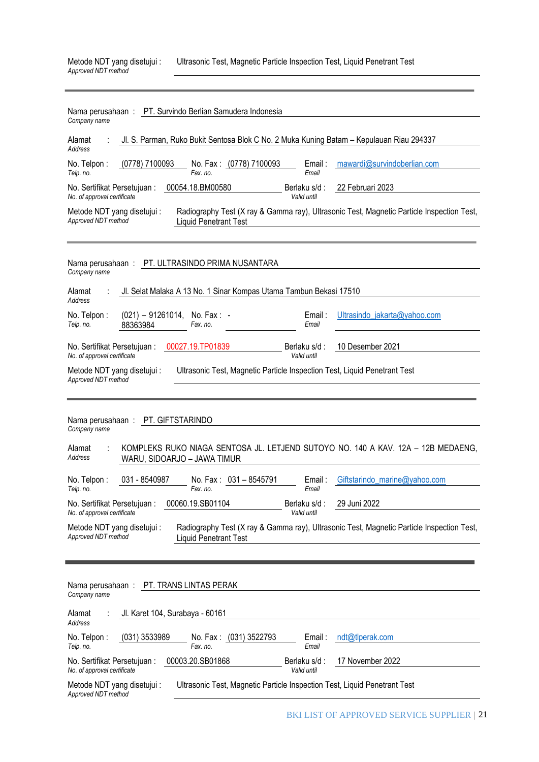Metode NDT yang disetujui : *Approved NDT method* Ultrasonic Test, Magnetic Particle Inspection Test, Liquid Penetrant Test

---

Nama perusahaan : *Company name* PT. Survindo Berlian Samudera Indonesia

Alamat : *Address* Jl. S. Parman, Ruko Bukit Sentosa Blok C No. 2 Muka Kuning Batam – Kepulauan Riau 294337

No. Telpon : *Telp. no.* (0778) 7100093 No. Fax : *Fax. no.* (0778) 7100093 Email : *Email* mawardi@survindoberlian.com

No. Sertifikat Persetujuan : *No. of approval certificate* 00054.18.BM00580 Berlaku s/d : *Valid until* 22 Februari 2023

Metode NDT yang disetujui : *Approved NDT method* Radiography Test (X ray & Gamma ray), Ultrasonic Test, Magnetic Particle Inspection Test, Liquid Penetrant Test

---

Nama perusahaan : *Company name* PT. ULTRASINDO PRIMA NUSANTARA

Alamat : *Address* Jl. Selat Malaka A 13 No. 1 Sinar Kompas Utama Tambun Bekasi 17510

No. Telpon : *Telp. no.* (021) – 91261014, 88363984 No. Fax : *Fax. no.* - Email : *Email* Ultrasindo_jakarta@yahoo.com

No. Sertifikat Persetujuan : *No. of approval certificate* 00027.19.TP01839 Berlaku s/d : *Valid until* 10 Desember 2021

Metode NDT yang disetujui : *Approved NDT method* Ultrasonic Test, Magnetic Particle Inspection Test, Liquid Penetrant Test

---

Nama perusahaan : *Company name* PT. GIFTSTARINDO

Alamat : *Address* KOMPLEKS RUKO NIAGA SENTOSA JL. LETJEND SUTOYO NO. 140 A KAV. 12A – 12B MEDAENG, WARU, SIDOARJO – JAWA TIMUR

No. Telpon : *Telp. no.* 031 - 8540987 No. Fax : *Fax. no.* 031 – 8545791 Email : *Email* Giftstarindo_marine@yahoo.com

No. Sertifikat Persetujuan : *No. of approval certificate* 00060.19.SB01104 Berlaku s/d : *Valid until* 29 Juni 2022

Metode NDT yang disetujui : *Approved NDT method* Radiography Test (X ray & Gamma ray), Ultrasonic Test, Magnetic Particle Inspection Test, Liquid Penetrant Test

---

Nama perusahaan : *Company name* PT. TRANS LINTAS PERAK

Alamat : *Address* Jl. Karet 104, Surabaya - 60161

No. Telpon : *Telp. no.* (031) 3533989 No. Fax : *Fax. no.* (031) 3522793 Email : *Email* ndt@tlperak.com

No. Sertifikat Persetujuan : *No. of approval certificate* 00003.20.SB01868 Berlaku s/d : *Valid until* 17 November 2022

Metode NDT yang disetujui : *Approved NDT method* Ultrasonic Test, Magnetic Particle Inspection Test, Liquid Penetrant Test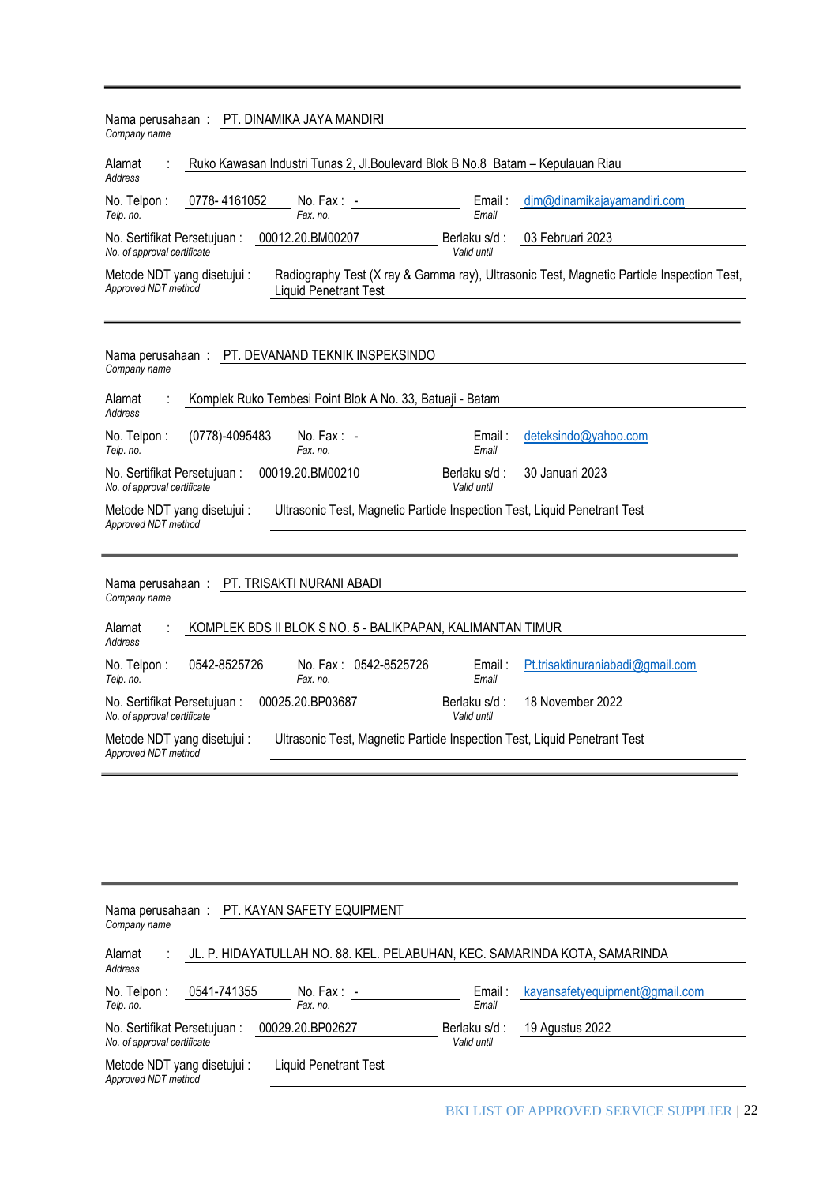---

**Nama perusahaan** / *Company name* : PT. DINAMIKA JAYA MANDIRI

**Alamat** / *Address* : Ruko Kawasan Industri Tunas 2, Jl.Boulevard Blok B No.8 Batam – Kepulauan Riau

**No. Telpon** / *Telp. no.* : 0778- 4161052 | **No. Fax** / *Fax. no.* : - | **Email** / *Email* : djm@dinamikajayamandiri.com

**No. Sertifikat Persetujuan** / *No. of approval certificate* : 00012.20.BM00207 | **Berlaku s/d** / *Valid until* : 03 Februari 2023

**Metode NDT yang disetujui** / *Approved NDT method* : Radiography Test (X ray & Gamma ray), Ultrasonic Test, Magnetic Particle Inspection Test, Liquid Penetrant Test

---

**Nama perusahaan** / *Company name* : PT. DEVANAND TEKNIK INSPEKSINDO

**Alamat** / *Address* : Komplek Ruko Tembesi Point Blok A No. 33, Batuaji - Batam

**No. Telpon** / *Telp. no.* : (0778)-4095483 | **No. Fax** / *Fax. no.* : - | **Email** / *Email* : deteksindo@yahoo.com

**No. Sertifikat Persetujuan** / *No. of approval certificate* : 00019.20.BM00210 | **Berlaku s/d** / *Valid until* : 30 Januari 2023

**Metode NDT yang disetujui** / *Approved NDT method* : Ultrasonic Test, Magnetic Particle Inspection Test, Liquid Penetrant Test

---

**Nama perusahaan** / *Company name* : PT. TRISAKTI NURANI ABADI

**Alamat** / *Address* : KOMPLEK BDS II BLOK S NO. 5 - BALIKPAPAN, KALIMANTAN TIMUR

**No. Telpon** / *Telp. no.* : 0542-8525726 | **No. Fax** / *Fax. no.* : 0542-8525726 | **Email** / *Email* : Pt.trisaktinuraniabadi@gmail.com

**No. Sertifikat Persetujuan** / *No. of approval certificate* : 00025.20.BP03687 | **Berlaku s/d** / *Valid until* : 18 November 2022

**Metode NDT yang disetujui** / *Approved NDT method* : Ultrasonic Test, Magnetic Particle Inspection Test, Liquid Penetrant Test

---

**Nama perusahaan** / *Company name* : PT. KAYAN SAFETY EQUIPMENT

**Alamat** / *Address* : JL. P. HIDAYATULLAH NO. 88. KEL. PELABUHAN, KEC. SAMARINDA KOTA, SAMARINDA

**No. Telpon** / *Telp. no.* : 0541-741355 | **No. Fax** / *Fax. no.* : - | **Email** / *Email* : kayansafetyequipment@gmail.com

**No. Sertifikat Persetujuan** / *No. of approval certificate* : 00029.20.BP02627 | **Berlaku s/d** / *Valid until* : 19 Agustus 2022

**Metode NDT yang disetujui** / *Approved NDT method* : Liquid Penetrant Test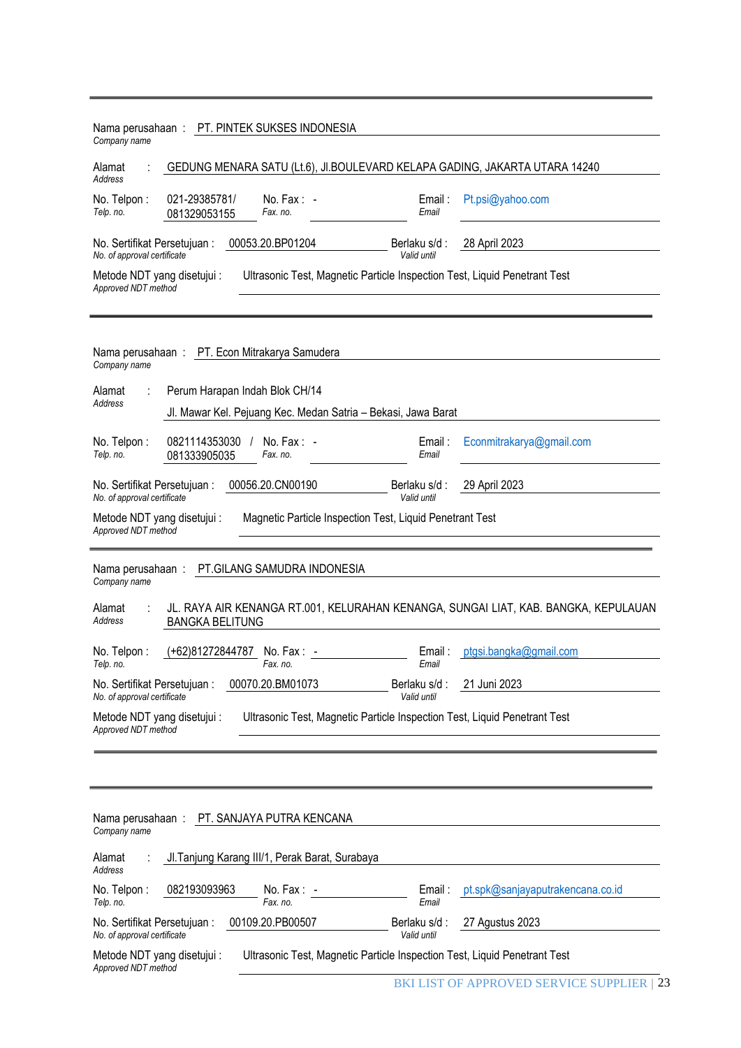---

Nama perusahaan : PT. PINTEK SUKSES INDONESIA
*Company name*

Alamat : GEDUNG MENARA SATU (Lt.6), Jl.BOULEVARD KELAPA GADING, JAKARTA UTARA 14240
*Address*

No. Telpon : 021-29385781/ 081329053155 No. Fax : -
*Telp. no.* *Fax. no.*

Email : Pt.psi@yahoo.com
*Email*

No. Sertifikat Persetujuan : 00053.20.BP01204 Berlaku s/d : 28 April 2023
*No. of approval certificate* *Valid until*

Metode NDT yang disetujui : Ultrasonic Test, Magnetic Particle Inspection Test, Liquid Penetrant Test
*Approved NDT method*

---

Nama perusahaan : PT. Econ Mitrakarya Samudera
*Company name*

Alamat : Perum Harapan Indah Blok CH/14
Jl. Mawar Kel. Pejuang Kec. Medan Satria – Bekasi, Jawa Barat
*Address*

No. Telpon : 0821114353030 / 081333905035 No. Fax : -
*Telp. no.* *Fax. no.*

Email : Econmitrakarya@gmail.com
*Email*

No. Sertifikat Persetujuan : 00056.20.CN00190 Berlaku s/d : 29 April 2023
*No. of approval certificate* *Valid until*

Metode NDT yang disetujui : Magnetic Particle Inspection Test, Liquid Penetrant Test
*Approved NDT method*

---

Nama perusahaan : PT.GILANG SAMUDRA INDONESIA
*Company name*

Alamat : JL. RAYA AIR KENANGA RT.001, KELURAHAN KENANGA, SUNGAI LIAT, KAB. BANGKA, KEPULAUAN BANGKA BELITUNG
*Address*

No. Telpon : (+62)81272844787 No. Fax : -
*Telp. no.* *Fax. no.*

Email : ptgsi.bangka@gmail.com
*Email*

No. Sertifikat Persetujuan : 00070.20.BM01073 Berlaku s/d : 21 Juni 2023
*No. of approval certificate* *Valid until*

Metode NDT yang disetujui : Ultrasonic Test, Magnetic Particle Inspection Test, Liquid Penetrant Test
*Approved NDT method*

---

Nama perusahaan : PT. SANJAYA PUTRA KENCANA
*Company name*

Alamat : Jl.Tanjung Karang III/1, Perak Barat, Surabaya
*Address*

No. Telpon : 082193093963 No. Fax : -
*Telp. no.* *Fax. no.*

Email : pt.spk@sanjayaputrakencana.co.id
*Email*

No. Sertifikat Persetujuan : 00109.20.PB00507 Berlaku s/d : 27 Agustus 2023
*No. of approval certificate* *Valid until*

Metode NDT yang disetujui : Ultrasonic Test, Magnetic Particle Inspection Test, Liquid Penetrant Test
*Approved NDT method*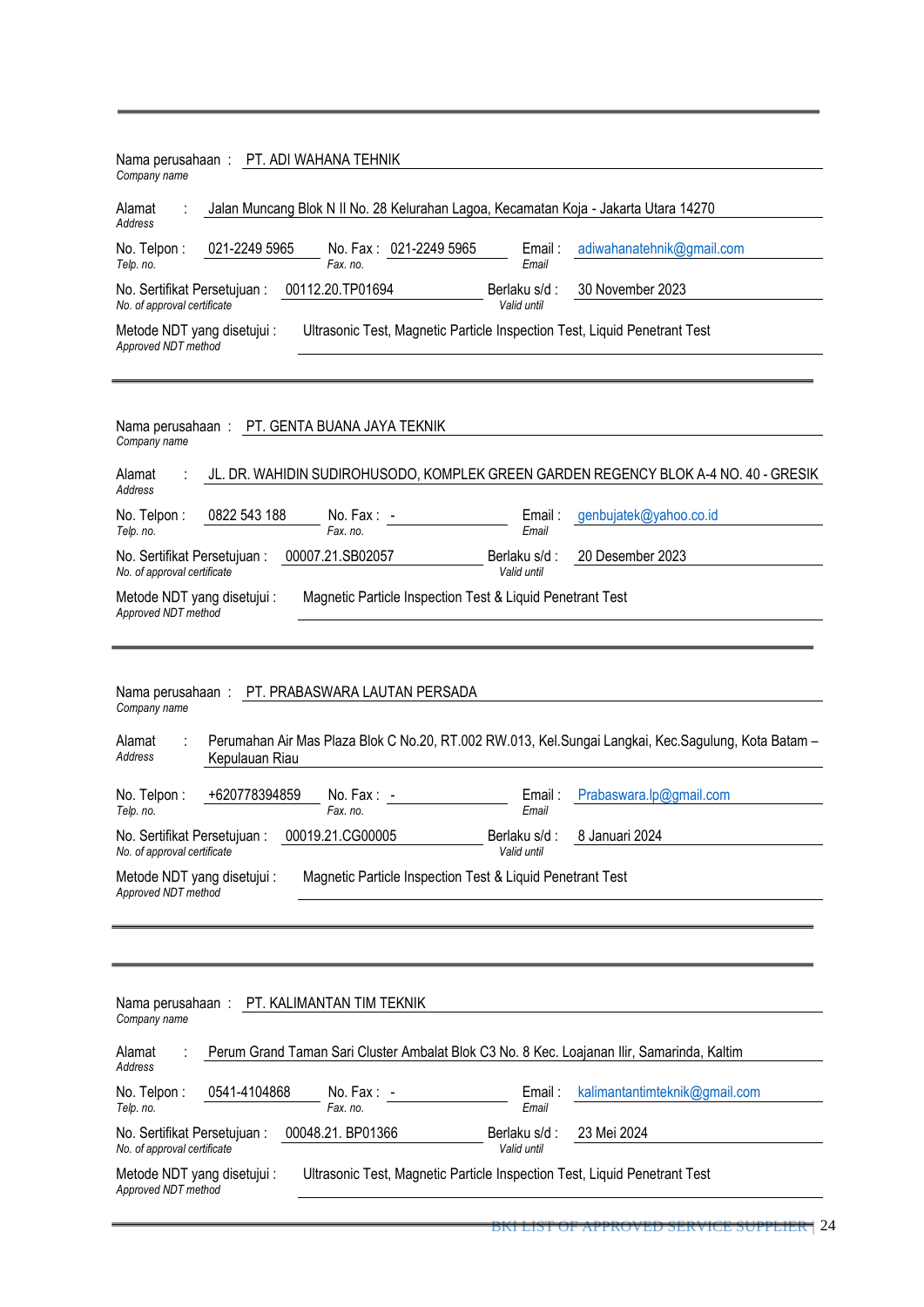---

Nama perusahaan : PT. ADI WAHANA TEHNIK
*Company name*

Alamat : Jalan Muncang Blok N II No. 28 Kelurahan Lagoa, Kecamatan Koja - Jakarta Utara 14270
*Address*

No. Telpon : 021-2249 5965 No. Fax : 021-2249 5965 Email : adiwahanatehnik@gmail.com
*Telp. no.* *Fax. no.* *Email*

No. Sertifikat Persetujuan : 00112.20.TP01694 Berlaku s/d : 30 November 2023
*No. of approval certificate* *Valid until*

Metode NDT yang disetujui : Ultrasonic Test, Magnetic Particle Inspection Test, Liquid Penetrant Test
*Approved NDT method*

---

Nama perusahaan : PT. GENTA BUANA JAYA TEKNIK
*Company name*

Alamat : JL. DR. WAHIDIN SUDIROHUSODO, KOMPLEK GREEN GARDEN REGENCY BLOK A-4 NO. 40 - GRESIK
*Address*

No. Telpon : 0822 543 188 No. Fax : - Email : genbujatek@yahoo.co.id
*Telp. no.* *Fax. no.* *Email*

No. Sertifikat Persetujuan : 00007.21.SB02057 Berlaku s/d : 20 Desember 2023
*No. of approval certificate* *Valid until*

Metode NDT yang disetujui : Magnetic Particle Inspection Test & Liquid Penetrant Test
*Approved NDT method*

---

Nama perusahaan : PT. PRABASWARA LAUTAN PERSADA
*Company name*

Alamat : Perumahan Air Mas Plaza Blok C No.20, RT.002 RW.013, Kel.Sungai Langkai, Kec.Sagulung, Kota Batam – Kepulauan Riau
*Address*

No. Telpon : +620778394859 No. Fax : - Email : Prabaswara.lp@gmail.com
*Telp. no.* *Fax. no.* *Email*

No. Sertifikat Persetujuan : 00019.21.CG00005 Berlaku s/d : 8 Januari 2024
*No. of approval certificate* *Valid until*

Metode NDT yang disetujui : Magnetic Particle Inspection Test & Liquid Penetrant Test
*Approved NDT method*

---

Nama perusahaan : PT. KALIMANTAN TIM TEKNIK
*Company name*

Alamat : Perum Grand Taman Sari Cluster Ambalat Blok C3 No. 8 Kec. Loajanan Ilir, Samarinda, Kaltim
*Address*

No. Telpon : 0541-4104868 No. Fax : - Email : kalimantantimteknik@gmail.com
*Telp. no.* *Fax. no.* *Email*

No. Sertifikat Persetujuan : 00048.21. BP01366 Berlaku s/d : 23 Mei 2024
*No. of approval certificate* *Valid until*

Metode NDT yang disetujui : Ultrasonic Test, Magnetic Particle Inspection Test, Liquid Penetrant Test
*Approved NDT method*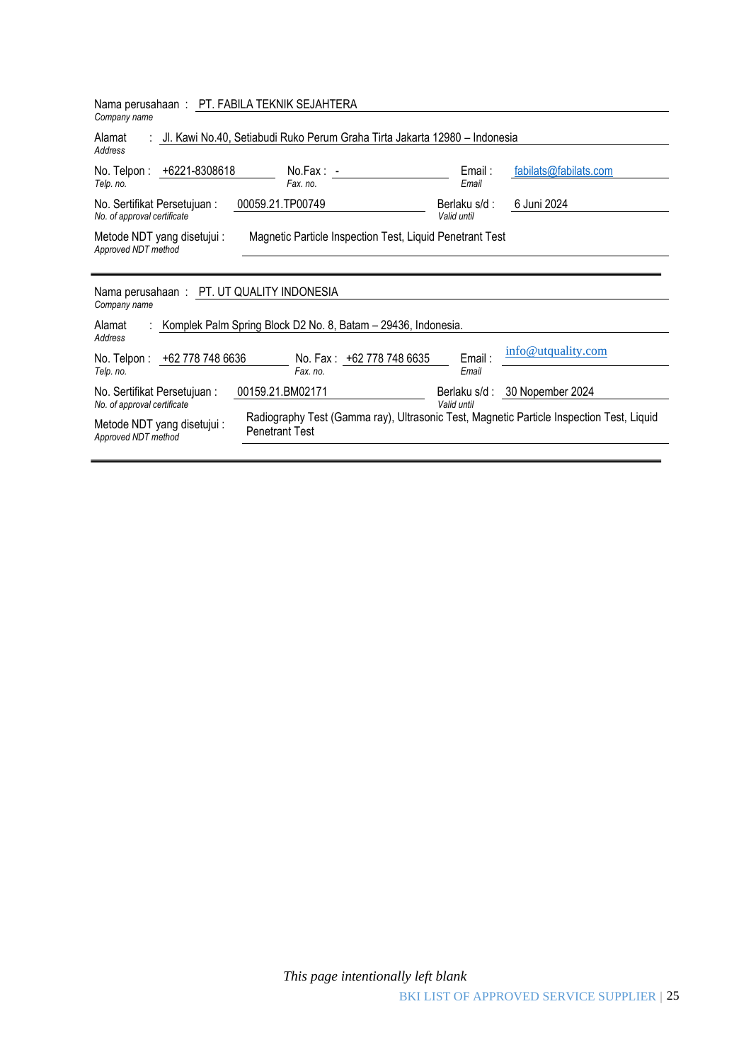Nama perusahaan : PT. FABILA TEKNIK SEJAHTERA
*Company name*

Alamat : Jl. Kawi No.40, Setiabudi Ruko Perum Graha Tirta Jakarta 12980 – Indonesia
*Address*

No. Telpon : +6221-8308618
*Telp. no.*

No.Fax : -
*Fax. no.*

Email : fabilats@fabilats.com
*Email*

No. Sertifikat Persetujuan : 00059.21.TP00749
*No. of approval certificate*

Berlaku s/d : 6 Juni 2024
*Valid until*

Metode NDT yang disetujui : Magnetic Particle Inspection Test, Liquid Penetrant Test
*Approved NDT method*

---

Nama perusahaan : PT. UT QUALITY INDONESIA
*Company name*

Alamat : Komplek Palm Spring Block D2 No. 8, Batam – 29436, Indonesia.
*Address*

No. Telpon : +62 778 748 6636
*Telp. no.*

No. Fax : +62 778 748 6635
*Fax. no.*

Email : info@utquality.com
*Email*

No. Sertifikat Persetujuan : 00159.21.BM02171
*No. of approval certificate*

Berlaku s/d : 30 Nopember 2024
*Valid until*

Metode NDT yang disetujui : Radiography Test (Gamma ray), Ultrasonic Test, Magnetic Particle Inspection Test, Liquid Penetrant Test
*Approved NDT method*

---

*This page intentionally left blank*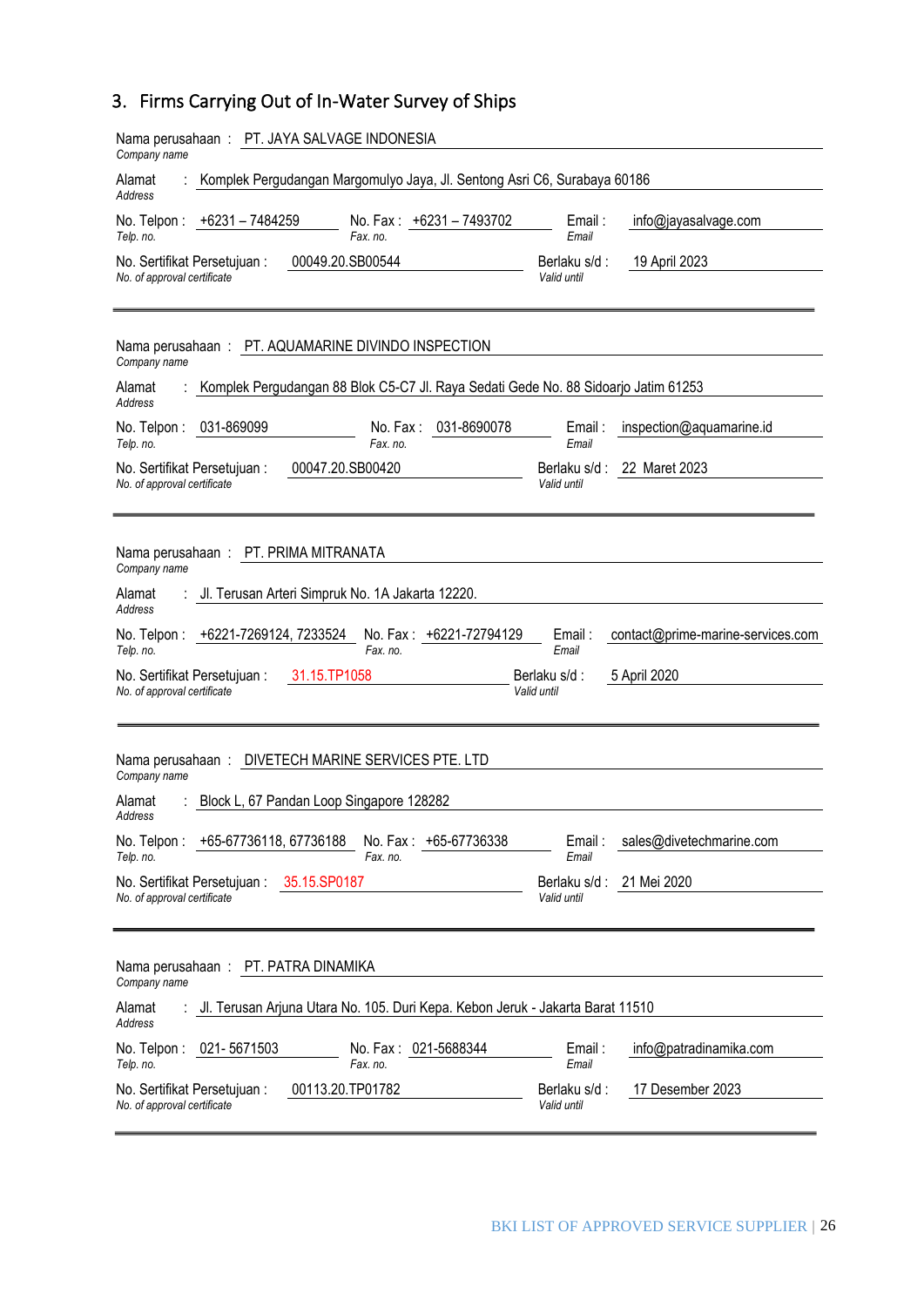## 3. Firms Carrying Out of In-Water Survey of Ships

Nama perusahaan : PT. JAYA SALVAGE INDONESIA
*Company name*

Alamat : Komplek Pergudangan Margomulyo Jaya, Jl. Sentong Asri C6, Surabaya 60186
*Address*

No. Telpon : +6231 – 7484259 &nbsp;&nbsp; No. Fax : +6231 – 7493702 &nbsp;&nbsp; Email : info@jayasalvage.com
*Telp. no.* &nbsp;&nbsp; *Fax. no.* &nbsp;&nbsp; *Email*

No. Sertifikat Persetujuan : 00049.20.SB00544 &nbsp;&nbsp; Berlaku s/d : 19 April 2023
*No. of approval certificate* &nbsp;&nbsp; *Valid until*

---

Nama perusahaan : PT. AQUAMARINE DIVINDO INSPECTION
*Company name*

Alamat : Komplek Pergudangan 88 Blok C5-C7 Jl. Raya Sedati Gede No. 88 Sidoarjo Jatim 61253
*Address*

No. Telpon : 031-869099 &nbsp;&nbsp; No. Fax : 031-8690078 &nbsp;&nbsp; Email : inspection@aquamarine.id
*Telp. no.* &nbsp;&nbsp; *Fax. no.* &nbsp;&nbsp; *Email*

No. Sertifikat Persetujuan : 00047.20.SB00420 &nbsp;&nbsp; Berlaku s/d : 22 Maret 2023
*No. of approval certificate* &nbsp;&nbsp; *Valid until*

---

Nama perusahaan : PT. PRIMA MITRANATA
*Company name*

Alamat : Jl. Terusan Arteri Simpruk No. 1A Jakarta 12220.
*Address*

No. Telpon : +6221-7269124, 7233524 &nbsp;&nbsp; No. Fax : +6221-72794129 &nbsp;&nbsp; Email : contact@prime-marine-services.com
*Telp. no.* &nbsp;&nbsp; *Fax. no.* &nbsp;&nbsp; *Email*

No. Sertifikat Persetujuan : 31.15.TP1058 &nbsp;&nbsp; Berlaku s/d : 5 April 2020
*No. of approval certificate* &nbsp;&nbsp; *Valid until*

---

Nama perusahaan : DIVETECH MARINE SERVICES PTE. LTD
*Company name*

Alamat : Block L, 67 Pandan Loop Singapore 128282
*Address*

No. Telpon : +65-67736118, 67736188 &nbsp;&nbsp; No. Fax : +65-67736338 &nbsp;&nbsp; Email : sales@divetechmarine.com
*Telp. no.* &nbsp;&nbsp; *Fax. no.* &nbsp;&nbsp; *Email*

No. Sertifikat Persetujuan : 35.15.SP0187 &nbsp;&nbsp; Berlaku s/d : 21 Mei 2020
*No. of approval certificate* &nbsp;&nbsp; *Valid until*

---

Nama perusahaan : PT. PATRA DINAMIKA
*Company name*

Alamat : Jl. Terusan Arjuna Utara No. 105. Duri Kepa. Kebon Jeruk - Jakarta Barat 11510
*Address*

No. Telpon : 021- 5671503 &nbsp;&nbsp; No. Fax : 021-5688344 &nbsp;&nbsp; Email : info@patradinamika.com
*Telp. no.* &nbsp;&nbsp; *Fax. no.* &nbsp;&nbsp; *Email*

No. Sertifikat Persetujuan : 00113.20.TP01782 &nbsp;&nbsp; Berlaku s/d : 17 Desember 2023
*No. of approval certificate* &nbsp;&nbsp; *Valid until*

---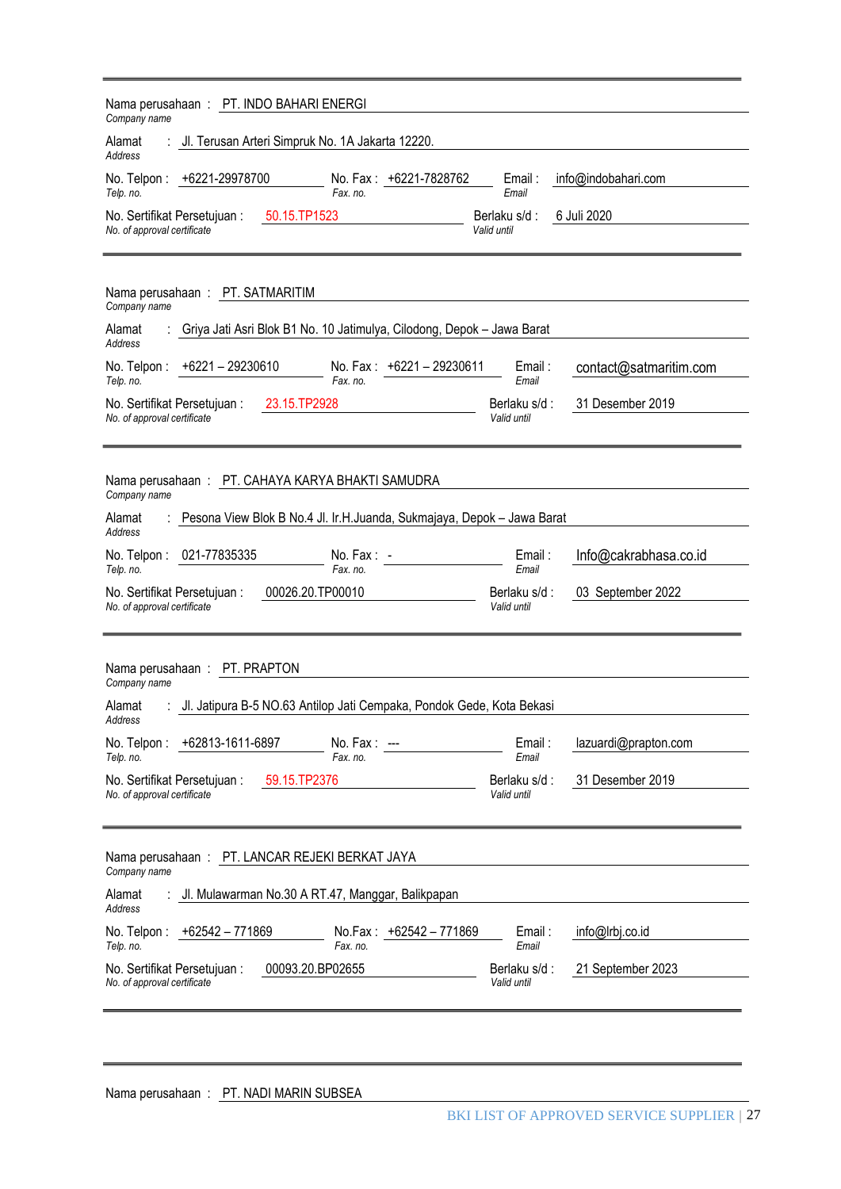---

Nama perusahaan : PT. INDO BAHARI ENERGI
*Company name*

Alamat : Jl. Terusan Arteri Simpruk No. 1A Jakarta 12220.
*Address*

No. Telpon : +6221-29978700 No. Fax : +6221-7828762 Email : info@indobahari.com
*Telp. no.* *Fax. no.* *Email*

No. Sertifikat Persetujuan : 50.15.TP1523 Berlaku s/d : 6 Juli 2020
*No. of approval certificate* *Valid until*

---

Nama perusahaan : PT. SATMARITIM
*Company name*

Alamat : Griya Jati Asri Blok B1 No. 10 Jatimulya, Cilodong, Depok – Jawa Barat
*Address*

No. Telpon : +6221 – 29230610 No. Fax : +6221 – 29230611 Email : contact@satmaritim.com
*Telp. no.* *Fax. no.* *Email*

No. Sertifikat Persetujuan : 23.15.TP2928 Berlaku s/d : 31 Desember 2019
*No. of approval certificate* *Valid until*

---

Nama perusahaan : PT. CAHAYA KARYA BHAKTI SAMUDRA
*Company name*

Alamat : Pesona View Blok B No.4 Jl. Ir.H.Juanda, Sukmajaya, Depok – Jawa Barat
*Address*

No. Telpon : 021-77835335 No. Fax : - Email : Info@cakrabhasa.co.id
*Telp. no.* *Fax. no.* *Email*

No. Sertifikat Persetujuan : 00026.20.TP00010 Berlaku s/d : 03 September 2022
*No. of approval certificate* *Valid until*

---

Nama perusahaan : PT. PRAPTON
*Company name*

Alamat : Jl. Jatipura B-5 NO.63 Antilop Jati Cempaka, Pondok Gede, Kota Bekasi
*Address*

No. Telpon : +62813-1611-6897 No. Fax : --- Email : lazuardi@prapton.com
*Telp. no.* *Fax. no.* *Email*

No. Sertifikat Persetujuan : 59.15.TP2376 Berlaku s/d : 31 Desember 2019
*No. of approval certificate* *Valid until*

---

Nama perusahaan : PT. LANCAR REJEKI BERKAT JAYA
*Company name*

Alamat : Jl. Mulawarman No.30 A RT.47, Manggar, Balikpapan
*Address*

No. Telpon : +62542 – 771869 No.Fax : +62542 – 771869 Email : info@lrbj.co.id
*Telp. no.* *Fax. no.* *Email*

No. Sertifikat Persetujuan : 00093.20.BP02655 Berlaku s/d : 21 September 2023
*No. of approval certificate* *Valid until*

---

Nama perusahaan : PT. NADI MARIN SUBSEA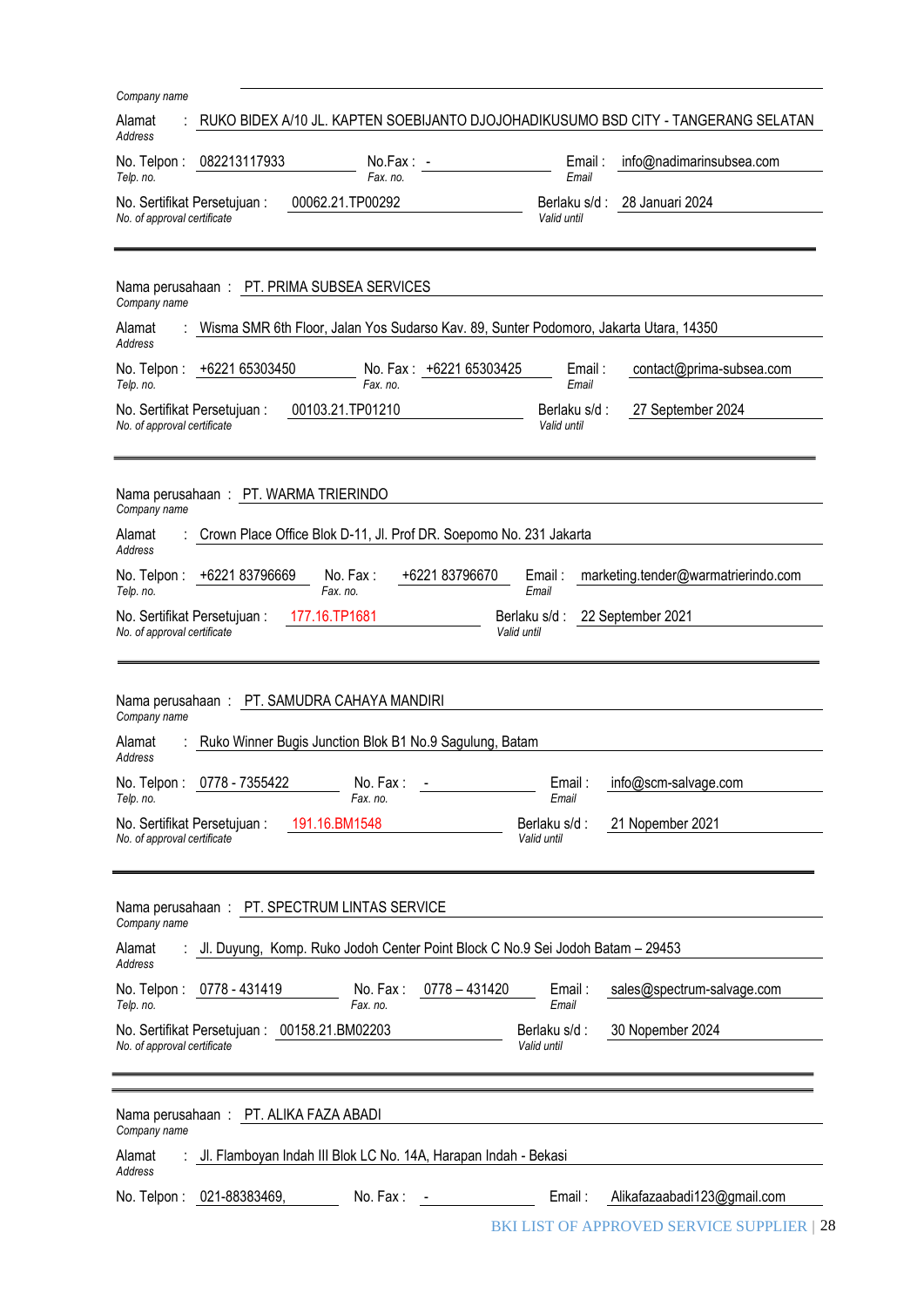Company name

Alamat : RUKO BIDEX A/10 JL. KAPTEN SOEBIJANTO DJOJOHADIKUSUMO BSD CITY - TANGERANG SELATAN
*Address*

No. Telpon : 082213117933 No.Fax : - Email : info@nadimarinsubsea.com
*Telp. no.* *Fax. no.* *Email*

No. Sertifikat Persetujuan : 00062.21.TP00292 Berlaku s/d : 28 Januari 2024
*No. of approval certificate* *Valid until*

---

Nama perusahaan : PT. PRIMA SUBSEA SERVICES
*Company name*

Alamat : Wisma SMR 6th Floor, Jalan Yos Sudarso Kav. 89, Sunter Podomoro, Jakarta Utara, 14350
*Address*

No. Telpon : +6221 65303450 No. Fax : +6221 65303425 Email : contact@prima-subsea.com
*Telp. no.* *Fax. no.* *Email*

No. Sertifikat Persetujuan : 00103.21.TP01210 Berlaku s/d : 27 September 2024
*No. of approval certificate* *Valid until*

---

Nama perusahaan : PT. WARMA TRIERINDO
*Company name*

Alamat : Crown Place Office Blok D-11, Jl. Prof DR. Soepomo No. 231 Jakarta
*Address*

No. Telpon : +6221 83796669 No. Fax : +6221 83796670 Email : marketing.tender@warmatrierindo.com
*Telp. no.* *Fax. no.* *Email*

No. Sertifikat Persetujuan : 177.16.TP1681 Berlaku s/d : 22 September 2021
*No. of approval certificate* *Valid until*

---

Nama perusahaan : PT. SAMUDRA CAHAYA MANDIRI
*Company name*

Alamat : Ruko Winner Bugis Junction Blok B1 No.9 Sagulung, Batam
*Address*

No. Telpon : 0778 - 7355422 No. Fax : - Email : info@scm-salvage.com
*Telp. no.* *Fax. no.* *Email*

No. Sertifikat Persetujuan : 191.16.BM1548 Berlaku s/d : 21 Nopember 2021
*No. of approval certificate* *Valid until*

---

Nama perusahaan : PT. SPECTRUM LINTAS SERVICE
*Company name*

Alamat : Jl. Duyung, Komp. Ruko Jodoh Center Point Block C No.9 Sei Jodoh Batam – 29453
*Address*

No. Telpon : 0778 - 431419 No. Fax : 0778 – 431420 Email : sales@spectrum-salvage.com
*Telp. no.* *Fax. no.* *Email*

No. Sertifikat Persetujuan : 00158.21.BM02203 Berlaku s/d : 30 Nopember 2024
*No. of approval certificate* *Valid until*

---

Nama perusahaan : PT. ALIKA FAZA ABADI
*Company name*

Alamat : Jl. Flamboyan Indah III Blok LC No. 14A, Harapan Indah - Bekasi
*Address*

No. Telpon : 021-88383469, No. Fax : - Email : Alikafazaabadi123@gmail.com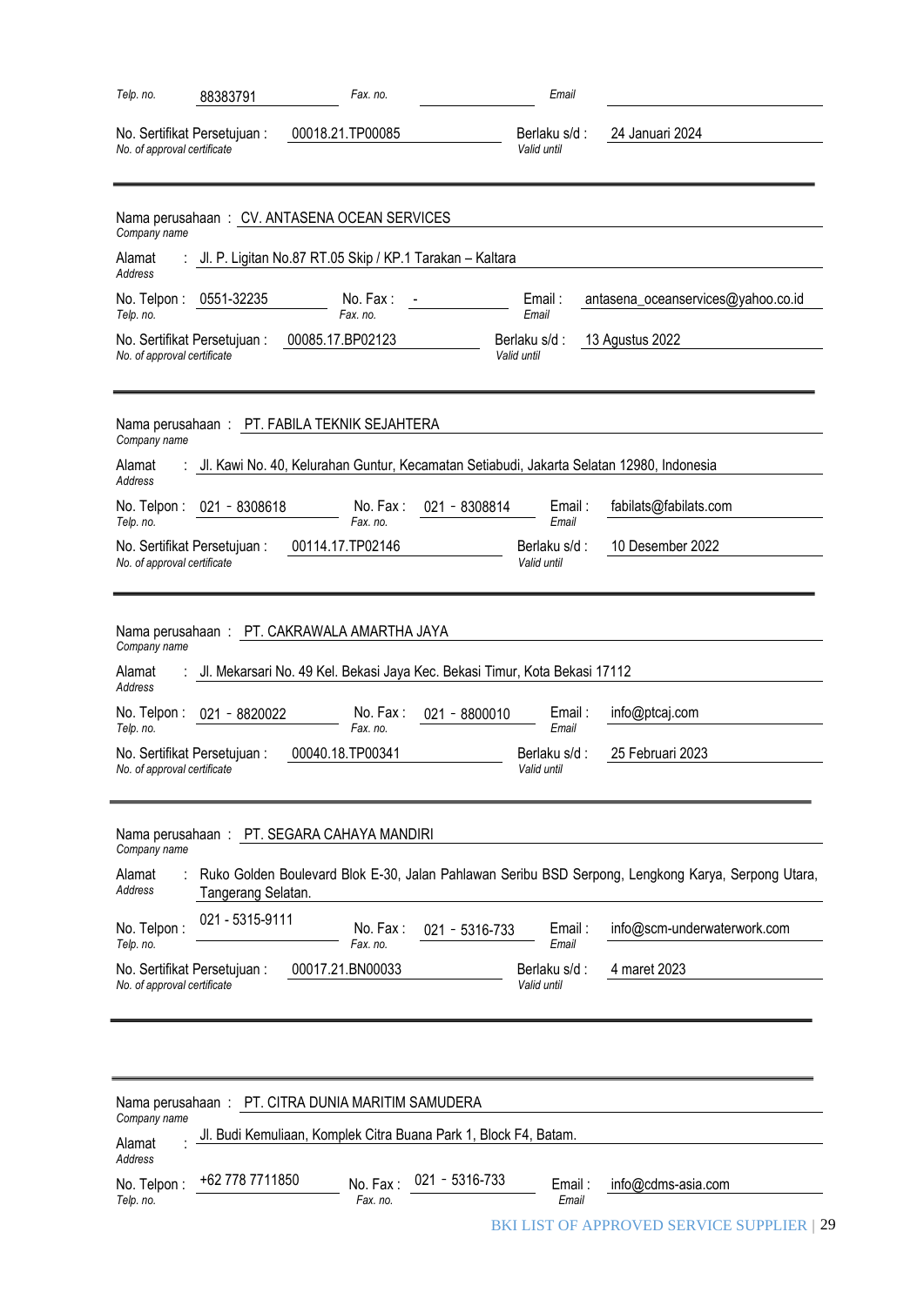Telp. no. 88383791 Fax. no. Email

No. Sertifikat Persetujuan : 00018.21.TP00085 Berlaku s/d : 24 Januari 2024
*No. of approval certificate* *Valid until*

---

Nama perusahaan : CV. ANTASENA OCEAN SERVICES
*Company name*

Alamat : Jl. P. Ligitan No.87 RT.05 Skip / KP.1 Tarakan – Kaltara
*Address*

No. Telpon : 0551-32235 No. Fax : - Email : antasena_oceanservices@yahoo.co.id
*Telp. no.* *Fax. no.* *Email*

No. Sertifikat Persetujuan : 00085.17.BP02123 Berlaku s/d : 13 Agustus 2022
*No. of approval certificate* *Valid until*

---

Nama perusahaan : PT. FABILA TEKNIK SEJAHTERA
*Company name*

Alamat : Jl. Kawi No. 40, Kelurahan Guntur, Kecamatan Setiabudi, Jakarta Selatan 12980, Indonesia
*Address*

No. Telpon : 021 - 8308618 No. Fax : 021 - 8308814 Email : fabilats@fabilats.com
*Telp. no.* *Fax. no.* *Email*

No. Sertifikat Persetujuan : 00114.17.TP02146 Berlaku s/d : 10 Desember 2022
*No. of approval certificate* *Valid until*

---

Nama perusahaan : PT. CAKRAWALA AMARTHA JAYA
*Company name*

Alamat : Jl. Mekarsari No. 49 Kel. Bekasi Jaya Kec. Bekasi Timur, Kota Bekasi 17112
*Address*

No. Telpon : 021 - 8820022 No. Fax : 021 - 8800010 Email : info@ptcaj.com
*Telp. no.* *Fax. no.* *Email*

No. Sertifikat Persetujuan : 00040.18.TP00341 Berlaku s/d : 25 Februari 2023
*No. of approval certificate* *Valid until*

---

Nama perusahaan : PT. SEGARA CAHAYA MANDIRI
*Company name*

Alamat : Ruko Golden Boulevard Blok E-30, Jalan Pahlawan Seribu BSD Serpong, Lengkong Karya, Serpong Utara, Tangerang Selatan.
*Address*

No. Telpon : 021 - 5315-9111 No. Fax : 021 - 5316-733 Email : info@scm-underwaterwork.com
*Telp. no.* *Fax. no.* *Email*

No. Sertifikat Persetujuan : 00017.21.BN00033 Berlaku s/d : 4 maret 2023
*No. of approval certificate* *Valid until*

---

Nama perusahaan : PT. CITRA DUNIA MARITIM SAMUDERA
*Company name*

Alamat : Jl. Budi Kemuliaan, Komplek Citra Buana Park 1, Block F4, Batam.
*Address*

No. Telpon : +62 778 7711850 No. Fax : 021 - 5316-733 Email : info@cdms-asia.com
*Telp. no.* *Fax. no.* *Email*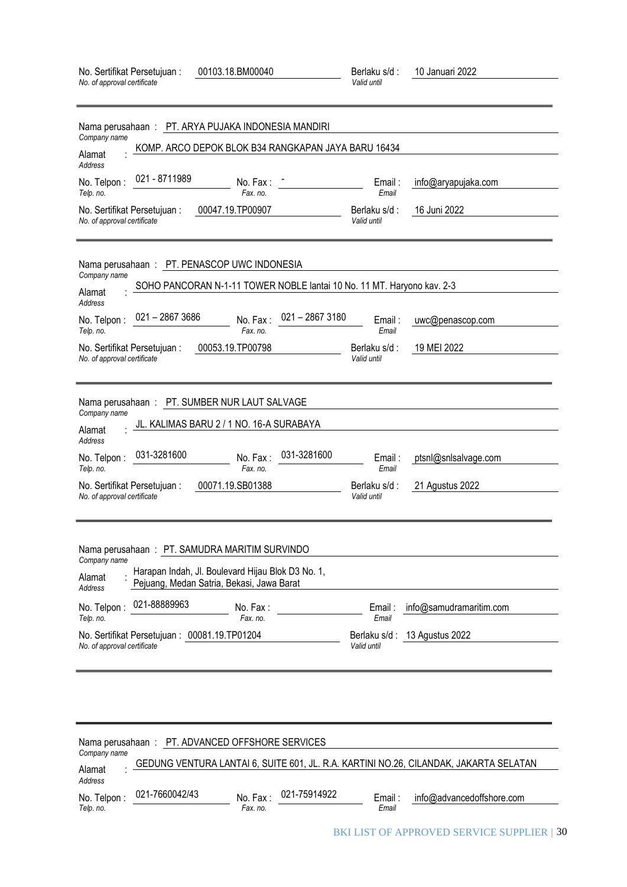No. Sertifikat Persetujuan : 00103.18.BM00040
*No. of approval certificate*

Berlaku s/d : 10 Januari 2022
*Valid until*

---

Nama perusahaan : PT. ARYA PUJAKA INDONESIA MANDIRI
*Company name*

Alamat : KOMP. ARCO DEPOK BLOK B34 RANGKAPAN JAYA BARU 16434
*Address*

No. Telpon : 021 - 8711989
*Telp. no.*

No. Fax : -
*Fax. no.*

Email : info@aryapujaka.com
*Email*

No. Sertifikat Persetujuan : 00047.19.TP00907
*No. of approval certificate*

Berlaku s/d : 16 Juni 2022
*Valid until*

---

Nama perusahaan : PT. PENASCOP UWC INDONESIA
*Company name*

Alamat : SOHO PANCORAN N-1-11 TOWER NOBLE lantai 10 No. 11 MT. Haryono kav. 2-3
*Address*

No. Telpon : 021 – 2867 3686
*Telp. no.*

No. Fax : 021 – 2867 3180
*Fax. no.*

Email : uwc@penascop.com
*Email*

No. Sertifikat Persetujuan : 00053.19.TP00798
*No. of approval certificate*

Berlaku s/d : 19 MEI 2022
*Valid until*

---

Nama perusahaan : PT. SUMBER NUR LAUT SALVAGE
*Company name*

Alamat : JL. KALIMAS BARU 2 / 1 NO. 16-A SURABAYA
*Address*

No. Telpon : 031-3281600
*Telp. no.*

No. Fax : 031-3281600
*Fax. no.*

Email : ptsnl@snlsalvage.com
*Email*

No. Sertifikat Persetujuan : 00071.19.SB01388
*No. of approval certificate*

Berlaku s/d : 21 Agustus 2022
*Valid until*

---

Nama perusahaan : PT. SAMUDRA MARITIM SURVINDO
*Company name*

Alamat : Harapan Indah, Jl. Boulevard Hijau Blok D3 No. 1, Pejuang, Medan Satria, Bekasi, Jawa Barat
*Address*

No. Telpon : 021-88889963
*Telp. no.*

No. Fax :
*Fax. no.*

Email : info@samudramaritim.com
*Email*

No. Sertifikat Persetujuan : 00081.19.TP01204
*No. of approval certificate*

Berlaku s/d : 13 Agustus 2022
*Valid until*

---

Nama perusahaan : PT. ADVANCED OFFSHORE SERVICES
*Company name*

Alamat : GEDUNG VENTURA LANTAI 6, SUITE 601, JL. R.A. KARTINI NO.26, CILANDAK, JAKARTA SELATAN
*Address*

No. Telpon : 021-7660042/43
*Telp. no.*

No. Fax : 021-75914922
*Fax. no.*

Email : info@advancedoffshore.com
*Email*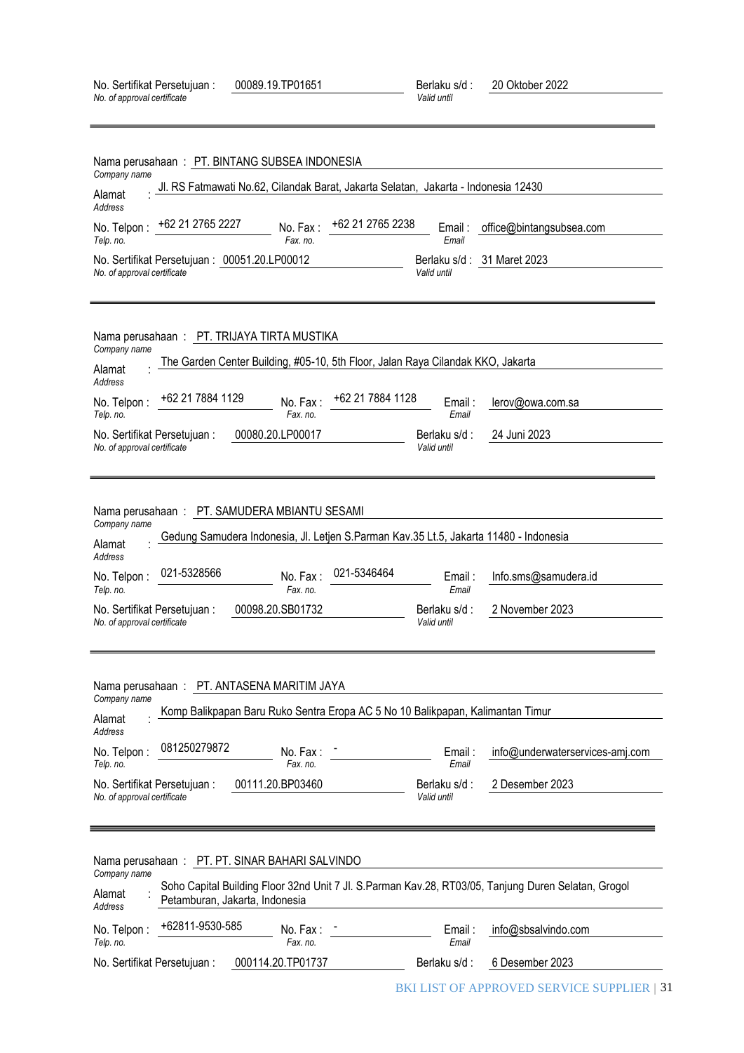No. Sertifikat Persetujuan : 00089.19.TP01651 Berlaku s/d : 20 Oktober 2022
*No. of approval certificate* *Valid until*

---

Nama perusahaan : PT. BINTANG SUBSEA INDONESIA
*Company name*

Alamat : Jl. RS Fatmawati No.62, Cilandak Barat, Jakarta Selatan, Jakarta - Indonesia 12430
*Address*

No. Telpon : +62 21 2765 2227 No. Fax : +62 21 2765 2238 Email : office@bintangsubsea.com
*Telp. no.* *Fax. no.* *Email*

No. Sertifikat Persetujuan : 00051.20.LP00012 Berlaku s/d : 31 Maret 2023
*No. of approval certificate* *Valid until*

---

Nama perusahaan : PT. TRIJAYA TIRTA MUSTIKA
*Company name*

Alamat : The Garden Center Building, #05-10, 5th Floor, Jalan Raya Cilandak KKO, Jakarta
*Address*

No. Telpon : +62 21 7884 1129 No. Fax : +62 21 7884 1128 Email : lerov@owa.com.sa
*Telp. no.* *Fax. no.* *Email*

No. Sertifikat Persetujuan : 00080.20.LP00017 Berlaku s/d : 24 Juni 2023
*No. of approval certificate* *Valid until*

---

Nama perusahaan : PT. SAMUDERA MBIANTU SESAMI
*Company name*

Alamat : Gedung Samudera Indonesia, Jl. Letjen S.Parman Kav.35 Lt.5, Jakarta 11480 - Indonesia
*Address*

No. Telpon : 021-5328566 No. Fax : 021-5346464 Email : Info.sms@samudera.id
*Telp. no.* *Fax. no.* *Email*

No. Sertifikat Persetujuan : 00098.20.SB01732 Berlaku s/d : 2 November 2023
*No. of approval certificate* *Valid until*

---

Nama perusahaan : PT. ANTASENA MARITIM JAYA
*Company name*

Alamat : Komp Balikpapan Baru Ruko Sentra Eropa AC 5 No 10 Balikpapan, Kalimantan Timur
*Address*

No. Telpon : 081250279872 No. Fax : - Email : info@underwaterservices-amj.com
*Telp. no.* *Fax. no.* *Email*

No. Sertifikat Persetujuan : 00111.20.BP03460 Berlaku s/d : 2 Desember 2023
*No. of approval certificate* *Valid until*

---

Nama perusahaan : PT. PT. SINAR BAHARI SALVINDO
*Company name*

Alamat : Soho Capital Building Floor 32nd Unit 7 Jl. S.Parman Kav.28, RT03/05, Tanjung Duren Selatan, Grogol Petamburan, Jakarta, Indonesia
*Address*

No. Telpon : +62811-9530-585 No. Fax : - Email : info@sbsalvindo.com
*Telp. no.* *Fax. no.* *Email*

No. Sertifikat Persetujuan : 000114.20.TP01737 Berlaku s/d : 6 Desember 2023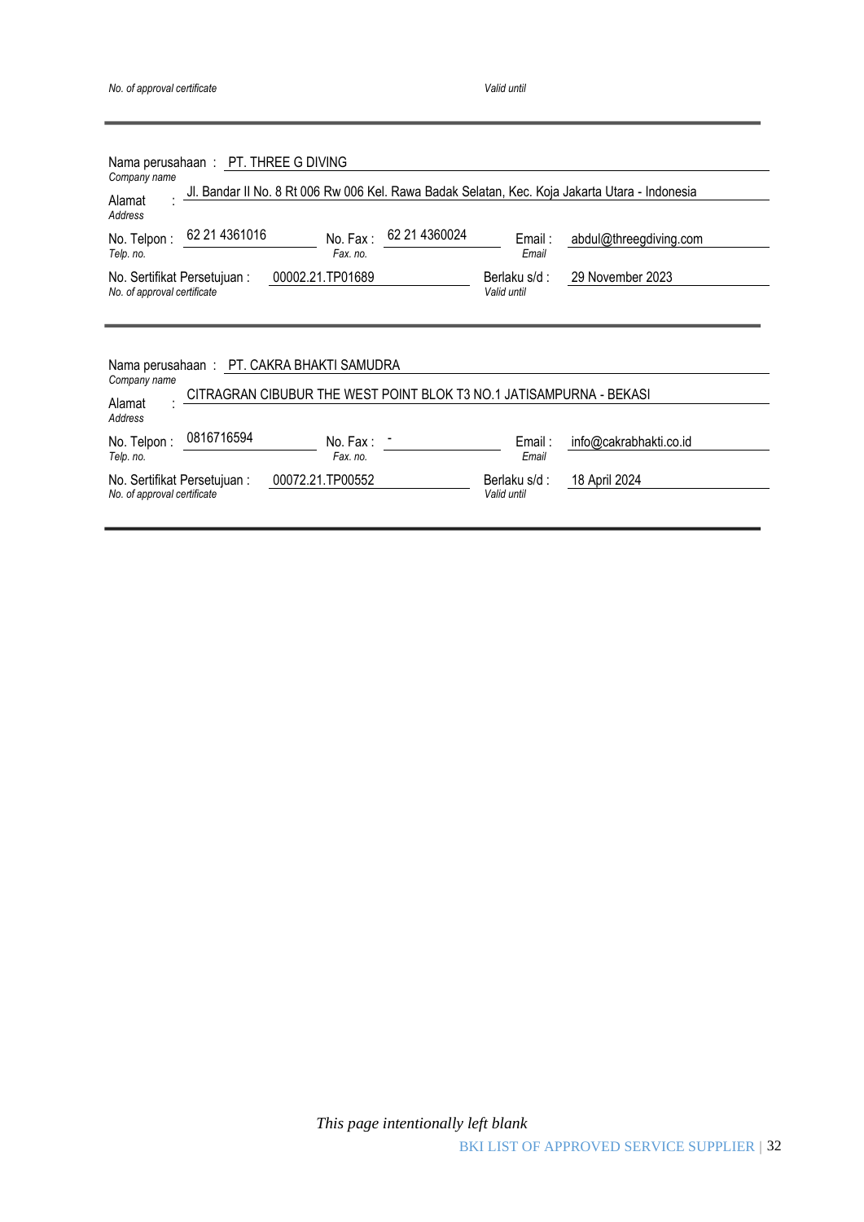*No. of approval certificate* *Valid until*

---

Nama perusahaan : PT. THREE G DIVING
*Company name*

Alamat : Jl. Bandar II No. 8 Rt 006 Rw 006 Kel. Rawa Badak Selatan, Kec. Koja Jakarta Utara - Indonesia
*Address*

No. Telpon : 62 21 4361016 No. Fax : 62 21 4360024 Email : abdul@threegdiving.com
*Telp. no.* *Fax. no.* *Email*

No. Sertifikat Persetujuan : 00002.21.TP01689 Berlaku s/d : 29 November 2023
*No. of approval certificate* *Valid until*

---

Nama perusahaan : PT. CAKRA BHAKTI SAMUDRA
*Company name*

Alamat : CITRAGRAN CIBUBUR THE WEST POINT BLOK T3 NO.1 JATISAMPURNA - BEKASI
*Address*

No. Telpon : 0816716594 No. Fax : - Email : info@cakrabhakti.co.id
*Telp. no.* *Fax. no.* *Email*

No. Sertifikat Persetujuan : 00072.21.TP00552 Berlaku s/d : 18 April 2024
*No. of approval certificate* *Valid until*

---

*This page intentionally left blank*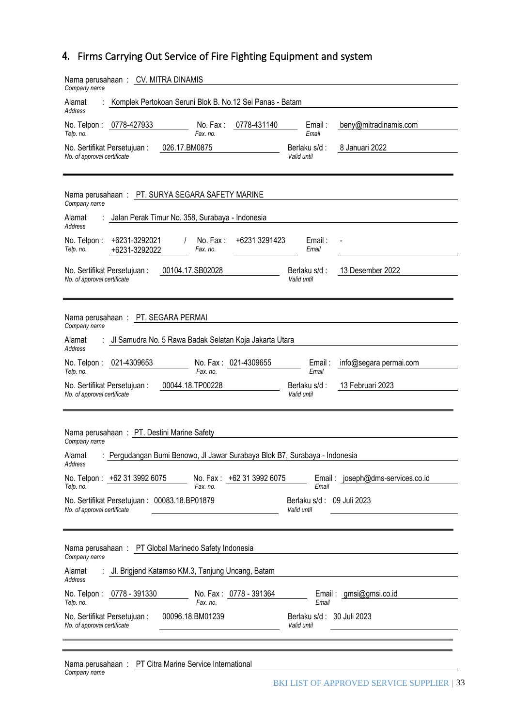## 4. Firms Carrying Out Service of Fire Fighting Equipment and system

Nama perusahaan : CV. MITRA DINAMIS
*Company name*

Alamat : Komplek Pertokoan Seruni Blok B. No.12 Sei Panas - Batam
*Address*

No. Telpon : 0778-427933 | No. Fax : 0778-431140 | Email : beny@mitradinamis.com
*Telp. no.* | *Fax. no.* | *Email*

No. Sertifikat Persetujuan : 026.17.BM0875 | Berlaku s/d : 8 Januari 2022
*No. of approval certificate* | *Valid until*

---

Nama perusahaan : PT. SURYA SEGARA SAFETY MARINE
*Company name*

Alamat : Jalan Perak Timur No. 358, Surabaya - Indonesia
*Address*

No. Telpon : +6231-3292021 / +6231-3292022 | No. Fax : +6231 3291423 | Email : -
*Telp. no.* | *Fax. no.* | *Email*

No. Sertifikat Persetujuan : 00104.17.SB02028 | Berlaku s/d : 13 Desember 2022
*No. of approval certificate* | *Valid until*

---

Nama perusahaan : PT. SEGARA PERMAI
*Company name*

Alamat : Jl Samudra No. 5 Rawa Badak Selatan Koja Jakarta Utara
*Address*

No. Telpon : 021-4309653 | No. Fax : 021-4309655 | Email : info@segara permai.com
*Telp. no.* | *Fax. no.* | *Email*

No. Sertifikat Persetujuan : 00044.18.TP00228 | Berlaku s/d : 13 Februari 2023
*No. of approval certificate* | *Valid until*

---

Nama perusahaan : PT. Destini Marine Safety
*Company name*

Alamat : Pergudangan Bumi Benowo, Jl Jawar Surabaya Blok B7, Surabaya - Indonesia
*Address*

No. Telpon : +62 31 3992 6075 | No. Fax : +62 31 3992 6075 | Email : joseph@dms-services.co.id
*Telp. no.* | *Fax. no.* | *Email*

No. Sertifikat Persetujuan : 00083.18.BP01879 | Berlaku s/d : 09 Juli 2023
*No. of approval certificate* | *Valid until*

---

Nama perusahaan : PT Global Marinedo Safety Indonesia
*Company name*

Alamat : Jl. Brigjend Katamso KM.3, Tanjung Uncang, Batam
*Address*

No. Telpon : 0778 - 391330 | No. Fax : 0778 - 391364 | Email : gmsi@gmsi.co.id
*Telp. no.* | *Fax. no.* | *Email*

No. Sertifikat Persetujuan : 00096.18.BM01239 | Berlaku s/d : 30 Juli 2023
*No. of approval certificate* | *Valid until*

---

Nama perusahaan : PT Citra Marine Service International
*Company name*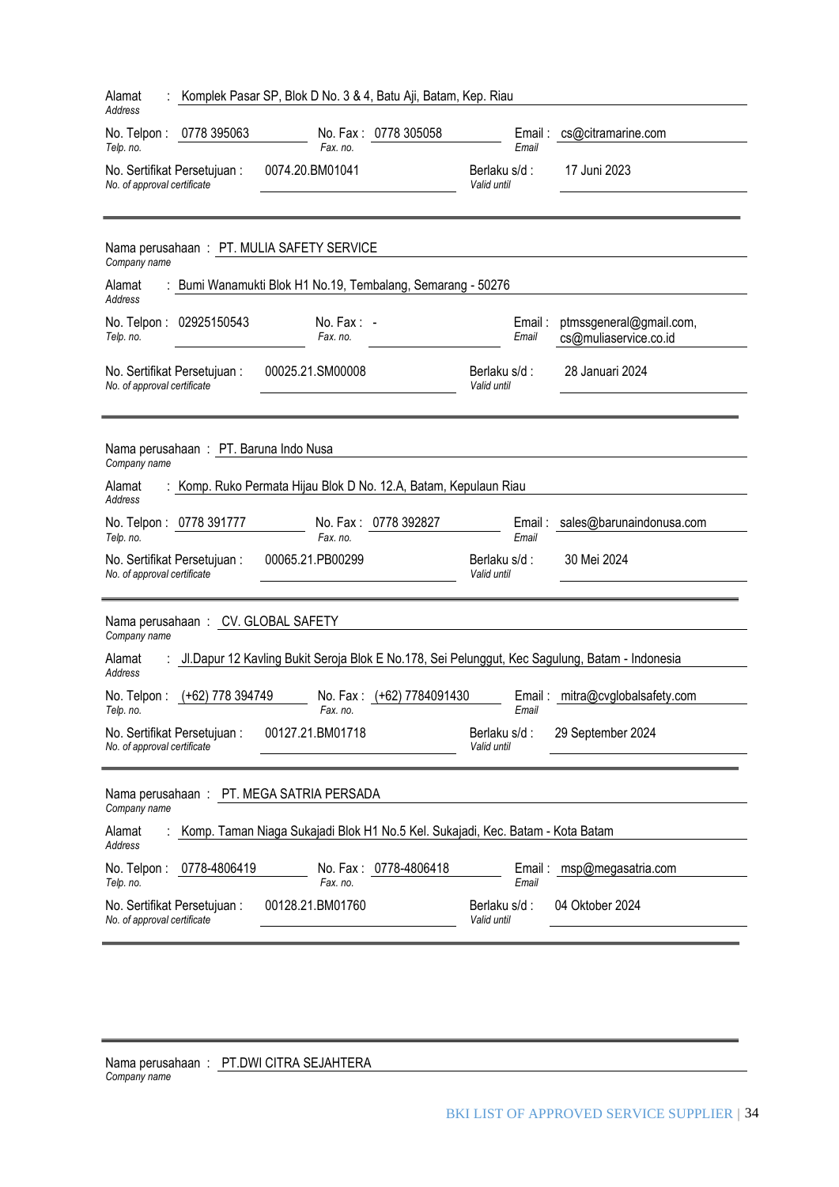Alamat : Komplek Pasar SP, Blok D No. 3 & 4, Batu Aji, Batam, Kep. Riau
*Address*

No. Telpon : 0778 395063 No. Fax : 0778 305058 Email : cs@citramarine.com
*Telp. no.* *Fax. no.* *Email*

No. Sertifikat Persetujuan : 0074.20.BM01041 Berlaku s/d : 17 Juni 2023
*No. of approval certificate* *Valid until*

---

Nama perusahaan : PT. MULIA SAFETY SERVICE
*Company name*

Alamat : Bumi Wanamukti Blok H1 No.19, Tembalang, Semarang - 50276
*Address*

No. Telpon : 02925150543 No. Fax : - Email : ptmssgeneral@gmail.com, cs@muliaservice.co.id
*Telp. no.* *Fax. no.* *Email*

No. Sertifikat Persetujuan : 00025.21.SM00008 Berlaku s/d : 28 Januari 2024
*No. of approval certificate* *Valid until*

---

Nama perusahaan : PT. Baruna Indo Nusa
*Company name*

Alamat : Komp. Ruko Permata Hijau Blok D No. 12.A, Batam, Kepulaun Riau
*Address*

No. Telpon : 0778 391777 No. Fax : 0778 392827 Email : sales@barunaindonusa.com
*Telp. no.* *Fax. no.* *Email*

No. Sertifikat Persetujuan : 00065.21.PB00299 Berlaku s/d : 30 Mei 2024
*No. of approval certificate* *Valid until*

---

Nama perusahaan : CV. GLOBAL SAFETY
*Company name*

Alamat : Jl.Dapur 12 Kavling Bukit Seroja Blok E No.178, Sei Pelunggut, Kec Sagulung, Batam - Indonesia
*Address*

No. Telpon : (+62) 778 394749 No. Fax : (+62) 7784091430 Email : mitra@cvglobalsafety.com
*Telp. no.* *Fax. no.* *Email*

No. Sertifikat Persetujuan : 00127.21.BM01718 Berlaku s/d : 29 September 2024
*No. of approval certificate* *Valid until*

---

Nama perusahaan : PT. MEGA SATRIA PERSADA
*Company name*

Alamat : Komp. Taman Niaga Sukajadi Blok H1 No.5 Kel. Sukajadi, Kec. Batam - Kota Batam
*Address*

No. Telpon : 0778-4806419 No. Fax : 0778-4806418 Email : msp@megasatria.com
*Telp. no.* *Fax. no.* *Email*

No. Sertifikat Persetujuan : 00128.21.BM01760 Berlaku s/d : 04 Oktober 2024
*No. of approval certificate* *Valid until*

---

Nama perusahaan : PT.DWI CITRA SEJAHTERA
*Company name*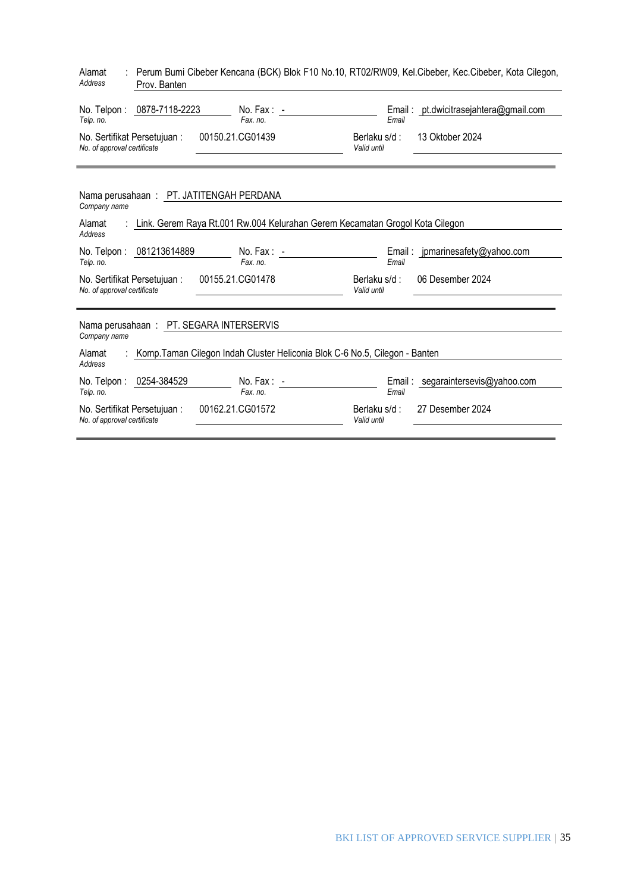Alamat : Perum Bumi Cibeber Kencana (BCK) Blok F10 No.10, RT02/RW09, Kel.Cibeber, Kec.Cibeber, Kota Cilegon, Prov. Banten
*Address*

No. Telpon : 0878-7118-2223 No. Fax : - Email : pt.dwicitrasejahtera@gmail.com
*Telp. no.* *Fax. no.* *Email*

No. Sertifikat Persetujuan : 00150.21.CG01439 Berlaku s/d : 13 Oktober 2024
*No. of approval certificate* *Valid until*

---

Nama perusahaan : PT. JATITENGAH PERDANA
*Company name*

Alamat : Link. Gerem Raya Rt.001 Rw.004 Kelurahan Gerem Kecamatan Grogol Kota Cilegon
*Address*

No. Telpon : 081213614889 No. Fax : - Email : jpmarinesafety@yahoo.com
*Telp. no.* *Fax. no.* *Email*

No. Sertifikat Persetujuan : 00155.21.CG01478 Berlaku s/d : 06 Desember 2024
*No. of approval certificate* *Valid until*

---

Nama perusahaan : PT. SEGARA INTERSERVIS
*Company name*

Alamat : Komp.Taman Cilegon Indah Cluster Heliconia Blok C-6 No.5, Cilegon - Banten
*Address*

No. Telpon : 0254-384529 No. Fax : - Email : segaraintersevis@yahoo.com
*Telp. no.* *Fax. no.* *Email*

No. Sertifikat Persetujuan : 00162.21.CG01572 Berlaku s/d : 27 Desember 2024
*No. of approval certificate* *Valid until*

---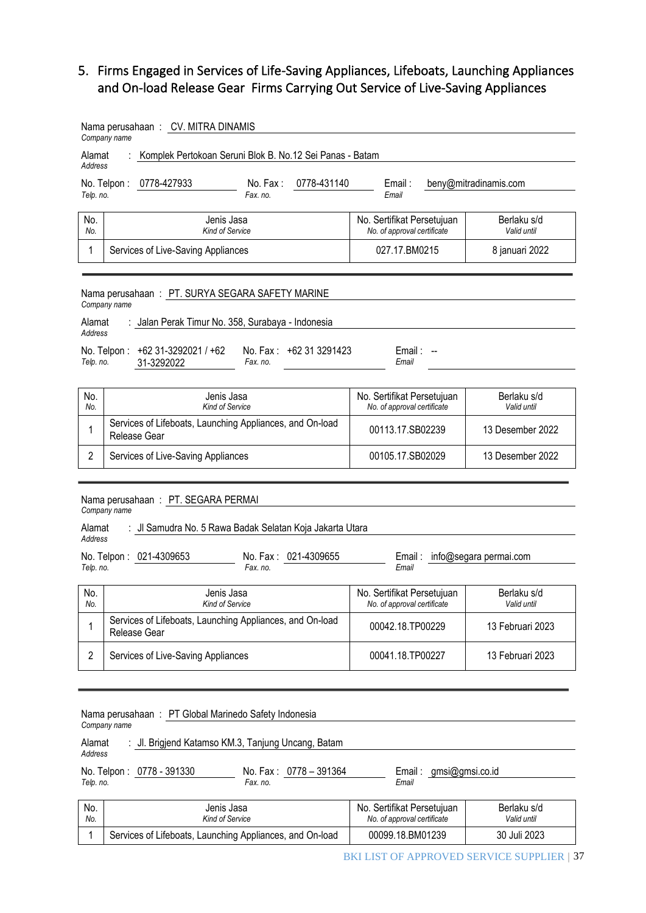## 5. Firms Engaged in Services of Life-Saving Appliances, Lifeboats, Launching Appliances and On-load Release Gear Firms Carrying Out Service of Live-Saving Appliances

Nama perusahaan : CV. MITRA DINAMIS
*Company name*

Alamat : Komplek Pertokoan Seruni Blok B. No.12 Sei Panas - Batam
*Address*

No. Telpon : 0778-427933 No. Fax : 0778-431140 Email : beny@mitradinamis.com
*Telp. no.* *Fax. no.* *Email*

| No. *No.* | Jenis Jasa *Kind of Service* | No. Sertifikat Persetujuan *No. of approval certificate* | Berlaku s/d *Valid until* |
|---|---|---|---|
| 1 | Services of Live-Saving Appliances | 027.17.BM0215 | 8 januari 2022 |

Nama perusahaan : PT. SURYA SEGARA SAFETY MARINE
*Company name*

Alamat : Jalan Perak Timur No. 358, Surabaya - Indonesia
*Address*

No. Telpon : +62 31-3292021 / +62 31-3292022 No. Fax : +62 31 3291423 Email : --
*Telp. no.* *Fax. no.* *Email*

| No. *No.* | Jenis Jasa *Kind of Service* | No. Sertifikat Persetujuan *No. of approval certificate* | Berlaku s/d *Valid until* |
|---|---|---|---|
| 1 | Services of Lifeboats, Launching Appliances, and On-load Release Gear | 00113.17.SB02239 | 13 Desember 2022 |
| 2 | Services of Live-Saving Appliances | 00105.17.SB02029 | 13 Desember 2022 |

Nama perusahaan : PT. SEGARA PERMAI
*Company name*

Alamat : Jl Samudra No. 5 Rawa Badak Selatan Koja Jakarta Utara
*Address*

No. Telpon : 021-4309653 No. Fax : 021-4309655 Email : info@segara permai.com
*Telp. no.* *Fax. no.* *Email*

| No. *No.* | Jenis Jasa *Kind of Service* | No. Sertifikat Persetujuan *No. of approval certificate* | Berlaku s/d *Valid until* |
|---|---|---|---|
| 1 | Services of Lifeboats, Launching Appliances, and On-load Release Gear | 00042.18.TP00229 | 13 Februari 2023 |
| 2 | Services of Live-Saving Appliances | 00041.18.TP00227 | 13 Februari 2023 |

Nama perusahaan : PT Global Marinedo Safety Indonesia
*Company name*

Alamat : Jl. Brigjend Katamso KM.3, Tanjung Uncang, Batam
*Address*

No. Telpon : 0778 - 391330 No. Fax : 0778 – 391364 Email : gmsi@gmsi.co.id
*Telp. no.* *Fax. no.* *Email*

| No. *No.* | Jenis Jasa *Kind of Service* | No. Sertifikat Persetujuan *No. of approval certificate* | Berlaku s/d *Valid until* |
|---|---|---|---|
| 1 | Services of Lifeboats, Launching Appliances, and On-load | 00099.18.BM01239 | 30 Juli 2023 |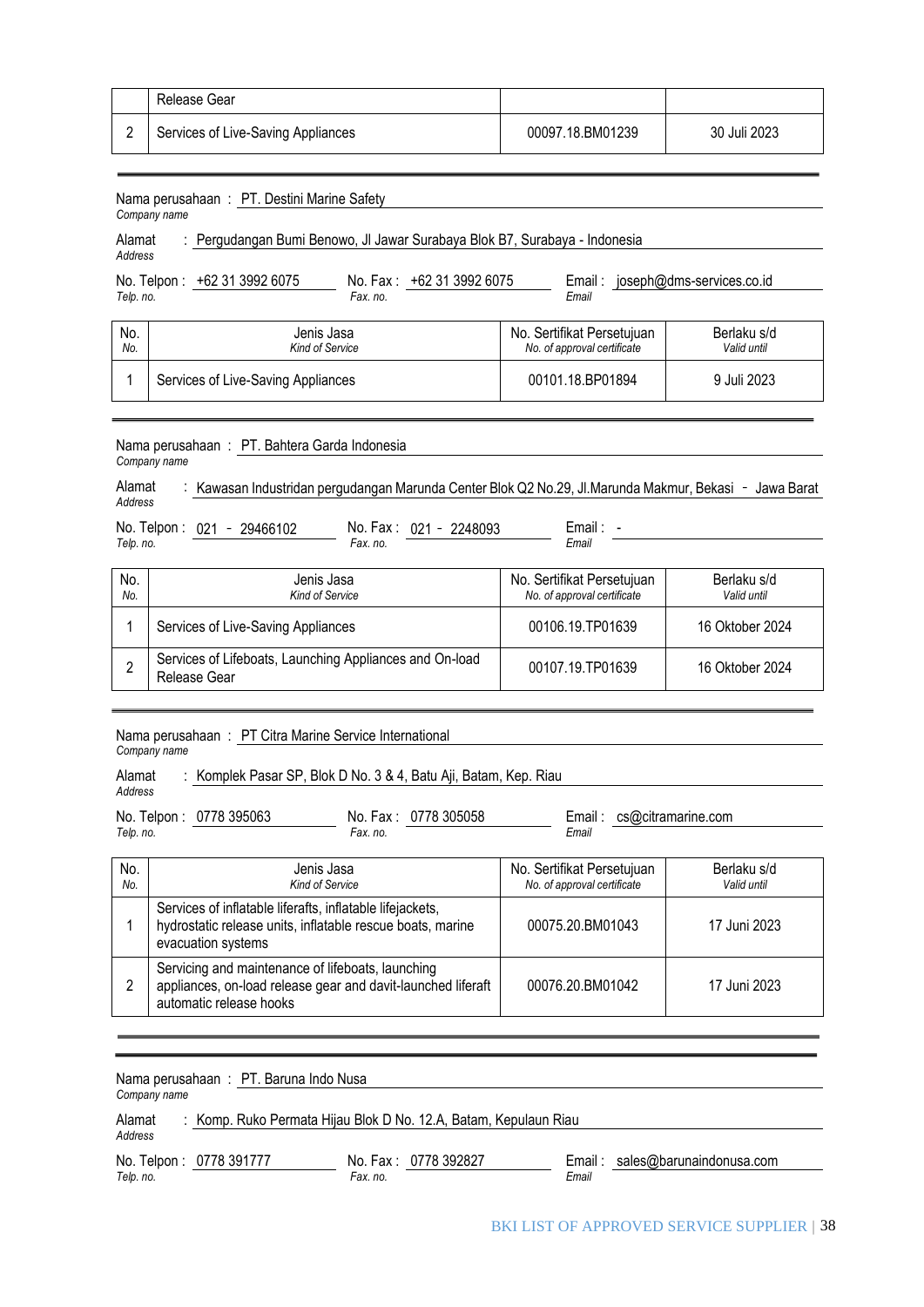| | Release Gear | | |
|---|---|---|---|
| 2 | Services of Live-Saving Appliances | 00097.18.BM01239 | 30 Juli 2023 |

---

Nama perusahaan : PT. Destini Marine Safety
*Company name*

Alamat : Pergudangan Bumi Benowo, Jl Jawar Surabaya Blok B7, Surabaya - Indonesia
*Address*

No. Telpon : +62 31 3992 6075 No. Fax : +62 31 3992 6075 Email : joseph@dms-services.co.id
*Telp. no.* *Fax. no.* *Email*

| No. *No.* | Jenis Jasa *Kind of Service* | No. Sertifikat Persetujuan *No. of approval certificate* | Berlaku s/d *Valid until* |
|---|---|---|---|
| 1 | Services of Live-Saving Appliances | 00101.18.BP01894 | 9 Juli 2023 |

---

Nama perusahaan : PT. Bahtera Garda Indonesia
*Company name*

Alamat : Kawasan Industridan pergudangan Marunda Center Blok Q2 No.29, Jl.Marunda Makmur, Bekasi - Jawa Barat
*Address*

No. Telpon : 021 - 29466102 No. Fax : 021 - 2248093 Email : -
*Telp. no.* *Fax. no.* *Email*

| No. *No.* | Jenis Jasa *Kind of Service* | No. Sertifikat Persetujuan *No. of approval certificate* | Berlaku s/d *Valid until* |
|---|---|---|---|
| 1 | Services of Live-Saving Appliances | 00106.19.TP01639 | 16 Oktober 2024 |
| 2 | Services of Lifeboats, Launching Appliances and On-load Release Gear | 00107.19.TP01639 | 16 Oktober 2024 |

---

Nama perusahaan : PT Citra Marine Service International
*Company name*

Alamat : Komplek Pasar SP, Blok D No. 3 & 4, Batu Aji, Batam, Kep. Riau
*Address*

No. Telpon : 0778 395063 No. Fax : 0778 305058 Email : cs@citramarine.com
*Telp. no.* *Fax. no.* *Email*

| No. *No.* | Jenis Jasa *Kind of Service* | No. Sertifikat Persetujuan *No. of approval certificate* | Berlaku s/d *Valid until* |
|---|---|---|---|
| 1 | Services of inflatable liferafts, inflatable lifejackets, hydrostatic release units, inflatable rescue boats, marine evacuation systems | 00075.20.BM01043 | 17 Juni 2023 |
| 2 | Servicing and maintenance of lifeboats, launching appliances, on-load release gear and davit-launched liferaft automatic release hooks | 00076.20.BM01042 | 17 Juni 2023 |

---

Nama perusahaan : PT. Baruna Indo Nusa
*Company name*

Alamat : Komp. Ruko Permata Hijau Blok D No. 12.A, Batam, Kepulaun Riau
*Address*

No. Telpon : 0778 391777 No. Fax : 0778 392827 Email : sales@barunaindonusa.com
*Telp. no.* *Fax. no.* *Email*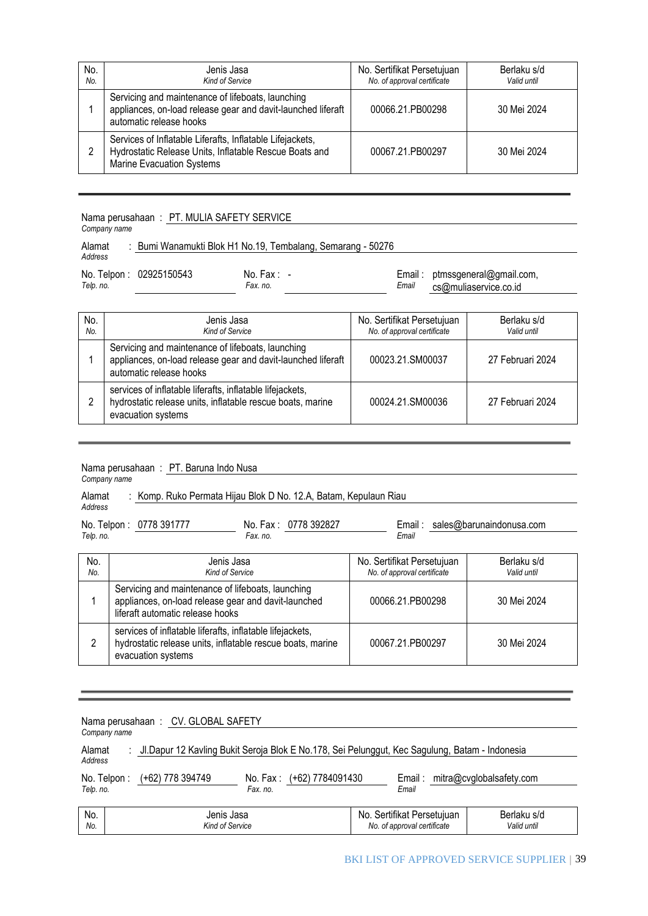| No. *No.* | Jenis Jasa *Kind of Service* | No. Sertifikat Persetujuan *No. of approval certificate* | Berlaku s/d *Valid until* |
|---|---|---|---|
| 1 | Servicing and maintenance of lifeboats, launching appliances, on-load release gear and davit-launched liferaft automatic release hooks | 00066.21.PB00298 | 30 Mei 2024 |
| 2 | Services of Inflatable Liferafts, Inflatable Lifejackets, Hydrostatic Release Units, Inflatable Rescue Boats and Marine Evacuation Systems | 00067.21.PB00297 | 30 Mei 2024 |

---

Nama perusahaan : PT. MULIA SAFETY SERVICE
*Company name*

Alamat : Bumi Wanamukti Blok H1 No.19, Tembalang, Semarang - 50276
*Address*

No. Telpon : 02925150543 &nbsp;&nbsp; No. Fax : - &nbsp;&nbsp; Email : ptmssgeneral@gmail.com, cs@muliaservice.co.id
*Telp. no.* &nbsp;&nbsp; *Fax. no.* &nbsp;&nbsp; *Email*

| No. *No.* | Jenis Jasa *Kind of Service* | No. Sertifikat Persetujuan *No. of approval certificate* | Berlaku s/d *Valid until* |
|---|---|---|---|
| 1 | Servicing and maintenance of lifeboats, launching appliances, on-load release gear and davit-launched liferaft automatic release hooks | 00023.21.SM00037 | 27 Februari 2024 |
| 2 | services of inflatable liferafts, inflatable lifejackets, hydrostatic release units, inflatable rescue boats, marine evacuation systems | 00024.21.SM00036 | 27 Februari 2024 |

---

Nama perusahaan : PT. Baruna Indo Nusa
*Company name*

Alamat : Komp. Ruko Permata Hijau Blok D No. 12.A, Batam, Kepulaun Riau
*Address*

No. Telpon : 0778 391777 &nbsp;&nbsp; No. Fax : 0778 392827 &nbsp;&nbsp; Email : sales@barunaindonusa.com
*Telp. no.* &nbsp;&nbsp; *Fax. no.* &nbsp;&nbsp; *Email*

| No. *No.* | Jenis Jasa *Kind of Service* | No. Sertifikat Persetujuan *No. of approval certificate* | Berlaku s/d *Valid until* |
|---|---|---|---|
| 1 | Servicing and maintenance of lifeboats, launching appliances, on-load release gear and davit-launched liferaft automatic release hooks | 00066.21.PB00298 | 30 Mei 2024 |
| 2 | services of inflatable liferafts, inflatable lifejackets, hydrostatic release units, inflatable rescue boats, marine evacuation systems | 00067.21.PB00297 | 30 Mei 2024 |

---

Nama perusahaan : CV. GLOBAL SAFETY
*Company name*

Alamat : Jl.Dapur 12 Kavling Bukit Seroja Blok E No.178, Sei Pelunggut, Kec Sagulung, Batam - Indonesia
*Address*

No. Telpon : (+62) 778 394749 &nbsp;&nbsp; No. Fax : (+62) 7784091430 &nbsp;&nbsp; Email : mitra@cvglobalsafety.com
*Telp. no.* &nbsp;&nbsp; *Fax. no.* &nbsp;&nbsp; *Email*

| No. *No.* | Jenis Jasa *Kind of Service* | No. Sertifikat Persetujuan *No. of approval certificate* | Berlaku s/d *Valid until* |
|---|---|---|---|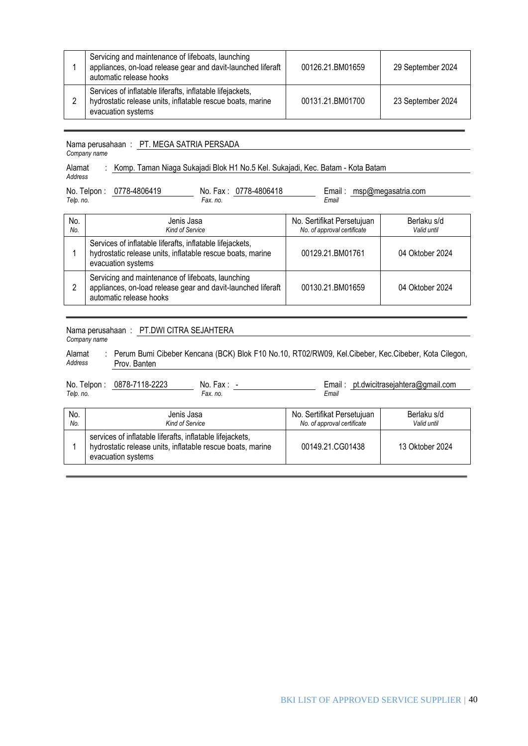| 1 | Servicing and maintenance of lifeboats, launching appliances, on-load release gear and davit-launched liferaft automatic release hooks | 00126.21.BM01659 | 29 September 2024 |
|---|---|---|---|
| 2 | Services of inflatable liferafts, inflatable lifejackets, hydrostatic release units, inflatable rescue boats, marine evacuation systems | 00131.21.BM01700 | 23 September 2024 |

---

Nama perusahaan : PT. MEGA SATRIA PERSADA
*Company name*

Alamat : Komp. Taman Niaga Sukajadi Blok H1 No.5 Kel. Sukajadi, Kec. Batam - Kota Batam
*Address*

No. Telpon : 0778-4806419 No. Fax : 0778-4806418 Email : msp@megasatria.com
*Telp. no.* *Fax. no.* *Email*

| No.<br>*No.* | Jenis Jasa<br>*Kind of Service* | No. Sertifikat Persetujuan<br>*No. of approval certificate* | Berlaku s/d<br>*Valid until* |
|---|---|---|---|
| 1 | Services of inflatable liferafts, inflatable lifejackets, hydrostatic release units, inflatable rescue boats, marine evacuation systems | 00129.21.BM01761 | 04 Oktober 2024 |
| 2 | Servicing and maintenance of lifeboats, launching appliances, on-load release gear and davit-launched liferaft automatic release hooks | 00130.21.BM01659 | 04 Oktober 2024 |

---

Nama perusahaan : PT.DWI CITRA SEJAHTERA
*Company name*

Alamat : Perum Bumi Cibeber Kencana (BCK) Blok F10 No.10, RT02/RW09, Kel.Cibeber, Kec.Cibeber, Kota Cilegon, Prov. Banten
*Address*

No. Telpon : 0878-7118-2223 No. Fax : - Email : pt.dwicitrasejahtera@gmail.com
*Telp. no.* *Fax. no.* *Email*

| No.<br>*No.* | Jenis Jasa<br>*Kind of Service* | No. Sertifikat Persetujuan<br>*No. of approval certificate* | Berlaku s/d<br>*Valid until* |
|---|---|---|---|
| 1 | services of inflatable liferafts, inflatable lifejackets, hydrostatic release units, inflatable rescue boats, marine evacuation systems | 00149.21.CG01438 | 13 Oktober 2024 |

---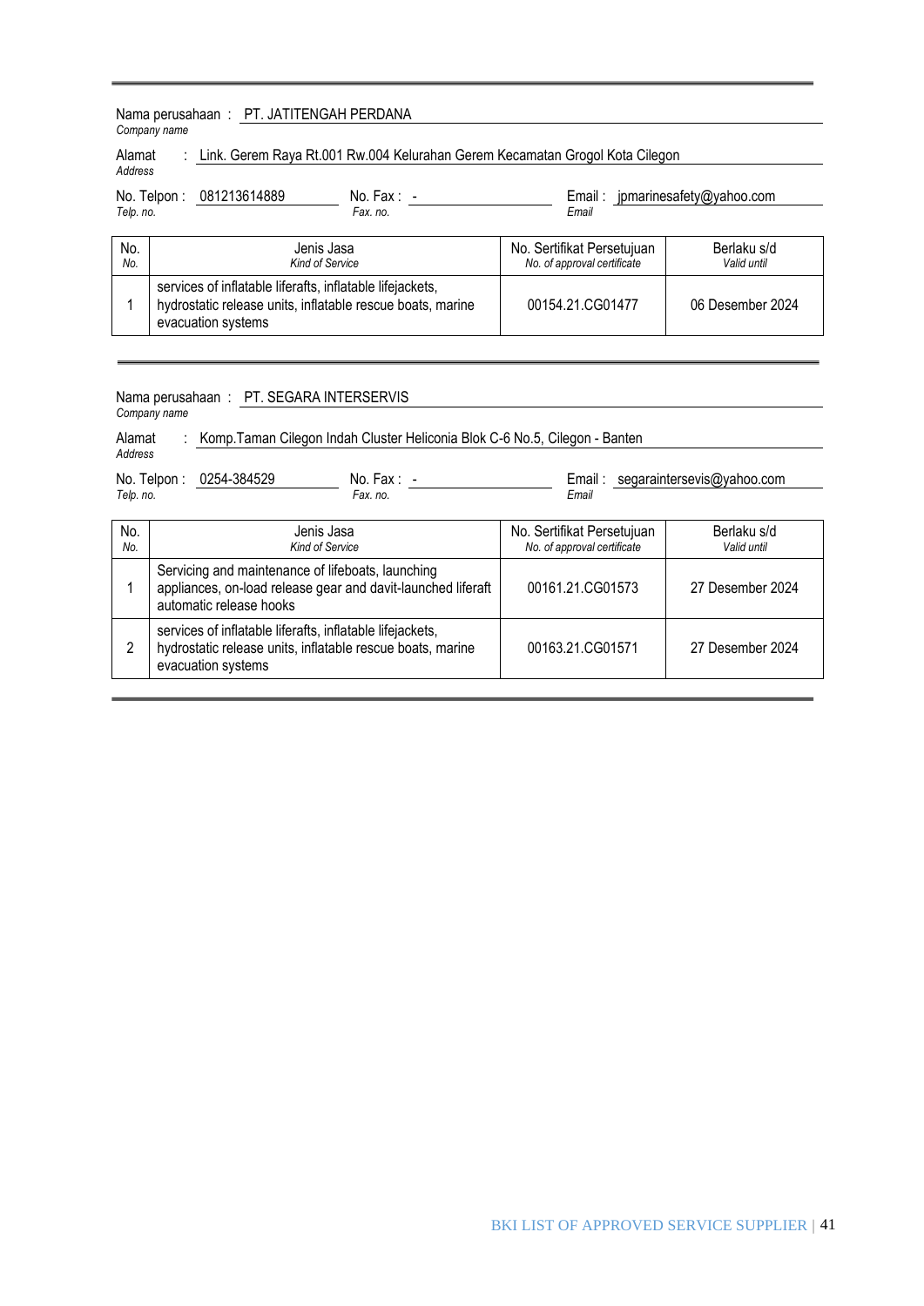---

Nama perusahaan : PT. JATITENGAH PERDANA
*Company name*

Alamat : Link. Gerem Raya Rt.001 Rw.004 Kelurahan Gerem Kecamatan Grogol Kota Cilegon
*Address*

No. Telpon : 081213614889 &nbsp;&nbsp; No. Fax : - &nbsp;&nbsp; Email : jpmarinesafety@yahoo.com
*Telp. no.* &nbsp;&nbsp; *Fax. no.* &nbsp;&nbsp; *Email*

| No. *No.* | Jenis Jasa *Kind of Service* | No. Sertifikat Persetujuan *No. of approval certificate* | Berlaku s/d *Valid until* |
|---|---|---|---|
| 1 | services of inflatable liferafts, inflatable lifejackets, hydrostatic release units, inflatable rescue boats, marine evacuation systems | 00154.21.CG01477 | 06 Desember 2024 |

---

Nama perusahaan : PT. SEGARA INTERSERVIS
*Company name*

Alamat : Komp.Taman Cilegon Indah Cluster Heliconia Blok C-6 No.5, Cilegon - Banten
*Address*

No. Telpon : 0254-384529 &nbsp;&nbsp; No. Fax : - &nbsp;&nbsp; Email : segaraintersevis@yahoo.com
*Telp. no.* &nbsp;&nbsp; *Fax. no.* &nbsp;&nbsp; *Email*

| No. *No.* | Jenis Jasa *Kind of Service* | No. Sertifikat Persetujuan *No. of approval certificate* | Berlaku s/d *Valid until* |
|---|---|---|---|
| 1 | Servicing and maintenance of lifeboats, launching appliances, on-load release gear and davit-launched liferaft automatic release hooks | 00161.21.CG01573 | 27 Desember 2024 |
| 2 | services of inflatable liferafts, inflatable lifejackets, hydrostatic release units, inflatable rescue boats, marine evacuation systems | 00163.21.CG01571 | 27 Desember 2024 |

---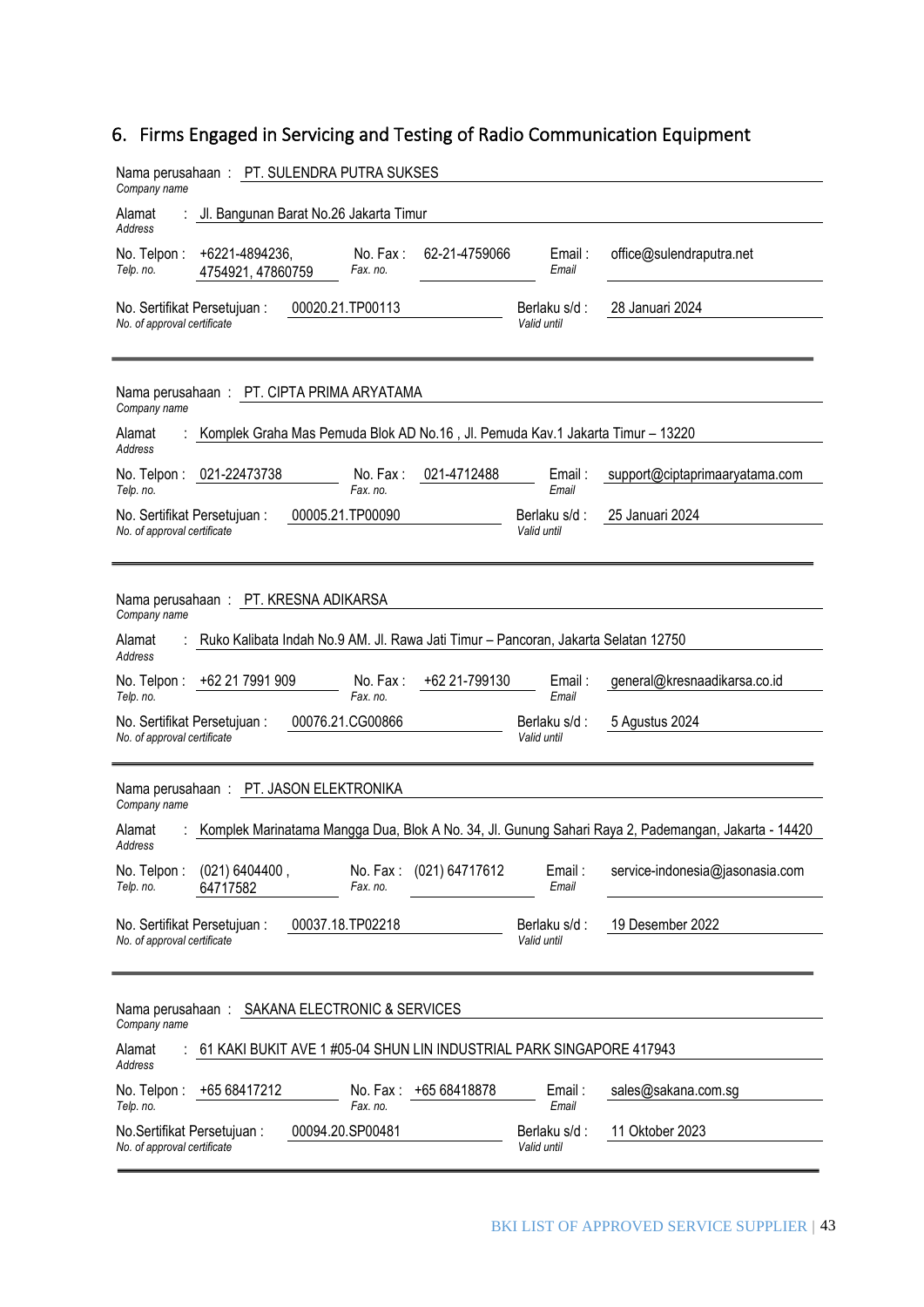## 6. Firms Engaged in Servicing and Testing of Radio Communication Equipment

Nama perusahaan : PT. SULENDRA PUTRA SUKSES
*Company name*

Alamat : Jl. Bangunan Barat No.26 Jakarta Timur
*Address*

No. Telpon : +6221-4894236, 4754921, 47860759 | No. Fax : 62-21-4759066 | Email : office@sulendraputra.net
*Telp. no.* | *Fax. no.* | *Email*

No. Sertifikat Persetujuan : 00020.21.TP00113 | Berlaku s/d : 28 Januari 2024
*No. of approval certificate* | *Valid until*

---

Nama perusahaan : PT. CIPTA PRIMA ARYATAMA
*Company name*

Alamat : Komplek Graha Mas Pemuda Blok AD No.16 , Jl. Pemuda Kav.1 Jakarta Timur – 13220
*Address*

No. Telpon : 021-22473738 | No. Fax : 021-4712488 | Email : support@ciptaprimaaryatama.com
*Telp. no.* | *Fax. no.* | *Email*

No. Sertifikat Persetujuan : 00005.21.TP00090 | Berlaku s/d : 25 Januari 2024
*No. of approval certificate* | *Valid until*

---

Nama perusahaan : PT. KRESNA ADIKARSA
*Company name*

Alamat : Ruko Kalibata Indah No.9 AM. Jl. Rawa Jati Timur – Pancoran, Jakarta Selatan 12750
*Address*

No. Telpon : +62 21 7991 909 | No. Fax : +62 21-799130 | Email : general@kresnaadikarsa.co.id
*Telp. no.* | *Fax. no.* | *Email*

No. Sertifikat Persetujuan : 00076.21.CG00866 | Berlaku s/d : 5 Agustus 2024
*No. of approval certificate* | *Valid until*

---

Nama perusahaan : PT. JASON ELEKTRONIKA
*Company name*

Alamat : Komplek Marinatama Mangga Dua, Blok A No. 34, Jl. Gunung Sahari Raya 2, Pademangan, Jakarta - 14420
*Address*

No. Telpon : (021) 6404400 , 64717582 | No. Fax : (021) 64717612 | Email : service-indonesia@jasonasia.com
*Telp. no.* | *Fax. no.* | *Email*

No. Sertifikat Persetujuan : 00037.18.TP02218 | Berlaku s/d : 19 Desember 2022
*No. of approval certificate* | *Valid until*

---

Nama perusahaan : SAKANA ELECTRONIC & SERVICES
*Company name*

Alamat : 61 KAKI BUKIT AVE 1 #05-04 SHUN LIN INDUSTRIAL PARK SINGAPORE 417943
*Address*

No. Telpon : +65 68417212 | No. Fax : +65 68418878 | Email : sales@sakana.com.sg
*Telp. no.* | *Fax. no.* | *Email*

No.Sertifikat Persetujuan : 00094.20.SP00481 | Berlaku s/d : 11 Oktober 2023
*No. of approval certificate* | *Valid until*

---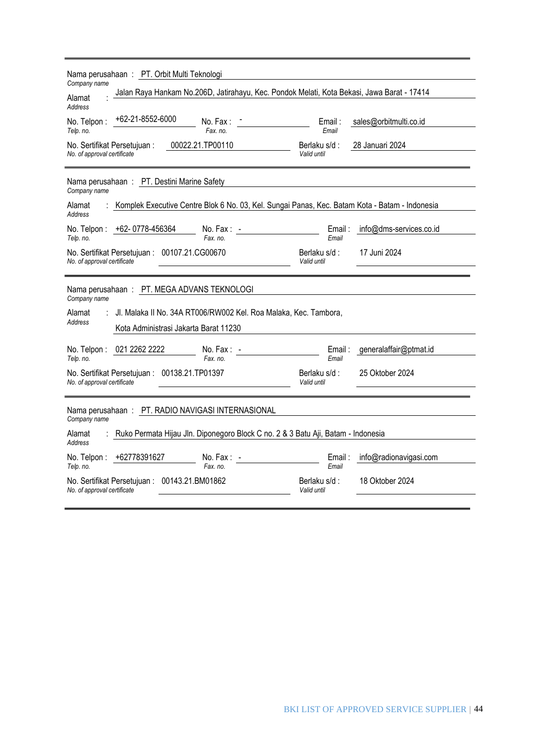Nama perusahaan : PT. Orbit Multi Teknologi
*Company name*

Alamat : Jalan Raya Hankam No.206D, Jatirahayu, Kec. Pondok Melati, Kota Bekasi, Jawa Barat - 17414
*Address*

No. Telpon : +62-21-8552-6000 No. Fax : - Email : sales@orbitmulti.co.id
*Telp. no.* *Fax. no.* *Email*

No. Sertifikat Persetujuan : 00022.21.TP00110 Berlaku s/d : 28 Januari 2024
*No. of approval certificate* *Valid until*

---

Nama perusahaan : PT. Destini Marine Safety
*Company name*

Alamat : Komplek Executive Centre Blok 6 No. 03, Kel. Sungai Panas, Kec. Batam Kota - Batam - Indonesia
*Address*

No. Telpon : +62- 0778-456364 No. Fax : - Email : info@dms-services.co.id
*Telp. no.* *Fax. no.* *Email*

No. Sertifikat Persetujuan : 00107.21.CG00670 Berlaku s/d : 17 Juni 2024
*No. of approval certificate* *Valid until*

---

Nama perusahaan : PT. MEGA ADVANS TEKNOLOGI
*Company name*

Alamat : Jl. Malaka II No. 34A RT006/RW002 Kel. Roa Malaka, Kec. Tambora,
Kota Administrasi Jakarta Barat 11230
*Address*

No. Telpon : 021 2262 2222 No. Fax : - Email : generalaffair@ptmat.id
*Telp. no.* *Fax. no.* *Email*

No. Sertifikat Persetujuan : 00138.21.TP01397 Berlaku s/d : 25 Oktober 2024
*No. of approval certificate* *Valid until*

---

Nama perusahaan : PT. RADIO NAVIGASI INTERNASIONAL
*Company name*

Alamat : Ruko Permata Hijau Jln. Diponegoro Block C no. 2 & 3 Batu Aji, Batam - Indonesia
*Address*

No. Telpon : +62778391627 No. Fax : - Email : info@radionavigasi.com
*Telp. no.* *Fax. no.* *Email*

No. Sertifikat Persetujuan : 00143.21.BM01862 Berlaku s/d : 18 Oktober 2024
*No. of approval certificate* *Valid until*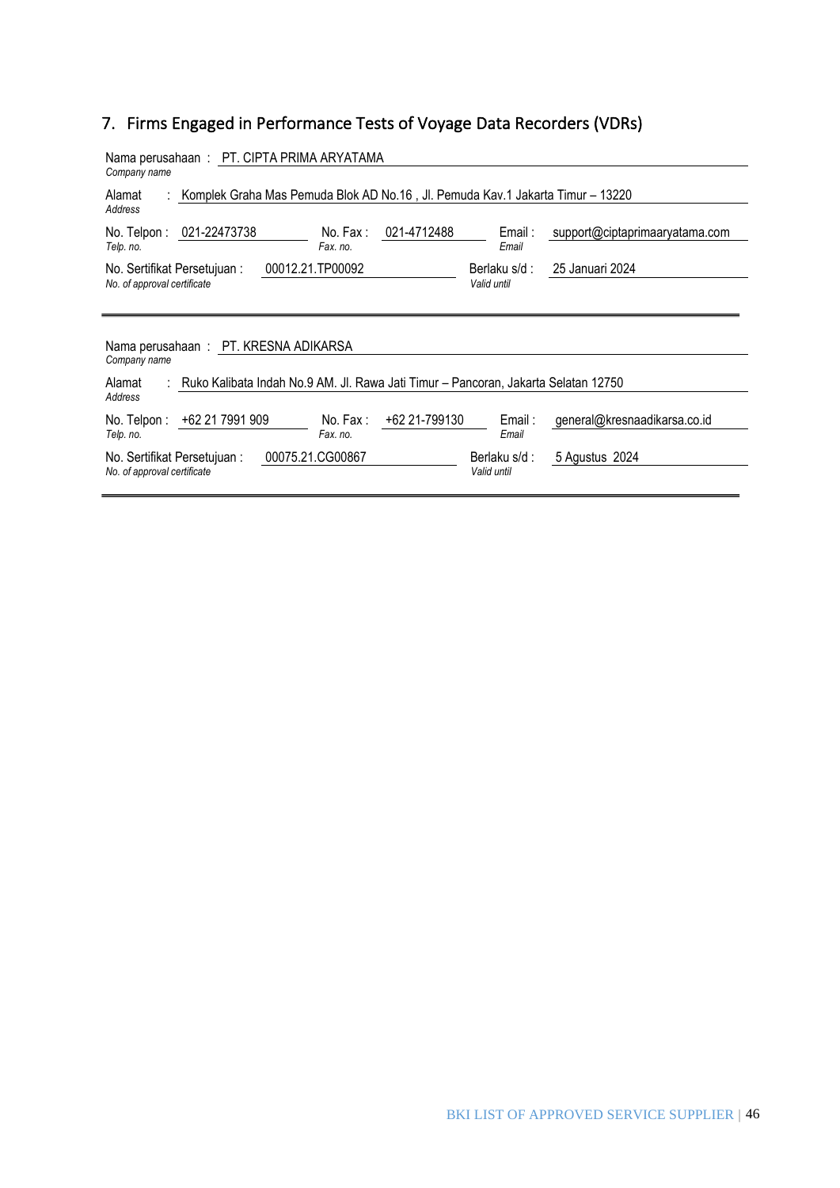## 7. Firms Engaged in Performance Tests of Voyage Data Recorders (VDRs)

Nama perusahaan : PT. CIPTA PRIMA ARYATAMA
*Company name*

Alamat : Komplek Graha Mas Pemuda Blok AD No.16 , Jl. Pemuda Kav.1 Jakarta Timur – 13220
*Address*

No. Telpon : 021-22473738 | No. Fax : 021-4712488 | Email : support@ciptaprimaaryatama.com
*Telp. no.* | *Fax. no.* | *Email*

No. Sertifikat Persetujuan : 00012.21.TP00092 | Berlaku s/d : 25 Januari 2024
*No. of approval certificate* | *Valid until*

---

Nama perusahaan : PT. KRESNA ADIKARSA
*Company name*

Alamat : Ruko Kalibata Indah No.9 AM. Jl. Rawa Jati Timur – Pancoran, Jakarta Selatan 12750
*Address*

No. Telpon : +62 21 7991 909 | No. Fax : +62 21-799130 | Email : general@kresnaadikarsa.co.id
*Telp. no.* | *Fax. no.* | *Email*

No. Sertifikat Persetujuan : 00075.21.CG00867 | Berlaku s/d : 5 Agustus 2024
*No. of approval certificate* | *Valid until*

---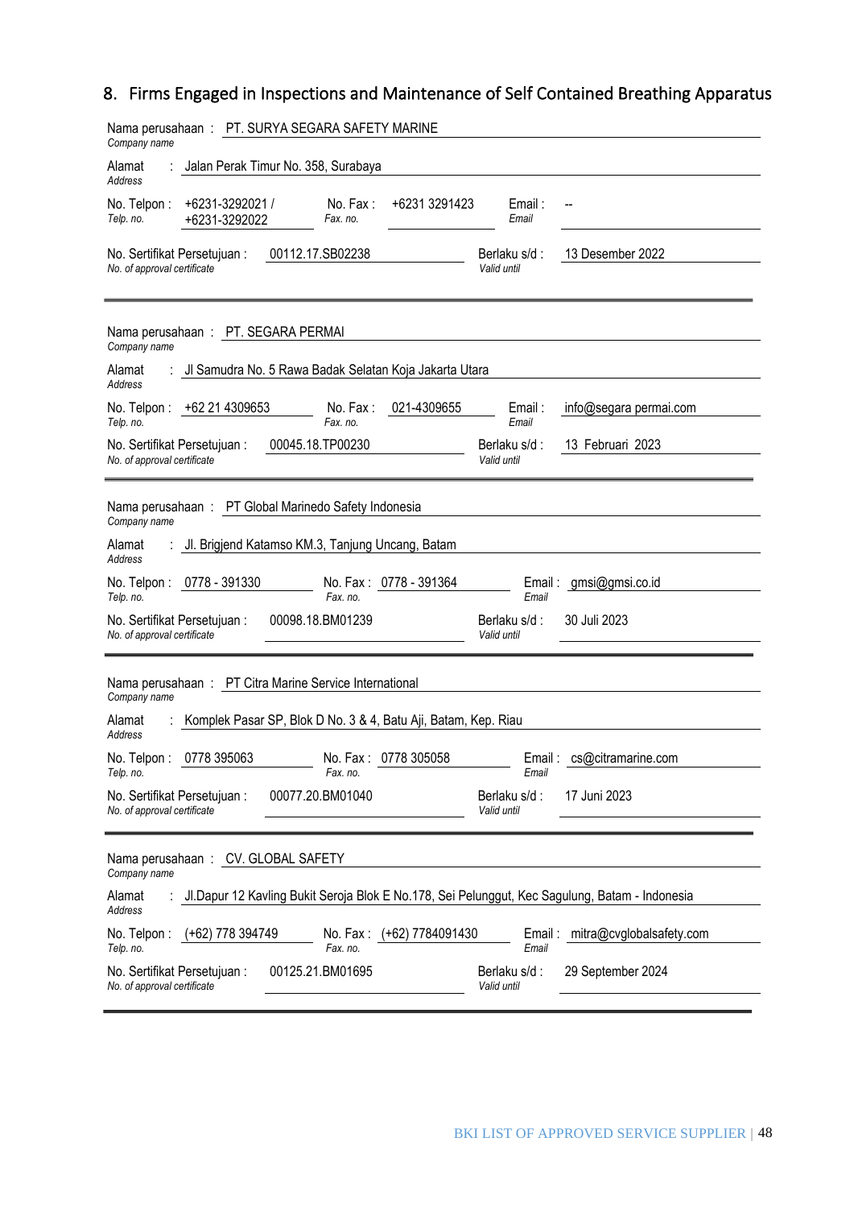## 8. Firms Engaged in Inspections and Maintenance of Self Contained Breathing Apparatus

Nama perusahaan : PT. SURYA SEGARA SAFETY MARINE
*Company name*

Alamat : Jalan Perak Timur No. 358, Surabaya
*Address*

No. Telpon : +6231-3292021 / +6231-3292022 — No. Fax : +6231 3291423 — Email : --
*Telp. no. — Fax. no. — Email*

No. Sertifikat Persetujuan : 00112.17.SB02238 — Berlaku s/d : 13 Desember 2022
*No. of approval certificate — Valid until*

---

Nama perusahaan : PT. SEGARA PERMAI
*Company name*

Alamat : Jl Samudra No. 5 Rawa Badak Selatan Koja Jakarta Utara
*Address*

No. Telpon : +62 21 4309653 — No. Fax : 021-4309655 — Email : info@segara permai.com
*Telp. no. — Fax. no. — Email*

No. Sertifikat Persetujuan : 00045.18.TP00230 — Berlaku s/d : 13 Februari 2023
*No. of approval certificate — Valid until*

---

Nama perusahaan : PT Global Marinedo Safety Indonesia
*Company name*

Alamat : Jl. Brigjend Katamso KM.3, Tanjung Uncang, Batam
*Address*

No. Telpon : 0778 - 391330 — No. Fax : 0778 - 391364 — Email : gmsi@gmsi.co.id
*Telp. no. — Fax. no. — Email*

No. Sertifikat Persetujuan : 00098.18.BM01239 — Berlaku s/d : 30 Juli 2023
*No. of approval certificate — Valid until*

---

Nama perusahaan : PT Citra Marine Service International
*Company name*

Alamat : Komplek Pasar SP, Blok D No. 3 & 4, Batu Aji, Batam, Kep. Riau
*Address*

No. Telpon : 0778 395063 — No. Fax : 0778 305058 — Email : cs@citramarine.com
*Telp. no. — Fax. no. — Email*

No. Sertifikat Persetujuan : 00077.20.BM01040 — Berlaku s/d : 17 Juni 2023
*No. of approval certificate — Valid until*

---

Nama perusahaan : CV. GLOBAL SAFETY
*Company name*

Alamat : Jl.Dapur 12 Kavling Bukit Seroja Blok E No.178, Sei Pelunggut, Kec Sagulung, Batam - Indonesia
*Address*

No. Telpon : (+62) 778 394749 — No. Fax : (+62) 7784091430 — Email : mitra@cvglobalsafety.com
*Telp. no. — Fax. no. — Email*

No. Sertifikat Persetujuan : 00125.21.BM01695 — Berlaku s/d : 29 September 2024
*No. of approval certificate — Valid until*

---